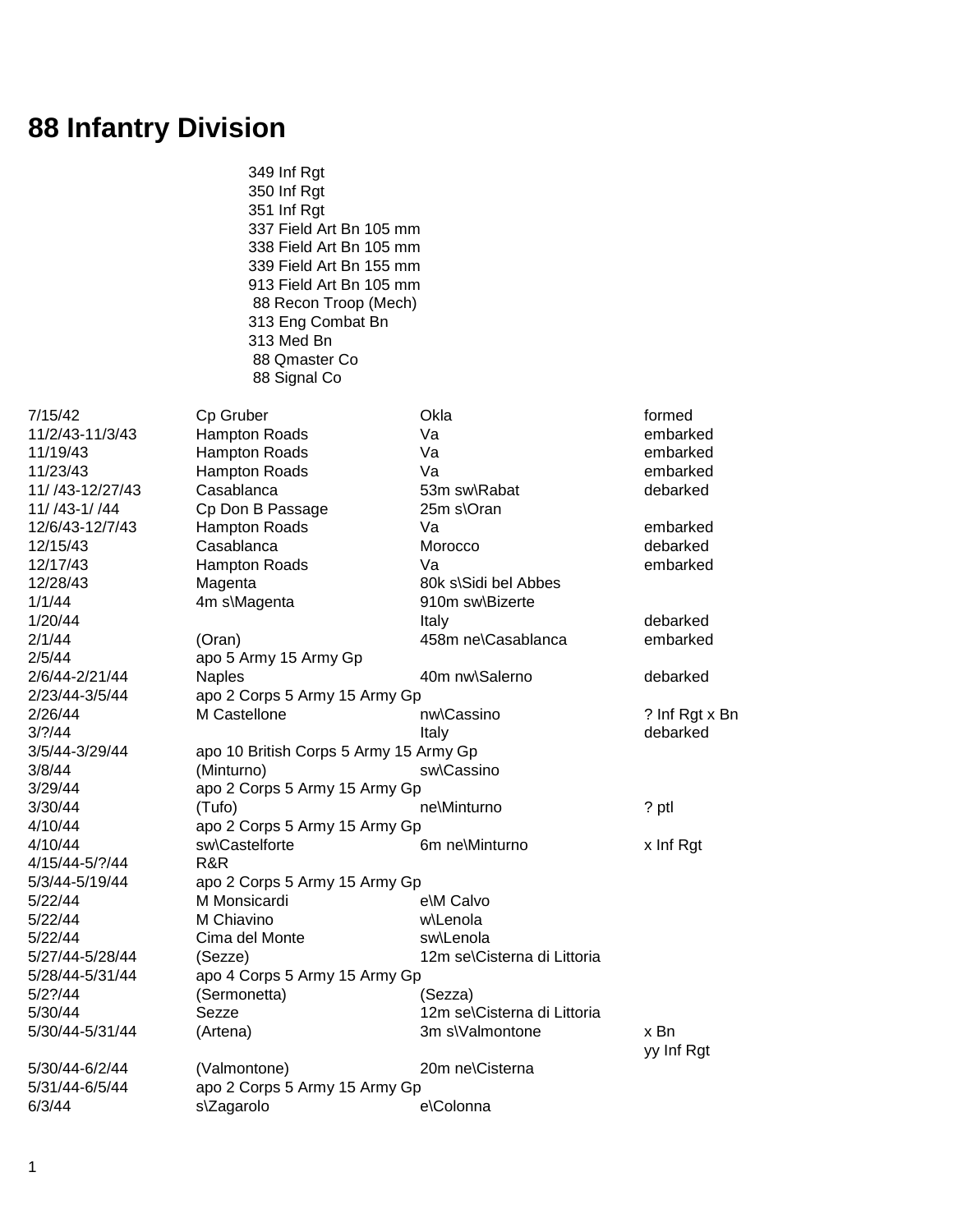# 88 Infantry Division

349 Inf Rgt
350 Inf Rgt
351 Inf Rgt
337 Field Art Bn 105 mm
338 Field Art Bn 105 mm
339 Field Art Bn 155 mm
913 Field Art Bn 105 mm
88 Recon Troop (Mech)
313 Eng Combat Bn
313 Med Bn
88 Qmaster Co
88 Signal Co

| | | | |
|---|---|---|---|
| 7/15/42 | Cp Gruber | Okla | formed |
| 11/2/43-11/3/43 | Hampton Roads | Va | embarked |
| 11/19/43 | Hampton Roads | Va | embarked |
| 11/23/43 | Hampton Roads | Va | embarked |
| 11/ /43-12/27/43 | Casablanca | 53m sw\Rabat | debarked |
| 11/ /43-1/ /44 | Cp Don B Passage | 25m s\Oran | |
| 12/6/43-12/7/43 | Hampton Roads | Va | embarked |
| 12/15/43 | Casablanca | Morocco | debarked |
| 12/17/43 | Hampton Roads | Va | embarked |
| 12/28/43 | Magenta | 80k s\Sidi bel Abbes | |
| 1/1/44 | 4m s\Magenta | 910m sw\Bizerte | |
| 1/20/44 | | Italy | debarked |
| 2/1/44 | (Oran) | 458m ne\Casablanca | embarked |
| 2/5/44 | apo 5 Army 15 Army Gp | | |
| 2/6/44-2/21/44 | Naples | 40m nw\Salerno | debarked |
| 2/23/44-3/5/44 | apo 2 Corps 5 Army 15 Army Gp | | |
| 2/26/44 | M Castellone | nw\Cassino | ? Inf Rgt x Bn |
| 3/?/44 | | Italy | debarked |
| 3/5/44-3/29/44 | apo 10 British Corps 5 Army 15 Army Gp | | |
| 3/8/44 | (Minturno) | sw\Cassino | |
| 3/29/44 | apo 2 Corps 5 Army 15 Army Gp | | |
| 3/30/44 | (Tufo) | ne\Minturno | ? ptl |
| 4/10/44 | apo 2 Corps 5 Army 15 Army Gp | | |
| 4/10/44 | sw\Castelforte | 6m ne\Minturno | x Inf Rgt |
| 4/15/44-5/?/44 | R&R | | |
| 5/3/44-5/19/44 | apo 2 Corps 5 Army 15 Army Gp | | |
| 5/22/44 | M Monsicardi | e\M Calvo | |
| 5/22/44 | M Chiavino | w\Lenola | |
| 5/22/44 | Cima del Monte | sw\Lenola | |
| 5/27/44-5/28/44 | (Sezze) | 12m se\Cisterna di Littoria | |
| 5/28/44-5/31/44 | apo 4 Corps 5 Army 15 Army Gp | | |
| 5/2?/44 | (Sermonetta) | (Sezza) | |
| 5/30/44 | Sezze | 12m se\Cisterna di Littoria | |
| 5/30/44-5/31/44 | (Artena) | 3m s\Valmontone | x Bn yy Inf Rgt |
| 5/30/44-6/2/44 | (Valmontone) | 20m ne\Cisterna | |
| 5/31/44-6/5/44 | apo 2 Corps 5 Army 15 Army Gp | | |
| 6/3/44 | s\Zagarolo | e\Colonna | |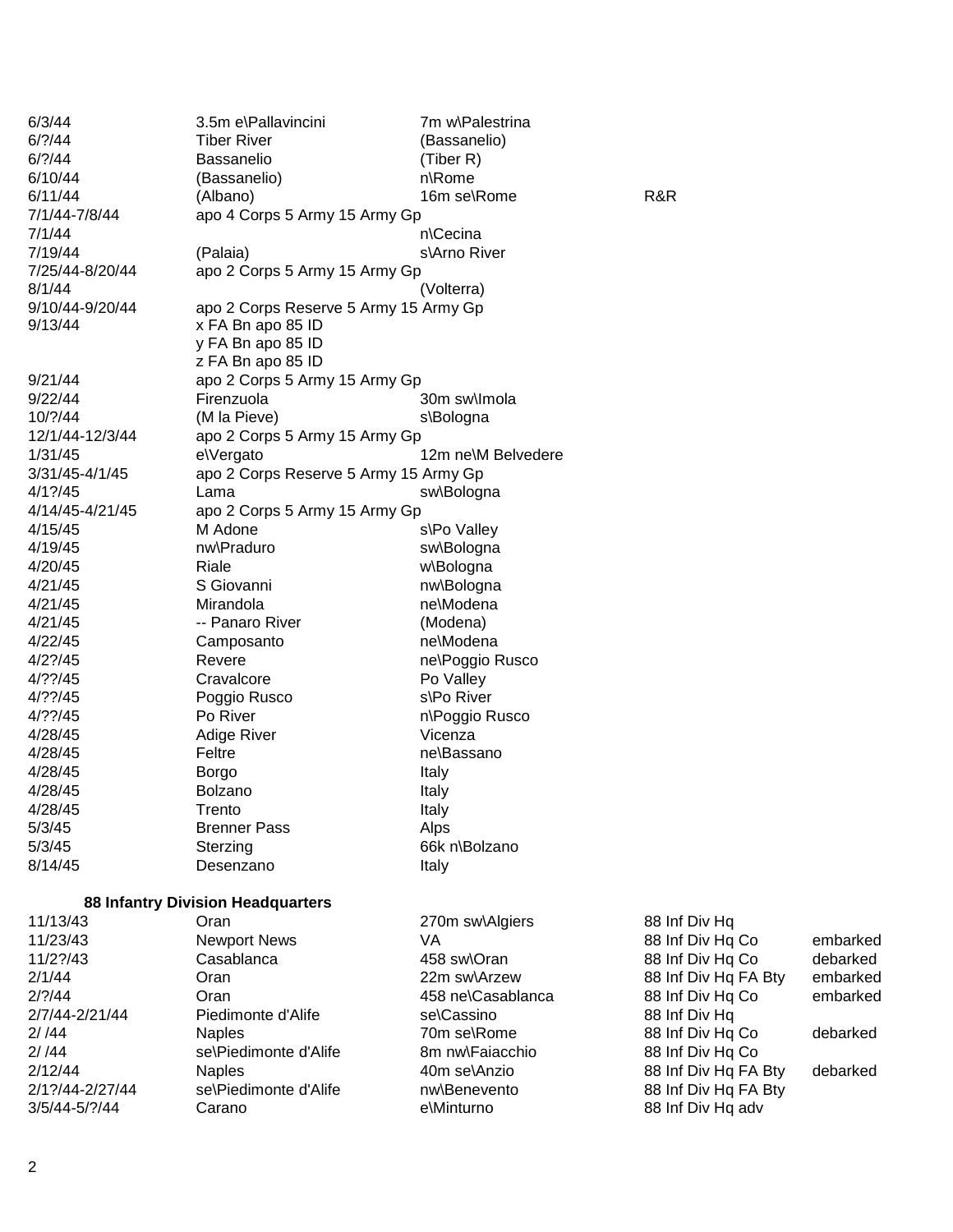| | | | | |
|---|---|---|---|---|
| 6/3/44 | 3.5m e\Pallavincini | 7m w\Palestrina | | |
| 6/?/44 | Tiber River | (Bassanelio) | | |
| 6/?/44 | Bassanelio | (Tiber R) | | |
| 6/10/44 | (Bassanelio) | n\Rome | | |
| 6/11/44 | (Albano) | 16m se\Rome | R&R | |
| 7/1/44-7/8/44 | apo 4 Corps 5 Army 15 Army Gp | | | |
| 7/1/44 | | n\Cecina | | |
| 7/19/44 | (Palaia) | s\Arno River | | |
| 7/25/44-8/20/44 | apo 2 Corps 5 Army 15 Army Gp | | | |
| 8/1/44 | | (Volterra) | | |
| 9/10/44-9/20/44 | apo 2 Corps Reserve 5 Army 15 Army Gp | | | |
| 9/13/44 | x FA Bn apo 85 ID | | | |
| | y FA Bn apo 85 ID | | | |
| | z FA Bn apo 85 ID | | | |
| 9/21/44 | apo 2 Corps 5 Army 15 Army Gp | | | |
| 9/22/44 | Firenzuola | 30m sw\Imola | | |
| 10/?/44 | (M la Pieve) | s\Bologna | | |
| 12/1/44-12/3/44 | apo 2 Corps 5 Army 15 Army Gp | | | |
| 1/31/45 | e\Vergato | 12m ne\M Belvedere | | |
| 3/31/45-4/1/45 | apo 2 Corps Reserve 5 Army 15 Army Gp | | | |
| 4/1?/45 | Lama | sw\Bologna | | |
| 4/14/45-4/21/45 | apo 2 Corps 5 Army 15 Army Gp | | | |
| 4/15/45 | M Adone | s\Po Valley | | |
| 4/19/45 | nw\Praduro | sw\Bologna | | |
| 4/20/45 | Riale | w\Bologna | | |
| 4/21/45 | S Giovanni | nw\Bologna | | |
| 4/21/45 | Mirandola | ne\Modena | | |
| 4/21/45 | -- Panaro River | (Modena) | | |
| 4/22/45 | Camposanto | ne\Modena | | |
| 4/2?/45 | Revere | ne\Poggio Rusco | | |
| 4/??/45 | Cravalcore | Po Valley | | |
| 4/??/45 | Poggio Rusco | s\Po River | | |
| 4/??/45 | Po River | n\Poggio Rusco | | |
| 4/28/45 | Adige River | Vicenza | | |
| 4/28/45 | Feltre | ne\Bassano | | |
| 4/28/45 | Borgo | Italy | | |
| 4/28/45 | Bolzano | Italy | | |
| 4/28/45 | Trento | Italy | | |
| 5/3/45 | Brenner Pass | Alps | | |
| 5/3/45 | Sterzing | 66k n\Bolzano | | |
| 8/14/45 | Desenzano | Italy | | |

**88 Infantry Division Headquarters**

| | | | | |
|---|---|---|---|---|
| 11/13/43 | Oran | 270m sw\Algiers | 88 Inf Div Hq | |
| 11/23/43 | Newport News | VA | 88 Inf Div Hq Co | embarked |
| 11/2?/43 | Casablanca | 458 sw\Oran | 88 Inf Div Hq Co | debarked |
| 2/1/44 | Oran | 22m sw\Arzew | 88 Inf Div Hq FA Bty | embarked |
| 2/?/44 | Oran | 458 ne\Casablanca | 88 Inf Div Hq Co | embarked |
| 2/7/44-2/21/44 | Piedimonte d'Alife | se\Cassino | 88 Inf Div Hq | |
| 2/ /44 | Naples | 70m se\Rome | 88 Inf Div Hq Co | debarked |
| 2/ /44 | se\Piedimonte d'Alife | 8m nw\Faiacchio | 88 Inf Div Hq Co | |
| 2/12/44 | Naples | 40m se\Anzio | 88 Inf Div Hq FA Bty | debarked |
| 2/1?/44-2/27/44 | se\Piedimonte d'Alife | nw\Benevento | 88 Inf Div Hq FA Bty | |
| 3/5/44-5/?/44 | Carano | e\Minturno | 88 Inf Div Hq adv | |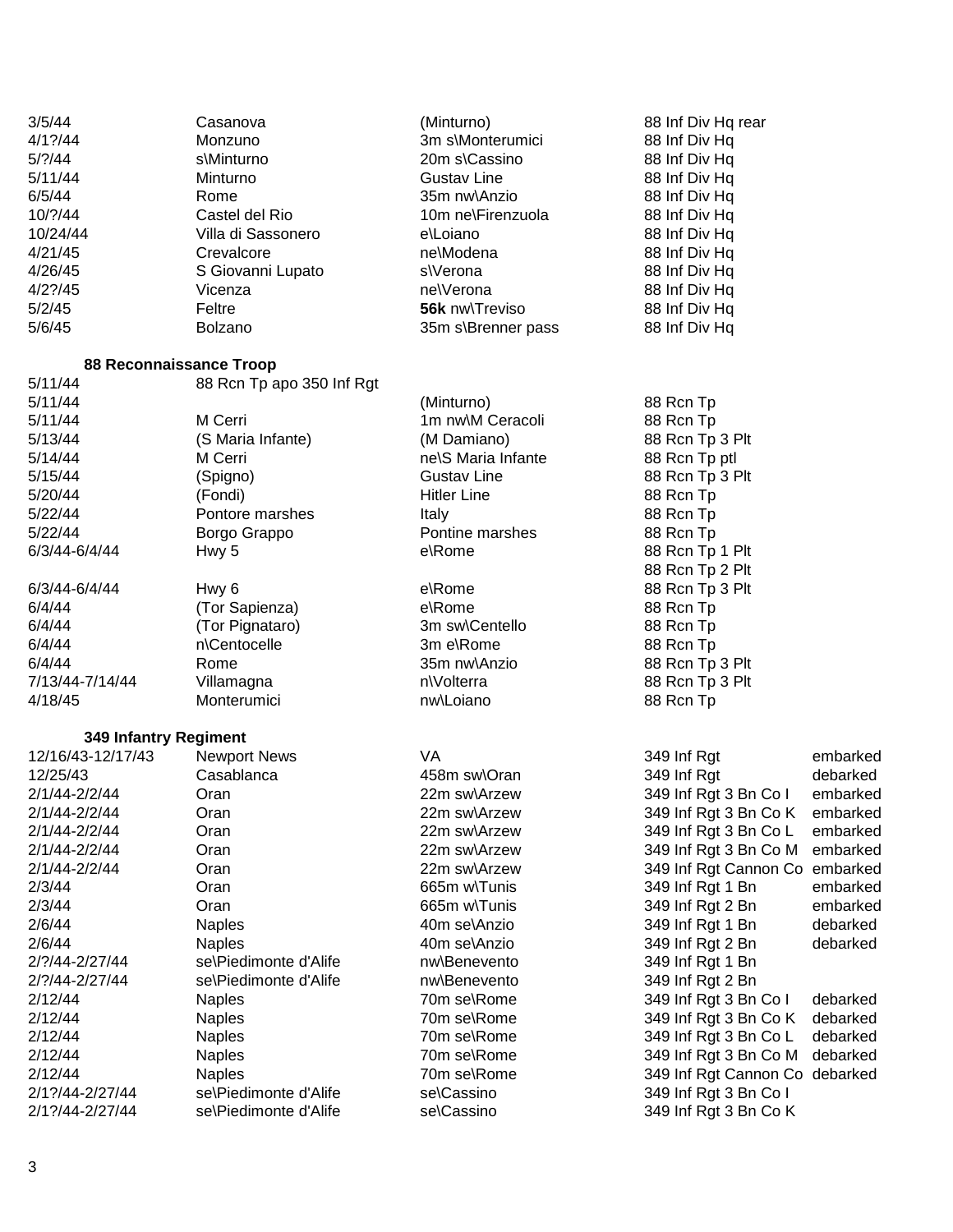| | | | | |
|---|---|---|---|---|
| 3/5/44 | Casanova | (Minturno) | 88 Inf Div Hq rear | |
| 4/1?/44 | Monzuno | 3m s\Monterumici | 88 Inf Div Hq | |
| 5/?/44 | s\Minturno | 20m s\Cassino | 88 Inf Div Hq | |
| 5/11/44 | Minturno | Gustav Line | 88 Inf Div Hq | |
| 6/5/44 | Rome | 35m nw\Anzio | 88 Inf Div Hq | |
| 10/?/44 | Castel del Rio | 10m ne\Firenzuola | 88 Inf Div Hq | |
| 10/24/44 | Villa di Sassonero | e\Loiano | 88 Inf Div Hq | |
| 4/21/45 | Crevalcore | ne\Modena | 88 Inf Div Hq | |
| 4/26/45 | S Giovanni Lupato | s\Verona | 88 Inf Div Hq | |
| 4/2?/45 | Vicenza | ne\Verona | 88 Inf Div Hq | |
| 5/2/45 | Feltre | **56k** nw\Treviso | 88 Inf Div Hq | |
| 5/6/45 | Bolzano | 35m s\Brenner pass | 88 Inf Div Hq | |

### 88 Reconnaissance Troop

| | | | | |
|---|---|---|---|---|
| 5/11/44 | 88 Rcn Tp apo 350 Inf Rgt | | | |
| 5/11/44 | | (Minturno) | 88 Rcn Tp | |
| 5/11/44 | M Cerri | 1m nw\M Ceracoli | 88 Rcn Tp | |
| 5/13/44 | (S Maria Infante) | (M Damiano) | 88 Rcn Tp 3 Plt | |
| 5/14/44 | M Cerri | ne\S Maria Infante | 88 Rcn Tp ptl | |
| 5/15/44 | (Spigno) | Gustav Line | 88 Rcn Tp 3 Plt | |
| 5/20/44 | (Fondi) | Hitler Line | 88 Rcn Tp | |
| 5/22/44 | Pontore marshes | Italy | 88 Rcn Tp | |
| 5/22/44 | Borgo Grappo | Pontine marshes | 88 Rcn Tp | |
| 6/3/44-6/4/44 | Hwy 5 | e\Rome | 88 Rcn Tp 1 Plt | |
| | | | 88 Rcn Tp 2 Plt | |
| 6/3/44-6/4/44 | Hwy 6 | e\Rome | 88 Rcn Tp 3 Plt | |
| 6/4/44 | (Tor Sapienza) | e\Rome | 88 Rcn Tp | |
| 6/4/44 | (Tor Pignataro) | 3m sw\Centello | 88 Rcn Tp | |
| 6/4/44 | n\Centocelle | 3m e\Rome | 88 Rcn Tp | |
| 6/4/44 | Rome | 35m nw\Anzio | 88 Rcn Tp 3 Plt | |
| 7/13/44-7/14/44 | Villamagna | n\Volterra | 88 Rcn Tp 3 Plt | |
| 4/18/45 | Monterumici | nw\Loiano | 88 Rcn Tp | |

### 349 Infantry Regiment

| | | | | |
|---|---|---|---|---|
| 12/16/43-12/17/43 | Newport News | VA | 349 Inf Rgt | embarked |
| 12/25/43 | Casablanca | 458m sw\Oran | 349 Inf Rgt | debarked |
| 2/1/44-2/2/44 | Oran | 22m sw\Arzew | 349 Inf Rgt 3 Bn Co I | embarked |
| 2/1/44-2/2/44 | Oran | 22m sw\Arzew | 349 Inf Rgt 3 Bn Co K | embarked |
| 2/1/44-2/2/44 | Oran | 22m sw\Arzew | 349 Inf Rgt 3 Bn Co L | embarked |
| 2/1/44-2/2/44 | Oran | 22m sw\Arzew | 349 Inf Rgt 3 Bn Co M | embarked |
| 2/1/44-2/2/44 | Oran | 22m sw\Arzew | 349 Inf Rgt Cannon Co | embarked |
| 2/3/44 | Oran | 665m w\Tunis | 349 Inf Rgt 1 Bn | embarked |
| 2/3/44 | Oran | 665m w\Tunis | 349 Inf Rgt 2 Bn | embarked |
| 2/6/44 | Naples | 40m se\Anzio | 349 Inf Rgt 1 Bn | debarked |
| 2/6/44 | Naples | 40m se\Anzio | 349 Inf Rgt 2 Bn | debarked |
| 2/?/44-2/27/44 | se\Piedimonte d'Alife | nw\Benevento | 349 Inf Rgt 1 Bn | |
| 2/?/44-2/27/44 | se\Piedimonte d'Alife | nw\Benevento | 349 Inf Rgt 2 Bn | |
| 2/12/44 | Naples | 70m se\Rome | 349 Inf Rgt 3 Bn Co I | debarked |
| 2/12/44 | Naples | 70m se\Rome | 349 Inf Rgt 3 Bn Co K | debarked |
| 2/12/44 | Naples | 70m se\Rome | 349 Inf Rgt 3 Bn Co L | debarked |
| 2/12/44 | Naples | 70m se\Rome | 349 Inf Rgt 3 Bn Co M | debarked |
| 2/12/44 | Naples | 70m se\Rome | 349 Inf Rgt Cannon Co | debarked |
| 2/1?/44-2/27/44 | se\Piedimonte d'Alife | se\Cassino | 349 Inf Rgt 3 Bn Co I | |
| 2/1?/44-2/27/44 | se\Piedimonte d'Alife | se\Cassino | 349 Inf Rgt 3 Bn Co K | |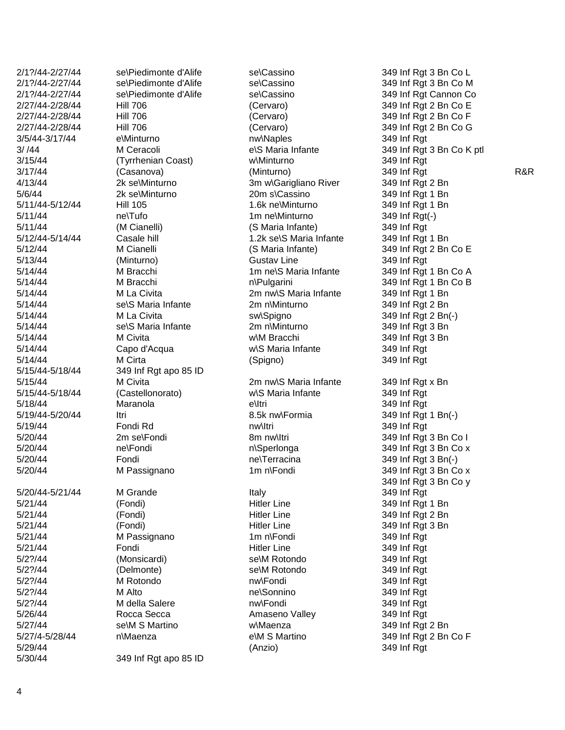| | | | | |
|---|---|---|---|---|
| 2/1?/44-2/27/44 | se\Piedimonte d'Alife | se\Cassino | 349 Inf Rgt 3 Bn Co L | |
| 2/1?/44-2/27/44 | se\Piedimonte d'Alife | se\Cassino | 349 Inf Rgt 3 Bn Co M | |
| 2/1?/44-2/27/44 | se\Piedimonte d'Alife | se\Cassino | 349 Inf Rgt Cannon Co | |
| 2/27/44-2/28/44 | Hill 706 | (Cervaro) | 349 Inf Rgt 2 Bn Co E | |
| 2/27/44-2/28/44 | Hill 706 | (Cervaro) | 349 Inf Rgt 2 Bn Co F | |
| 2/27/44-2/28/44 | Hill 706 | (Cervaro) | 349 Inf Rgt 2 Bn Co G | |
| 3/5/44-3/17/44 | e\Minturno | nw\Naples | 349 Inf Rgt | |
| 3/ /44 | M Ceracoli | e\S Maria Infante | 349 Inf Rgt 3 Bn Co K ptl | |
| 3/15/44 | (Tyrrhenian Coast) | w\Minturno | 349 Inf Rgt | |
| 3/17/44 | (Casanova) | (Minturno) | 349 Inf Rgt | R&R |
| 4/13/44 | 2k se\Minturno | 3m w\Garigliano River | 349 Inf Rgt 2 Bn | |
| 5/6/44 | 2k se\Minturno | 20m s\Cassino | 349 Inf Rgt 1 Bn | |
| 5/11/44-5/12/44 | Hill 105 | 1.6k ne\Minturno | 349 Inf Rgt 1 Bn | |
| 5/11/44 | ne\Tufo | 1m ne\Minturno | 349 Inf Rgt(-) | |
| 5/11/44 | (M Cianelli) | (S Maria Infante) | 349 Inf Rgt | |
| 5/12/44-5/14/44 | Casale hill | 1.2k se\S Maria Infante | 349 Inf Rgt 1 Bn | |
| 5/12/44 | M Cianelli | (S Maria Infante) | 349 Inf Rgt 2 Bn Co E | |
| 5/13/44 | (Minturno) | Gustav Line | 349 Inf Rgt | |
| 5/14/44 | M Bracchi | 1m ne\S Maria Infante | 349 Inf Rgt 1 Bn Co A | |
| 5/14/44 | M Bracchi | n\Pulgarini | 349 Inf Rgt 1 Bn Co B | |
| 5/14/44 | M La Civita | 2m nw\S Maria Infante | 349 Inf Rgt 1 Bn | |
| 5/14/44 | se\S Maria Infante | 2m n\Minturno | 349 Inf Rgt 2 Bn | |
| 5/14/44 | M La Civita | sw\Spigno | 349 Inf Rgt 2 Bn(-) | |
| 5/14/44 | se\S Maria Infante | 2m n\Minturno | 349 Inf Rgt 3 Bn | |
| 5/14/44 | M Civita | w\M Bracchi | 349 Inf Rgt 3 Bn | |
| 5/14/44 | Capo d'Acqua | w\S Maria Infante | 349 Inf Rgt | |
| 5/14/44 | M Cirta | (Spigno) | 349 Inf Rgt | |
| 5/15/44-5/18/44 | 349 Inf Rgt apo 85 ID | | | |
| 5/15/44 | M Civita | 2m nw\S Maria Infante | 349 Inf Rgt x Bn | |
| 5/15/44-5/18/44 | (Castellonorato) | w\S Maria Infante | 349 Inf Rgt | |
| 5/18/44 | Maranola | e\Itri | 349 Inf Rgt | |
| 5/19/44-5/20/44 | Itri | 8.5k nw\Formia | 349 Inf Rgt 1 Bn(-) | |
| 5/19/44 | Fondi Rd | nw\Itri | 349 Inf Rgt | |
| 5/20/44 | 2m se\Fondi | 8m nw\Itri | 349 Inf Rgt 3 Bn Co I | |
| 5/20/44 | ne\Fondi | n\Sperlonga | 349 Inf Rgt 3 Bn Co x | |
| 5/20/44 | Fondi | ne\Terracina | 349 Inf Rgt 3 Bn(-) | |
| 5/20/44 | M Passignano | 1m n\Fondi | 349 Inf Rgt 3 Bn Co x | |
| | | | 349 Inf Rgt 3 Bn Co y | |
| 5/20/44-5/21/44 | M Grande | Italy | 349 Inf Rgt | |
| 5/21/44 | (Fondi) | Hitler Line | 349 Inf Rgt 1 Bn | |
| 5/21/44 | (Fondi) | Hitler Line | 349 Inf Rgt 2 Bn | |
| 5/21/44 | (Fondi) | Hitler Line | 349 Inf Rgt 3 Bn | |
| 5/21/44 | M Passignano | 1m n\Fondi | 349 Inf Rgt | |
| 5/21/44 | Fondi | Hitler Line | 349 Inf Rgt | |
| 5/2?/44 | (Monsicardi) | se\M Rotondo | 349 Inf Rgt | |
| 5/2?/44 | (Delmonte) | se\M Rotondo | 349 Inf Rgt | |
| 5/2?/44 | M Rotondo | nw\Fondi | 349 Inf Rgt | |
| 5/2?/44 | M Alto | ne\Sonnino | 349 Inf Rgt | |
| 5/2?/44 | M della Salere | nw\Fondi | 349 Inf Rgt | |
| 5/26/44 | Rocca Secca | Amaseno Valley | 349 Inf Rgt | |
| 5/27/44 | se\M S Martino | w\Maenza | 349 Inf Rgt 2 Bn | |
| 5/27/4-5/28/44 | n\Maenza | e\M S Martino | 349 Inf Rgt 2 Bn Co F | |
| 5/29/44 | | (Anzio) | 349 Inf Rgt | |
| 5/30/44 | 349 Inf Rgt apo 85 ID | | | |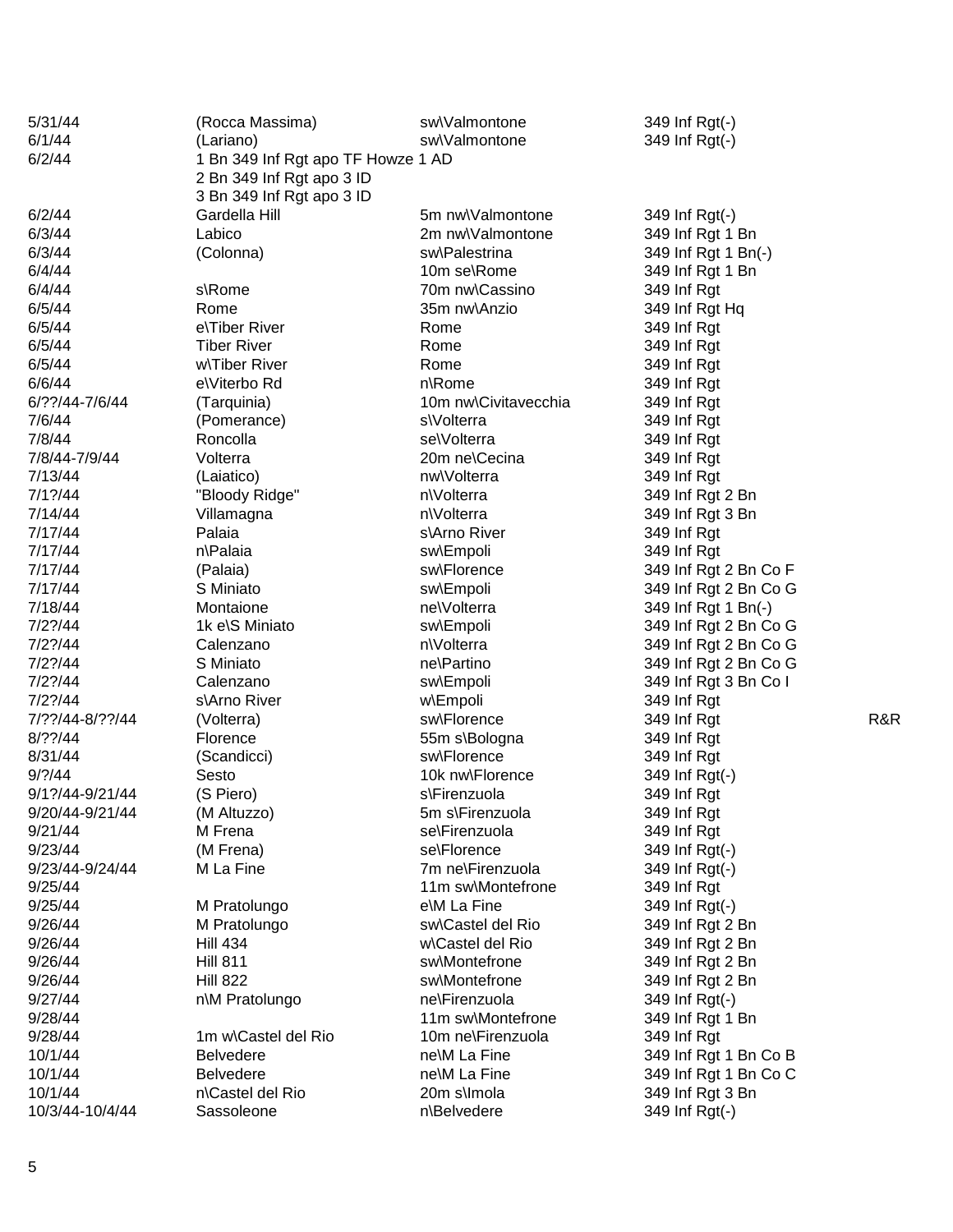| | | | | |
|---|---|---|---|---|
| 5/31/44 | (Rocca Massima) | sw\Valmontone | 349 Inf Rgt(-) | |
| 6/1/44 | (Lariano) | sw\Valmontone | 349 Inf Rgt(-) | |
| 6/2/44 | 1 Bn 349 Inf Rgt apo TF Howze 1 AD | | | |
| | 2 Bn 349 Inf Rgt apo 3 ID | | | |
| | 3 Bn 349 Inf Rgt apo 3 ID | | | |
| 6/2/44 | Gardella Hill | 5m nw\Valmontone | 349 Inf Rgt(-) | |
| 6/3/44 | Labico | 2m nw\Valmontone | 349 Inf Rgt 1 Bn | |
| 6/3/44 | (Colonna) | sw\Palestrina | 349 Inf Rgt 1 Bn(-) | |
| 6/4/44 | | 10m se\Rome | 349 Inf Rgt 1 Bn | |
| 6/4/44 | s\Rome | 70m nw\Cassino | 349 Inf Rgt | |
| 6/5/44 | Rome | 35m nw\Anzio | 349 Inf Rgt Hq | |
| 6/5/44 | e\Tiber River | Rome | 349 Inf Rgt | |
| 6/5/44 | Tiber River | Rome | 349 Inf Rgt | |
| 6/5/44 | w\Tiber River | Rome | 349 Inf Rgt | |
| 6/6/44 | e\Viterbo Rd | n\Rome | 349 Inf Rgt | |
| 6/??/44-7/6/44 | (Tarquinia) | 10m nw\Civitavecchia | 349 Inf Rgt | |
| 7/6/44 | (Pomerance) | s\Volterra | 349 Inf Rgt | |
| 7/8/44 | Roncolla | se\Volterra | 349 Inf Rgt | |
| 7/8/44-7/9/44 | Volterra | 20m ne\Cecina | 349 Inf Rgt | |
| 7/13/44 | (Laiatico) | nw\Volterra | 349 Inf Rgt | |
| 7/1?/44 | "Bloody Ridge" | n\Volterra | 349 Inf Rgt 2 Bn | |
| 7/14/44 | Villamagna | n\Volterra | 349 Inf Rgt 3 Bn | |
| 7/17/44 | Palaia | s\Arno River | 349 Inf Rgt | |
| 7/17/44 | n\Palaia | sw\Empoli | 349 Inf Rgt | |
| 7/17/44 | (Palaia) | sw\Florence | 349 Inf Rgt 2 Bn Co F | |
| 7/17/44 | S Miniato | sw\Empoli | 349 Inf Rgt 2 Bn Co G | |
| 7/18/44 | Montaione | ne\Volterra | 349 Inf Rgt 1 Bn(-) | |
| 7/2?/44 | 1k e\S Miniato | sw\Empoli | 349 Inf Rgt 2 Bn Co G | |
| 7/2?/44 | Calenzano | n\Volterra | 349 Inf Rgt 2 Bn Co G | |
| 7/2?/44 | S Miniato | ne\Partino | 349 Inf Rgt 2 Bn Co G | |
| 7/2?/44 | Calenzano | sw\Empoli | 349 Inf Rgt 3 Bn Co I | |
| 7/2?/44 | s\Arno River | w\Empoli | 349 Inf Rgt | |
| 7/??/44-8/??/44 | (Volterra) | sw\Florence | 349 Inf Rgt | R&R |
| 8/??/44 | Florence | 55m s\Bologna | 349 Inf Rgt | |
| 8/31/44 | (Scandicci) | sw\Florence | 349 Inf Rgt | |
| 9/?/44 | Sesto | 10k nw\Florence | 349 Inf Rgt(-) | |
| 9/1?/44-9/21/44 | (S Piero) | s\Firenzuola | 349 Inf Rgt | |
| 9/20/44-9/21/44 | (M Altuzzo) | 5m s\Firenzuola | 349 Inf Rgt | |
| 9/21/44 | M Frena | se\Firenzuola | 349 Inf Rgt | |
| 9/23/44 | (M Frena) | se\Florence | 349 Inf Rgt(-) | |
| 9/23/44-9/24/44 | M La Fine | 7m ne\Firenzuola | 349 Inf Rgt(-) | |
| 9/25/44 | | 11m sw\Montefrone | 349 Inf Rgt | |
| 9/25/44 | M Pratolungo | e\M La Fine | 349 Inf Rgt(-) | |
| 9/26/44 | M Pratolungo | sw\Castel del Rio | 349 Inf Rgt 2 Bn | |
| 9/26/44 | Hill 434 | w\Castel del Rio | 349 Inf Rgt 2 Bn | |
| 9/26/44 | Hill 811 | sw\Montefrone | 349 Inf Rgt 2 Bn | |
| 9/26/44 | Hill 822 | sw\Montefrone | 349 Inf Rgt 2 Bn | |
| 9/27/44 | n\M Pratolungo | ne\Firenzuola | 349 Inf Rgt(-) | |
| 9/28/44 | | 11m sw\Montefrone | 349 Inf Rgt 1 Bn | |
| 9/28/44 | 1m w\Castel del Rio | 10m ne\Firenzuola | 349 Inf Rgt | |
| 10/1/44 | Belvedere | ne\M La Fine | 349 Inf Rgt 1 Bn Co B | |
| 10/1/44 | Belvedere | ne\M La Fine | 349 Inf Rgt 1 Bn Co C | |
| 10/1/44 | n\Castel del Rio | 20m s\Imola | 349 Inf Rgt 3 Bn | |
| 10/3/44-10/4/44 | Sassoleone | n\Belvedere | 349 Inf Rgt(-) | |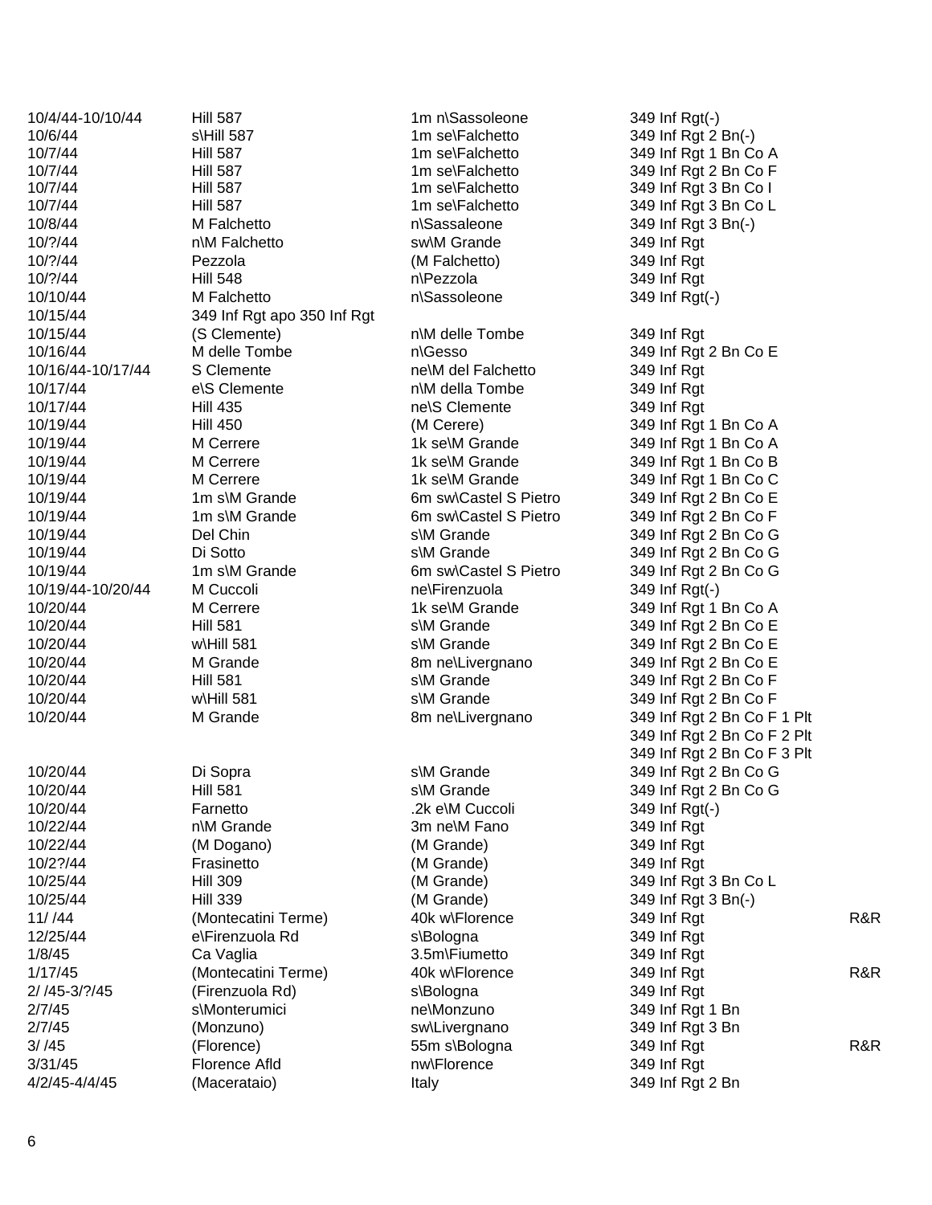| | | | | |
|---|---|---|---|---|
| 10/4/44-10/10/44 | Hill 587 | 1m n\Sassoleone | 349 Inf Rgt(-) | |
| 10/6/44 | s\Hill 587 | 1m se\Falchetto | 349 Inf Rgt 2 Bn(-) | |
| 10/7/44 | Hill 587 | 1m se\Falchetto | 349 Inf Rgt 1 Bn Co A | |
| 10/7/44 | Hill 587 | 1m se\Falchetto | 349 Inf Rgt 2 Bn Co F | |
| 10/7/44 | Hill 587 | 1m se\Falchetto | 349 Inf Rgt 3 Bn Co I | |
| 10/7/44 | Hill 587 | 1m se\Falchetto | 349 Inf Rgt 3 Bn Co L | |
| 10/8/44 | M Falchetto | n\Sassaleone | 349 Inf Rgt 3 Bn(-) | |
| 10/?/44 | n\M Falchetto | sw\M Grande | 349 Inf Rgt | |
| 10/?/44 | Pezzola | (M Falchetto) | 349 Inf Rgt | |
| 10/?/44 | Hill 548 | n\Pezzola | 349 Inf Rgt | |
| 10/10/44 | M Falchetto | n\Sassoleone | 349 Inf Rgt(-) | |
| 10/15/44 | 349 Inf Rgt apo 350 Inf Rgt | | | |
| 10/15/44 | (S Clemente) | n\M delle Tombe | 349 Inf Rgt | |
| 10/16/44 | M delle Tombe | n\Gesso | 349 Inf Rgt 2 Bn Co E | |
| 10/16/44-10/17/44 | S Clemente | ne\M del Falchetto | 349 Inf Rgt | |
| 10/17/44 | e\S Clemente | n\M della Tombe | 349 Inf Rgt | |
| 10/17/44 | Hill 435 | ne\S Clemente | 349 Inf Rgt | |
| 10/19/44 | Hill 450 | (M Cerere) | 349 Inf Rgt 1 Bn Co A | |
| 10/19/44 | M Cerrere | 1k se\M Grande | 349 Inf Rgt 1 Bn Co A | |
| 10/19/44 | M Cerrere | 1k se\M Grande | 349 Inf Rgt 1 Bn Co B | |
| 10/19/44 | M Cerrere | 1k se\M Grande | 349 Inf Rgt 1 Bn Co C | |
| 10/19/44 | 1m s\M Grande | 6m sw\Castel S Pietro | 349 Inf Rgt 2 Bn Co E | |
| 10/19/44 | 1m s\M Grande | 6m sw\Castel S Pietro | 349 Inf Rgt 2 Bn Co F | |
| 10/19/44 | Del Chin | s\M Grande | 349 Inf Rgt 2 Bn Co G | |
| 10/19/44 | Di Sotto | s\M Grande | 349 Inf Rgt 2 Bn Co G | |
| 10/19/44 | 1m s\M Grande | 6m sw\Castel S Pietro | 349 Inf Rgt 2 Bn Co G | |
| 10/19/44-10/20/44 | M Cuccoli | ne\Firenzuola | 349 Inf Rgt(-) | |
| 10/20/44 | M Cerrere | 1k se\M Grande | 349 Inf Rgt 1 Bn Co A | |
| 10/20/44 | Hill 581 | s\M Grande | 349 Inf Rgt 2 Bn Co E | |
| 10/20/44 | w\Hill 581 | s\M Grande | 349 Inf Rgt 2 Bn Co E | |
| 10/20/44 | M Grande | 8m ne\Livergnano | 349 Inf Rgt 2 Bn Co E | |
| 10/20/44 | Hill 581 | s\M Grande | 349 Inf Rgt 2 Bn Co F | |
| 10/20/44 | w\Hill 581 | s\M Grande | 349 Inf Rgt 2 Bn Co F | |
| 10/20/44 | M Grande | 8m ne\Livergnano | 349 Inf Rgt 2 Bn Co F 1 Plt | |
| | | | 349 Inf Rgt 2 Bn Co F 2 Plt | |
| | | | 349 Inf Rgt 2 Bn Co F 3 Plt | |
| 10/20/44 | Di Sopra | s\M Grande | 349 Inf Rgt 2 Bn Co G | |
| 10/20/44 | Hill 581 | s\M Grande | 349 Inf Rgt 2 Bn Co G | |
| 10/20/44 | Farnetto | .2k e\M Cuccoli | 349 Inf Rgt(-) | |
| 10/22/44 | n\M Grande | 3m ne\M Fano | 349 Inf Rgt | |
| 10/22/44 | (M Dogano) | (M Grande) | 349 Inf Rgt | |
| 10/2?/44 | Frasinetto | (M Grande) | 349 Inf Rgt | |
| 10/25/44 | Hill 309 | (M Grande) | 349 Inf Rgt 3 Bn Co L | |
| 10/25/44 | Hill 339 | (M Grande) | 349 Inf Rgt 3 Bn(-) | |
| 11/ /44 | (Montecatini Terme) | 40k w\Florence | 349 Inf Rgt | R&R |
| 12/25/44 | e\Firenzuola Rd | s\Bologna | 349 Inf Rgt | |
| 1/8/45 | Ca Vaglia | 3.5m\Fiumetto | 349 Inf Rgt | |
| 1/17/45 | (Montecatini Terme) | 40k w\Florence | 349 Inf Rgt | R&R |
| 2/ /45-3/?/45 | (Firenzuola Rd) | s\Bologna | 349 Inf Rgt | |
| 2/7/45 | s\Monterumici | ne\Monzuno | 349 Inf Rgt 1 Bn | |
| 2/7/45 | (Monzuno) | sw\Livergnano | 349 Inf Rgt 3 Bn | |
| 3/ /45 | (Florence) | 55m s\Bologna | 349 Inf Rgt | R&R |
| 3/31/45 | Florence Afld | nw\Florence | 349 Inf Rgt | |
| 4/2/45-4/4/45 | (Macerataio) | Italy | 349 Inf Rgt 2 Bn | |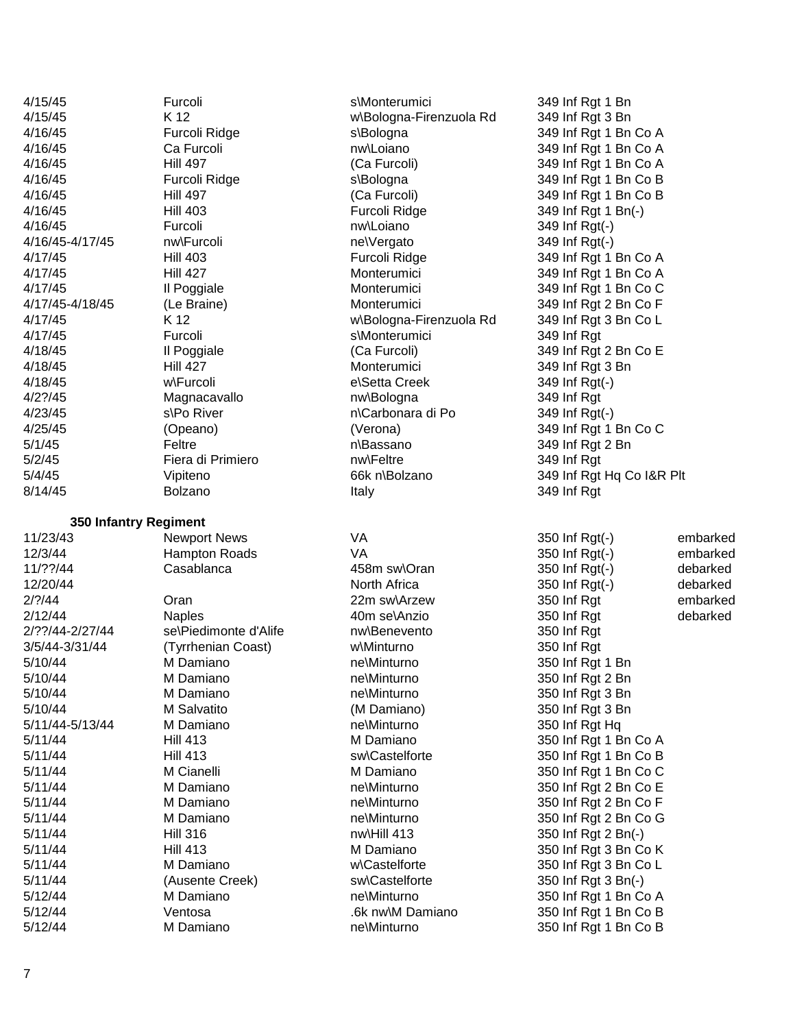| | | | | |
|---|---|---|---|---|
| 4/15/45 | Furcoli | s\Monterumici | 349 Inf Rgt 1 Bn | |
| 4/15/45 | K 12 | w\Bologna-Firenzuola Rd | 349 Inf Rgt 3 Bn | |
| 4/16/45 | Furcoli Ridge | s\Bologna | 349 Inf Rgt 1 Bn Co A | |
| 4/16/45 | Ca Furcoli | nw\Loiano | 349 Inf Rgt 1 Bn Co A | |
| 4/16/45 | Hill 497 | (Ca Furcoli) | 349 Inf Rgt 1 Bn Co A | |
| 4/16/45 | Furcoli Ridge | s\Bologna | 349 Inf Rgt 1 Bn Co B | |
| 4/16/45 | Hill 497 | (Ca Furcoli) | 349 Inf Rgt 1 Bn Co B | |
| 4/16/45 | Hill 403 | Furcoli Ridge | 349 Inf Rgt 1 Bn(-) | |
| 4/16/45 | Furcoli | nw\Loiano | 349 Inf Rgt(-) | |
| 4/16/45-4/17/45 | nw\Furcoli | ne\Vergato | 349 Inf Rgt(-) | |
| 4/17/45 | Hill 403 | Furcoli Ridge | 349 Inf Rgt 1 Bn Co A | |
| 4/17/45 | Hill 427 | Monterumici | 349 Inf Rgt 1 Bn Co A | |
| 4/17/45 | Il Poggiale | Monterumici | 349 Inf Rgt 1 Bn Co C | |
| 4/17/45-4/18/45 | (Le Braine) | Monterumici | 349 Inf Rgt 2 Bn Co F | |
| 4/17/45 | K 12 | w\Bologna-Firenzuola Rd | 349 Inf Rgt 3 Bn Co L | |
| 4/17/45 | Furcoli | s\Monterumici | 349 Inf Rgt | |
| 4/18/45 | Il Poggiale | (Ca Furcoli) | 349 Inf Rgt 2 Bn Co E | |
| 4/18/45 | Hill 427 | Monterumici | 349 Inf Rgt 3 Bn | |
| 4/18/45 | w\Furcoli | e\Setta Creek | 349 Inf Rgt(-) | |
| 4/2?/45 | Magnacavallo | nw\Bologna | 349 Inf Rgt | |
| 4/23/45 | s\Po River | n\Carbonara di Po | 349 Inf Rgt(-) | |
| 4/25/45 | (Opeano) | (Verona) | 349 Inf Rgt 1 Bn Co C | |
| 5/1/45 | Feltre | n\Bassano | 349 Inf Rgt 2 Bn | |
| 5/2/45 | Fiera di Primiero | nw\Feltre | 349 Inf Rgt | |
| 5/4/45 | Vipiteno | 66k n\Bolzano | 349 Inf Rgt Hq Co I&R Plt | |
| 8/14/45 | Bolzano | Italy | 349 Inf Rgt | |

**350 Infantry Regiment**

| | | | | |
|---|---|---|---|---|
| 11/23/43 | Newport News | VA | 350 Inf Rgt(-) | embarked |
| 12/3/44 | Hampton Roads | VA | 350 Inf Rgt(-) | embarked |
| 11/??/44 | Casablanca | 458m sw\Oran | 350 Inf Rgt(-) | debarked |
| 12/20/44 | | North Africa | 350 Inf Rgt(-) | debarked |
| 2/?/44 | Oran | 22m sw\Arzew | 350 Inf Rgt | embarked |
| 2/12/44 | Naples | 40m se\Anzio | 350 Inf Rgt | debarked |
| 2/??/44-2/27/44 | se\Piedimonte d'Alife | nw\Benevento | 350 Inf Rgt | |
| 3/5/44-3/31/44 | (Tyrrhenian Coast) | w\Minturno | 350 Inf Rgt | |
| 5/10/44 | M Damiano | ne\Minturno | 350 Inf Rgt 1 Bn | |
| 5/10/44 | M Damiano | ne\Minturno | 350 Inf Rgt 2 Bn | |
| 5/10/44 | M Damiano | ne\Minturno | 350 Inf Rgt 3 Bn | |
| 5/10/44 | M Salvatito | (M Damiano) | 350 Inf Rgt 3 Bn | |
| 5/11/44-5/13/44 | M Damiano | ne\Minturno | 350 Inf Rgt Hq | |
| 5/11/44 | Hill 413 | M Damiano | 350 Inf Rgt 1 Bn Co A | |
| 5/11/44 | Hill 413 | sw\Castelforte | 350 Inf Rgt 1 Bn Co B | |
| 5/11/44 | M Cianelli | M Damiano | 350 Inf Rgt 1 Bn Co C | |
| 5/11/44 | M Damiano | ne\Minturno | 350 Inf Rgt 2 Bn Co E | |
| 5/11/44 | M Damiano | ne\Minturno | 350 Inf Rgt 2 Bn Co F | |
| 5/11/44 | M Damiano | ne\Minturno | 350 Inf Rgt 2 Bn Co G | |
| 5/11/44 | Hill 316 | nw\Hill 413 | 350 Inf Rgt 2 Bn(-) | |
| 5/11/44 | Hill 413 | M Damiano | 350 Inf Rgt 3 Bn Co K | |
| 5/11/44 | M Damiano | w\Castelforte | 350 Inf Rgt 3 Bn Co L | |
| 5/11/44 | (Ausente Creek) | sw\Castelforte | 350 Inf Rgt 3 Bn(-) | |
| 5/12/44 | M Damiano | ne\Minturno | 350 Inf Rgt 1 Bn Co A | |
| 5/12/44 | Ventosa | .6k nw\M Damiano | 350 Inf Rgt 1 Bn Co B | |
| 5/12/44 | M Damiano | ne\Minturno | 350 Inf Rgt 1 Bn Co B | |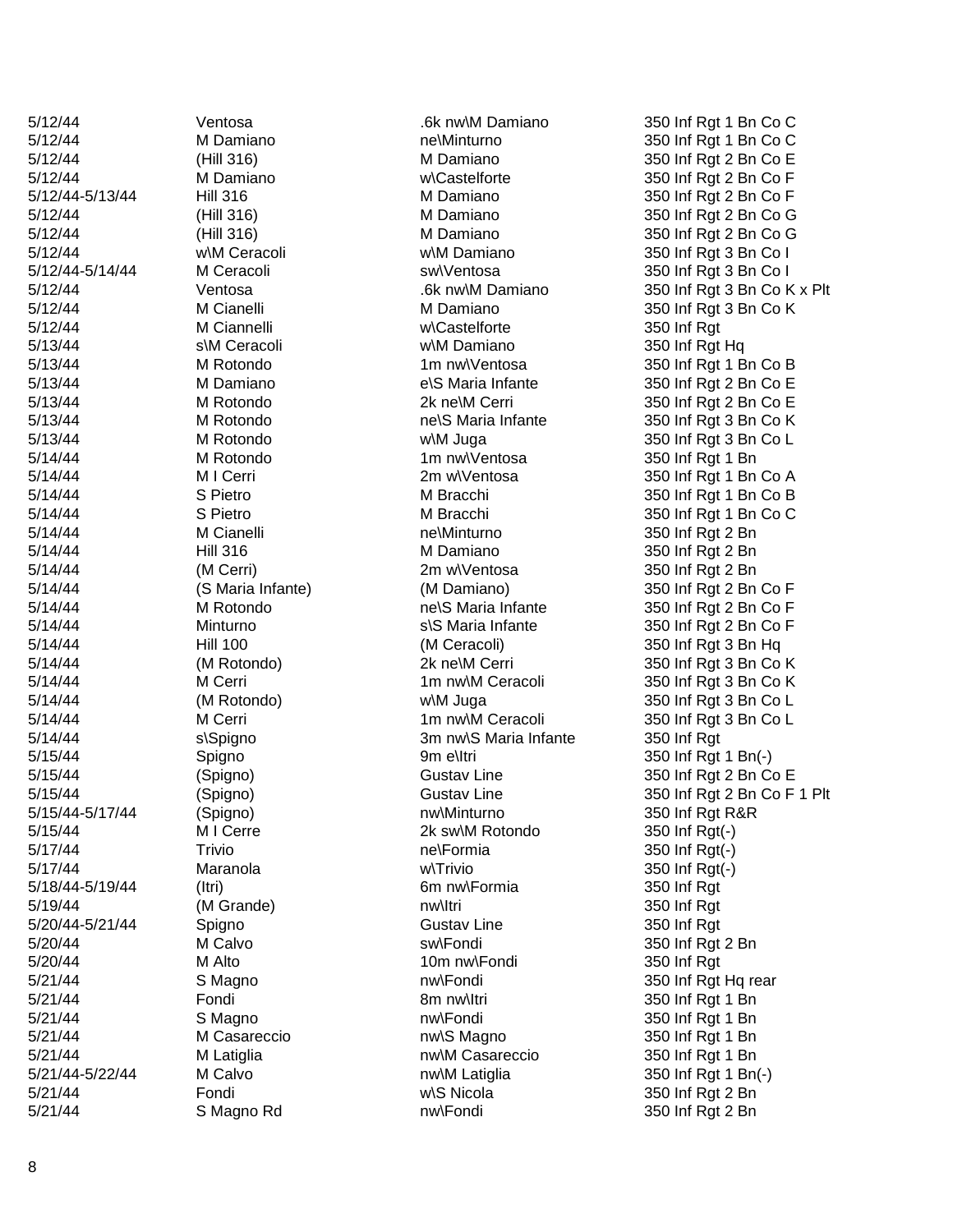| | | | |
|---|---|---|---|
| 5/12/44 | Ventosa | .6k nw\M Damiano | 350 Inf Rgt 1 Bn Co C |
| 5/12/44 | M Damiano | ne\Minturno | 350 Inf Rgt 1 Bn Co C |
| 5/12/44 | (Hill 316) | M Damiano | 350 Inf Rgt 2 Bn Co E |
| 5/12/44 | M Damiano | w\Castelforte | 350 Inf Rgt 2 Bn Co F |
| 5/12/44-5/13/44 | Hill 316 | M Damiano | 350 Inf Rgt 2 Bn Co F |
| 5/12/44 | (Hill 316) | M Damiano | 350 Inf Rgt 2 Bn Co G |
| 5/12/44 | (Hill 316) | M Damiano | 350 Inf Rgt 2 Bn Co G |
| 5/12/44 | w\M Ceracoli | w\M Damiano | 350 Inf Rgt 3 Bn Co I |
| 5/12/44-5/14/44 | M Ceracoli | sw\Ventosa | 350 Inf Rgt 3 Bn Co I |
| 5/12/44 | Ventosa | .6k nw\M Damiano | 350 Inf Rgt 3 Bn Co K x Plt |
| 5/12/44 | M Cianelli | M Damiano | 350 Inf Rgt 3 Bn Co K |
| 5/12/44 | M Ciannelli | w\Castelforte | 350 Inf Rgt |
| 5/13/44 | s\M Ceracoli | w\M Damiano | 350 Inf Rgt Hq |
| 5/13/44 | M Rotondo | 1m nw\Ventosa | 350 Inf Rgt 1 Bn Co B |
| 5/13/44 | M Damiano | e\S Maria Infante | 350 Inf Rgt 2 Bn Co E |
| 5/13/44 | M Rotondo | 2k ne\M Cerri | 350 Inf Rgt 2 Bn Co E |
| 5/13/44 | M Rotondo | ne\S Maria Infante | 350 Inf Rgt 3 Bn Co K |
| 5/13/44 | M Rotondo | w\M Juga | 350 Inf Rgt 3 Bn Co L |
| 5/14/44 | M Rotondo | 1m nw\Ventosa | 350 Inf Rgt 1 Bn |
| 5/14/44 | M I Cerri | 2m w\Ventosa | 350 Inf Rgt 1 Bn Co A |
| 5/14/44 | S Pietro | M Bracchi | 350 Inf Rgt 1 Bn Co B |
| 5/14/44 | S Pietro | M Bracchi | 350 Inf Rgt 1 Bn Co C |
| 5/14/44 | M Cianelli | ne\Minturno | 350 Inf Rgt 2 Bn |
| 5/14/44 | Hill 316 | M Damiano | 350 Inf Rgt 2 Bn |
| 5/14/44 | (M Cerri) | 2m w\Ventosa | 350 Inf Rgt 2 Bn |
| 5/14/44 | (S Maria Infante) | (M Damiano) | 350 Inf Rgt 2 Bn Co F |
| 5/14/44 | M Rotondo | ne\S Maria Infante | 350 Inf Rgt 2 Bn Co F |
| 5/14/44 | Minturno | s\S Maria Infante | 350 Inf Rgt 2 Bn Co F |
| 5/14/44 | Hill 100 | (M Ceracoli) | 350 Inf Rgt 3 Bn Hq |
| 5/14/44 | (M Rotondo) | 2k ne\M Cerri | 350 Inf Rgt 3 Bn Co K |
| 5/14/44 | M Cerri | 1m nw\M Ceracoli | 350 Inf Rgt 3 Bn Co K |
| 5/14/44 | (M Rotondo) | w\M Juga | 350 Inf Rgt 3 Bn Co L |
| 5/14/44 | M Cerri | 1m nw\M Ceracoli | 350 Inf Rgt 3 Bn Co L |
| 5/14/44 | s\Spigno | 3m nw\S Maria Infante | 350 Inf Rgt |
| 5/15/44 | Spigno | 9m e\Itri | 350 Inf Rgt 1 Bn(-) |
| 5/15/44 | (Spigno) | Gustav Line | 350 Inf Rgt 2 Bn Co E |
| 5/15/44 | (Spigno) | Gustav Line | 350 Inf Rgt 2 Bn Co F 1 Plt |
| 5/15/44-5/17/44 | (Spigno) | nw\Minturno | 350 Inf Rgt R&R |
| 5/15/44 | M I Cerre | 2k sw\M Rotondo | 350 Inf Rgt(-) |
| 5/17/44 | Trivio | ne\Formia | 350 Inf Rgt(-) |
| 5/17/44 | Maranola | w\Trivio | 350 Inf Rgt(-) |
| 5/18/44-5/19/44 | (Itri) | 6m nw\Formia | 350 Inf Rgt |
| 5/19/44 | (M Grande) | nw\Itri | 350 Inf Rgt |
| 5/20/44-5/21/44 | Spigno | Gustav Line | 350 Inf Rgt |
| 5/20/44 | M Calvo | sw\Fondi | 350 Inf Rgt 2 Bn |
| 5/20/44 | M Alto | 10m nw\Fondi | 350 Inf Rgt |
| 5/21/44 | S Magno | nw\Fondi | 350 Inf Rgt Hq rear |
| 5/21/44 | Fondi | 8m nw\Itri | 350 Inf Rgt 1 Bn |
| 5/21/44 | S Magno | nw\Fondi | 350 Inf Rgt 1 Bn |
| 5/21/44 | M Casareccio | nw\S Magno | 350 Inf Rgt 1 Bn |
| 5/21/44 | M Latiglia | nw\M Casareccio | 350 Inf Rgt 1 Bn |
| 5/21/44-5/22/44 | M Calvo | nw\M Latiglia | 350 Inf Rgt 1 Bn(-) |
| 5/21/44 | Fondi | w\S Nicola | 350 Inf Rgt 2 Bn |
| 5/21/44 | S Magno Rd | nw\Fondi | 350 Inf Rgt 2 Bn |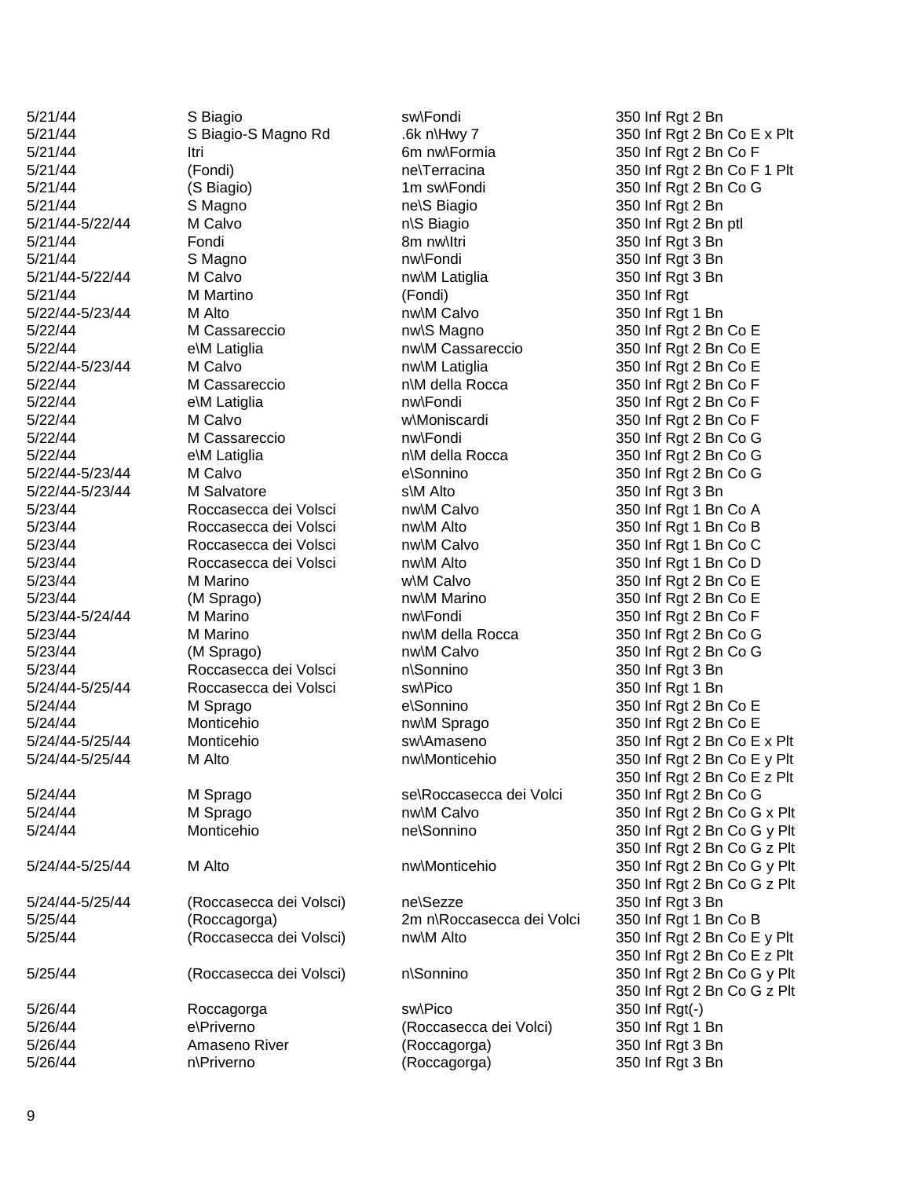| | | | |
|---|---|---|---|
| 5/21/44 | S Biagio | sw\Fondi | 350 Inf Rgt 2 Bn |
| 5/21/44 | S Biagio-S Magno Rd | .6k n\Hwy 7 | 350 Inf Rgt 2 Bn Co E x Plt |
| 5/21/44 | Itri | 6m nw\Formia | 350 Inf Rgt 2 Bn Co F |
| 5/21/44 | (Fondi) | ne\Terracina | 350 Inf Rgt 2 Bn Co F 1 Plt |
| 5/21/44 | (S Biagio) | 1m sw\Fondi | 350 Inf Rgt 2 Bn Co G |
| 5/21/44 | S Magno | ne\S Biagio | 350 Inf Rgt 2 Bn |
| 5/21/44-5/22/44 | M Calvo | n\S Biagio | 350 Inf Rgt 2 Bn ptl |
| 5/21/44 | Fondi | 8m nw\Itri | 350 Inf Rgt 3 Bn |
| 5/21/44 | S Magno | nw\Fondi | 350 Inf Rgt 3 Bn |
| 5/21/44-5/22/44 | M Calvo | nw\M Latiglia | 350 Inf Rgt 3 Bn |
| 5/21/44 | M Martino | (Fondi) | 350 Inf Rgt |
| 5/22/44-5/23/44 | M Alto | nw\M Calvo | 350 Inf Rgt 1 Bn |
| 5/22/44 | M Cassareccio | nw\S Magno | 350 Inf Rgt 2 Bn Co E |
| 5/22/44 | e\M Latiglia | nw\M Cassareccio | 350 Inf Rgt 2 Bn Co E |
| 5/22/44-5/23/44 | M Calvo | nw\M Latiglia | 350 Inf Rgt 2 Bn Co E |
| 5/22/44 | M Cassareccio | n\M della Rocca | 350 Inf Rgt 2 Bn Co F |
| 5/22/44 | e\M Latiglia | nw\Fondi | 350 Inf Rgt 2 Bn Co F |
| 5/22/44 | M Calvo | w\Moniscardi | 350 Inf Rgt 2 Bn Co F |
| 5/22/44 | M Cassareccio | nw\Fondi | 350 Inf Rgt 2 Bn Co G |
| 5/22/44 | e\M Latiglia | n\M della Rocca | 350 Inf Rgt 2 Bn Co G |
| 5/22/44-5/23/44 | M Calvo | e\Sonnino | 350 Inf Rgt 2 Bn Co G |
| 5/22/44-5/23/44 | M Salvatore | s\M Alto | 350 Inf Rgt 3 Bn |
| 5/23/44 | Roccasecca dei Volsci | nw\M Calvo | 350 Inf Rgt 1 Bn Co A |
| 5/23/44 | Roccasecca dei Volsci | nw\M Alto | 350 Inf Rgt 1 Bn Co B |
| 5/23/44 | Roccasecca dei Volsci | nw\M Calvo | 350 Inf Rgt 1 Bn Co C |
| 5/23/44 | Roccasecca dei Volsci | nw\M Alto | 350 Inf Rgt 1 Bn Co D |
| 5/23/44 | M Marino | w\M Calvo | 350 Inf Rgt 2 Bn Co E |
| 5/23/44 | (M Sprago) | nw\M Marino | 350 Inf Rgt 2 Bn Co E |
| 5/23/44-5/24/44 | M Marino | nw\Fondi | 350 Inf Rgt 2 Bn Co F |
| 5/23/44 | M Marino | nw\M della Rocca | 350 Inf Rgt 2 Bn Co G |
| 5/23/44 | (M Sprago) | nw\M Calvo | 350 Inf Rgt 2 Bn Co G |
| 5/23/44 | Roccasecca dei Volsci | n\Sonnino | 350 Inf Rgt 3 Bn |
| 5/24/44-5/25/44 | Roccasecca dei Volsci | sw\Pico | 350 Inf Rgt 1 Bn |
| 5/24/44 | M Sprago | e\Sonnino | 350 Inf Rgt 2 Bn Co E |
| 5/24/44 | Monticehio | nw\M Sprago | 350 Inf Rgt 2 Bn Co E |
| 5/24/44-5/25/44 | Monticehio | sw\Amaseno | 350 Inf Rgt 2 Bn Co E x Plt |
| 5/24/44-5/25/44 | M Alto | nw\Monticehio | 350 Inf Rgt 2 Bn Co E y Plt |
| | | | 350 Inf Rgt 2 Bn Co E z Plt |
| 5/24/44 | M Sprago | se\Roccasecca dei Volci | 350 Inf Rgt 2 Bn Co G |
| 5/24/44 | M Sprago | nw\M Calvo | 350 Inf Rgt 2 Bn Co G x Plt |
| 5/24/44 | Monticehio | ne\Sonnino | 350 Inf Rgt 2 Bn Co G y Plt |
| | | | 350 Inf Rgt 2 Bn Co G z Plt |
| 5/24/44-5/25/44 | M Alto | nw\Monticehio | 350 Inf Rgt 2 Bn Co G y Plt |
| | | | 350 Inf Rgt 2 Bn Co G z Plt |
| 5/24/44-5/25/44 | (Roccasecca dei Volsci) | ne\Sezze | 350 Inf Rgt 3 Bn |
| 5/25/44 | (Roccagorga) | 2m n\Roccasecca dei Volci | 350 Inf Rgt 1 Bn Co B |
| 5/25/44 | (Roccasecca dei Volsci) | nw\M Alto | 350 Inf Rgt 2 Bn Co E y Plt |
| | | | 350 Inf Rgt 2 Bn Co E z Plt |
| 5/25/44 | (Roccasecca dei Volsci) | n\Sonnino | 350 Inf Rgt 2 Bn Co G y Plt |
| | | | 350 Inf Rgt 2 Bn Co G z Plt |
| 5/26/44 | Roccagorga | sw\Pico | 350 Inf Rgt(-) |
| 5/26/44 | e\Priverno | (Roccasecca dei Volci) | 350 Inf Rgt 1 Bn |
| 5/26/44 | Amaseno River | (Roccagorga) | 350 Inf Rgt 3 Bn |
| 5/26/44 | n\Priverno | (Roccagorga) | 350 Inf Rgt 3 Bn |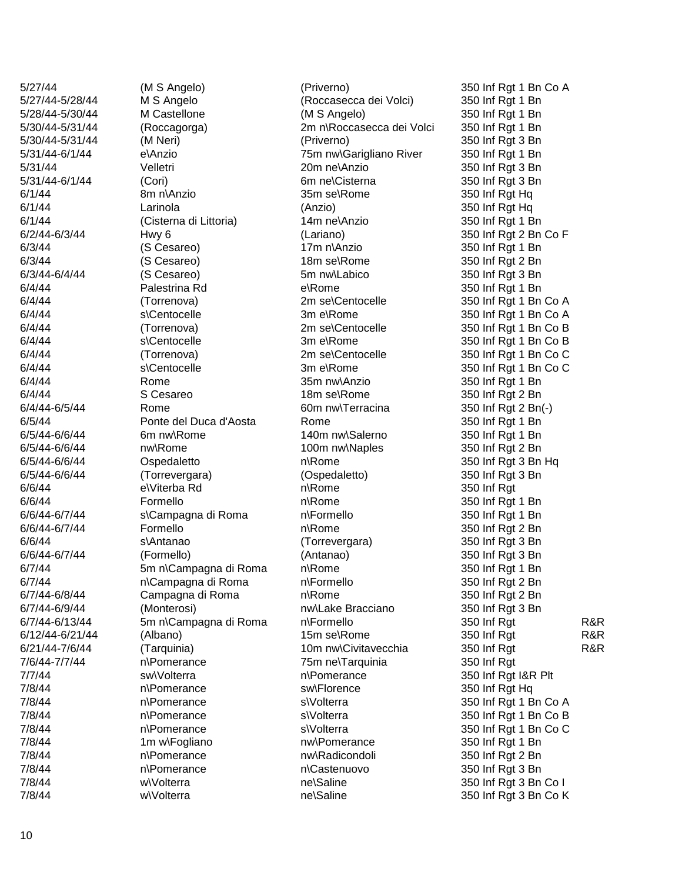| | | | | |
|---|---|---|---|---|
| 5/27/44 | (M S Angelo) | (Priverno) | 350 Inf Rgt 1 Bn Co A | |
| 5/27/44-5/28/44 | M S Angelo | (Roccasecca dei Volci) | 350 Inf Rgt 1 Bn | |
| 5/28/44-5/30/44 | M Castellone | (M S Angelo) | 350 Inf Rgt 1 Bn | |
| 5/30/44-5/31/44 | (Roccagorga) | 2m n\Roccasecca dei Volci | 350 Inf Rgt 1 Bn | |
| 5/30/44-5/31/44 | (M Neri) | (Priverno) | 350 Inf Rgt 3 Bn | |
| 5/31/44-6/1/44 | e\Anzio | 75m nw\Garigliano River | 350 Inf Rgt 1 Bn | |
| 5/31/44 | Velletri | 20m ne\Anzio | 350 Inf Rgt 3 Bn | |
| 5/31/44-6/1/44 | (Cori) | 6m ne\Cisterna | 350 Inf Rgt 3 Bn | |
| 6/1/44 | 8m n\Anzio | 35m se\Rome | 350 Inf Rgt Hq | |
| 6/1/44 | Larinola | (Anzio) | 350 Inf Rgt Hq | |
| 6/1/44 | (Cisterna di Littoria) | 14m ne\Anzio | 350 Inf Rgt 1 Bn | |
| 6/2/44-6/3/44 | Hwy 6 | (Lariano) | 350 Inf Rgt 2 Bn Co F | |
| 6/3/44 | (S Cesareo) | 17m n\Anzio | 350 Inf Rgt 1 Bn | |
| 6/3/44 | (S Cesareo) | 18m se\Rome | 350 Inf Rgt 2 Bn | |
| 6/3/44-6/4/44 | (S Cesareo) | 5m nw\Labico | 350 Inf Rgt 3 Bn | |
| 6/4/44 | Palestrina Rd | e\Rome | 350 Inf Rgt 1 Bn | |
| 6/4/44 | (Torrenova) | 2m se\Centocelle | 350 Inf Rgt 1 Bn Co A | |
| 6/4/44 | s\Centocelle | 3m e\Rome | 350 Inf Rgt 1 Bn Co A | |
| 6/4/44 | (Torrenova) | 2m se\Centocelle | 350 Inf Rgt 1 Bn Co B | |
| 6/4/44 | s\Centocelle | 3m e\Rome | 350 Inf Rgt 1 Bn Co B | |
| 6/4/44 | (Torrenova) | 2m se\Centocelle | 350 Inf Rgt 1 Bn Co C | |
| 6/4/44 | s\Centocelle | 3m e\Rome | 350 Inf Rgt 1 Bn Co C | |
| 6/4/44 | Rome | 35m nw\Anzio | 350 Inf Rgt 1 Bn | |
| 6/4/44 | S Cesareo | 18m se\Rome | 350 Inf Rgt 2 Bn | |
| 6/4/44-6/5/44 | Rome | 60m nw\Terracina | 350 Inf Rgt 2 Bn(-) | |
| 6/5/44 | Ponte del Duca d'Aosta | Rome | 350 Inf Rgt 1 Bn | |
| 6/5/44-6/6/44 | 6m nw\Rome | 140m nw\Salerno | 350 Inf Rgt 1 Bn | |
| 6/5/44-6/6/44 | nw\Rome | 100m nw\Naples | 350 Inf Rgt 2 Bn | |
| 6/5/44-6/6/44 | Ospedaletto | n\Rome | 350 Inf Rgt 3 Bn Hq | |
| 6/5/44-6/6/44 | (Torrevergara) | (Ospedaletto) | 350 Inf Rgt 3 Bn | |
| 6/6/44 | e\Viterba Rd | n\Rome | 350 Inf Rgt | |
| 6/6/44 | Formello | n\Rome | 350 Inf Rgt 1 Bn | |
| 6/6/44-6/7/44 | s\Campagna di Roma | n\Formello | 350 Inf Rgt 1 Bn | |
| 6/6/44-6/7/44 | Formello | n\Rome | 350 Inf Rgt 2 Bn | |
| 6/6/44 | s\Antanao | (Torrevergara) | 350 Inf Rgt 3 Bn | |
| 6/6/44-6/7/44 | (Formello) | (Antanao) | 350 Inf Rgt 3 Bn | |
| 6/7/44 | 5m n\Campagna di Roma | n\Rome | 350 Inf Rgt 1 Bn | |
| 6/7/44 | n\Campagna di Roma | n\Formello | 350 Inf Rgt 2 Bn | |
| 6/7/44-6/8/44 | Campagna di Roma | n\Rome | 350 Inf Rgt 2 Bn | |
| 6/7/44-6/9/44 | (Monterosi) | nw\Lake Bracciano | 350 Inf Rgt 3 Bn | |
| 6/7/44-6/13/44 | 5m n\Campagna di Roma | n\Formello | 350 Inf Rgt | R&R |
| 6/12/44-6/21/44 | (Albano) | 15m se\Rome | 350 Inf Rgt | R&R |
| 6/21/44-7/6/44 | (Tarquinia) | 10m nw\Civitavecchia | 350 Inf Rgt | R&R |
| 7/6/44-7/7/44 | n\Pomerance | 75m ne\Tarquinia | 350 Inf Rgt | |
| 7/7/44 | sw\Volterra | n\Pomerance | 350 Inf Rgt I&R Plt | |
| 7/8/44 | n\Pomerance | sw\Florence | 350 Inf Rgt Hq | |
| 7/8/44 | n\Pomerance | s\Volterra | 350 Inf Rgt 1 Bn Co A | |
| 7/8/44 | n\Pomerance | s\Volterra | 350 Inf Rgt 1 Bn Co B | |
| 7/8/44 | n\Pomerance | s\Volterra | 350 Inf Rgt 1 Bn Co C | |
| 7/8/44 | 1m w\Fogliano | nw\Pomerance | 350 Inf Rgt 1 Bn | |
| 7/8/44 | n\Pomerance | nw\Radicondoli | 350 Inf Rgt 2 Bn | |
| 7/8/44 | n\Pomerance | n\Castenuovo | 350 Inf Rgt 3 Bn | |
| 7/8/44 | w\Volterra | ne\Saline | 350 Inf Rgt 3 Bn Co I | |
| 7/8/44 | w\Volterra | ne\Saline | 350 Inf Rgt 3 Bn Co K | |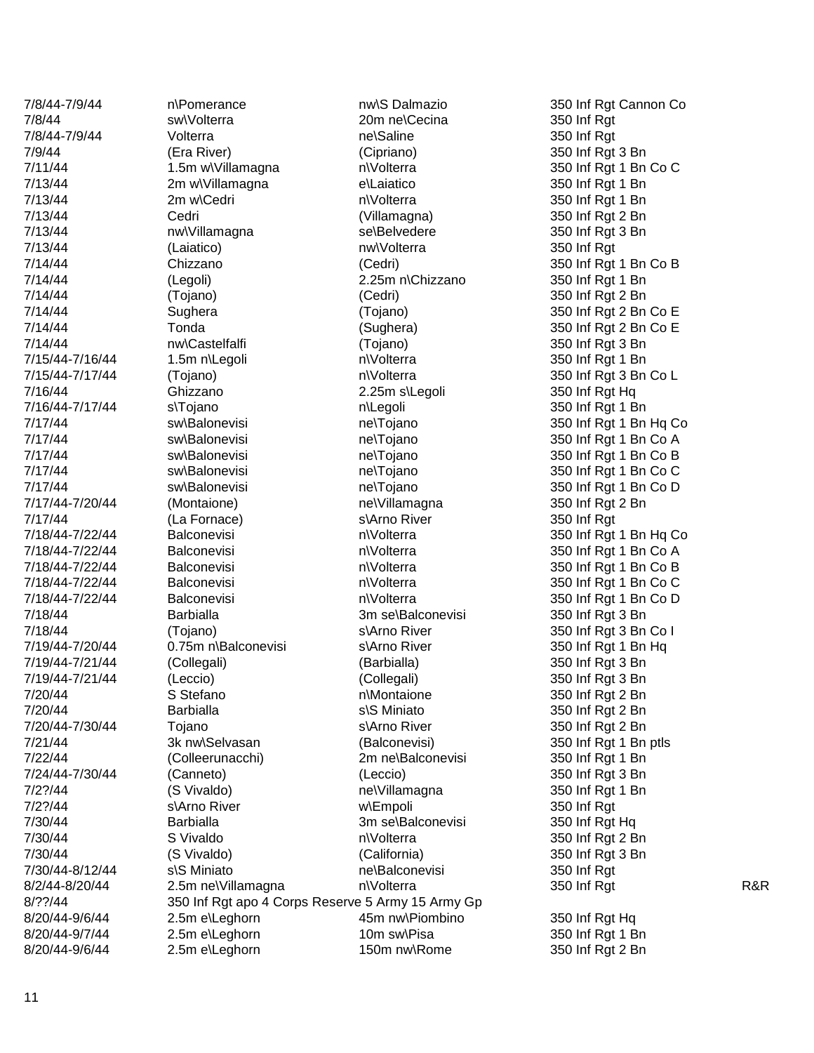| | | | | |
|---|---|---|---|---|
| 7/8/44-7/9/44 | n\Pomerance | nw\S Dalmazio | 350 Inf Rgt Cannon Co | |
| 7/8/44 | sw\Volterra | 20m ne\Cecina | 350 Inf Rgt | |
| 7/8/44-7/9/44 | Volterra | ne\Saline | 350 Inf Rgt | |
| 7/9/44 | (Era River) | (Cipriano) | 350 Inf Rgt 3 Bn | |
| 7/11/44 | 1.5m w\Villamagna | n\Volterra | 350 Inf Rgt 1 Bn Co C | |
| 7/13/44 | 2m w\Villamagna | e\Laiatico | 350 Inf Rgt 1 Bn | |
| 7/13/44 | 2m w\Cedri | n\Volterra | 350 Inf Rgt 1 Bn | |
| 7/13/44 | Cedri | (Villamagna) | 350 Inf Rgt 2 Bn | |
| 7/13/44 | nw\Villamagna | se\Belvedere | 350 Inf Rgt 3 Bn | |
| 7/13/44 | (Laiatico) | nw\Volterra | 350 Inf Rgt | |
| 7/14/44 | Chizzano | (Cedri) | 350 Inf Rgt 1 Bn Co B | |
| 7/14/44 | (Legoli) | 2.25m n\Chizzano | 350 Inf Rgt 1 Bn | |
| 7/14/44 | (Tojano) | (Cedri) | 350 Inf Rgt 2 Bn | |
| 7/14/44 | Sughera | (Tojano) | 350 Inf Rgt 2 Bn Co E | |
| 7/14/44 | Tonda | (Sughera) | 350 Inf Rgt 2 Bn Co E | |
| 7/14/44 | nw\Castelfalfi | (Tojano) | 350 Inf Rgt 3 Bn | |
| 7/15/44-7/16/44 | 1.5m n\Legoli | n\Volterra | 350 Inf Rgt 1 Bn | |
| 7/15/44-7/17/44 | (Tojano) | n\Volterra | 350 Inf Rgt 3 Bn Co L | |
| 7/16/44 | Ghizzano | 2.25m s\Legoli | 350 Inf Rgt Hq | |
| 7/16/44-7/17/44 | s\Tojano | n\Legoli | 350 Inf Rgt 1 Bn | |
| 7/17/44 | sw\Balonevisi | ne\Tojano | 350 Inf Rgt 1 Bn Hq Co | |
| 7/17/44 | sw\Balonevisi | ne\Tojano | 350 Inf Rgt 1 Bn Co A | |
| 7/17/44 | sw\Balonevisi | ne\Tojano | 350 Inf Rgt 1 Bn Co B | |
| 7/17/44 | sw\Balonevisi | ne\Tojano | 350 Inf Rgt 1 Bn Co C | |
| 7/17/44 | sw\Balonevisi | ne\Tojano | 350 Inf Rgt 1 Bn Co D | |
| 7/17/44-7/20/44 | (Montaione) | ne\Villamagna | 350 Inf Rgt 2 Bn | |
| 7/17/44 | (La Fornace) | s\Arno River | 350 Inf Rgt | |
| 7/18/44-7/22/44 | Balconevisi | n\Volterra | 350 Inf Rgt 1 Bn Hq Co | |
| 7/18/44-7/22/44 | Balconevisi | n\Volterra | 350 Inf Rgt 1 Bn Co A | |
| 7/18/44-7/22/44 | Balconevisi | n\Volterra | 350 Inf Rgt 1 Bn Co B | |
| 7/18/44-7/22/44 | Balconevisi | n\Volterra | 350 Inf Rgt 1 Bn Co C | |
| 7/18/44-7/22/44 | Balconevisi | n\Volterra | 350 Inf Rgt 1 Bn Co D | |
| 7/18/44 | Barbialla | 3m se\Balconevisi | 350 Inf Rgt 3 Bn | |
| 7/18/44 | (Tojano) | s\Arno River | 350 Inf Rgt 3 Bn Co I | |
| 7/19/44-7/20/44 | 0.75m n\Balconevisi | s\Arno River | 350 Inf Rgt 1 Bn Hq | |
| 7/19/44-7/21/44 | (Collegali) | (Barbialla) | 350 Inf Rgt 3 Bn | |
| 7/19/44-7/21/44 | (Leccio) | (Collegali) | 350 Inf Rgt 3 Bn | |
| 7/20/44 | S Stefano | n\Montaione | 350 Inf Rgt 2 Bn | |
| 7/20/44 | Barbialla | s\S Miniato | 350 Inf Rgt 2 Bn | |
| 7/20/44-7/30/44 | Tojano | s\Arno River | 350 Inf Rgt 2 Bn | |
| 7/21/44 | 3k nw\Selvasan | (Balconevisi) | 350 Inf Rgt 1 Bn ptls | |
| 7/22/44 | (Colleerunacchi) | 2m ne\Balconevisi | 350 Inf Rgt 1 Bn | |
| 7/24/44-7/30/44 | (Canneto) | (Leccio) | 350 Inf Rgt 3 Bn | |
| 7/2?/44 | (S Vivaldo) | ne\Villamagna | 350 Inf Rgt 1 Bn | |
| 7/2?/44 | s\Arno River | w\Empoli | 350 Inf Rgt | |
| 7/30/44 | Barbialla | 3m se\Balconevisi | 350 Inf Rgt Hq | |
| 7/30/44 | S Vivaldo | n\Volterra | 350 Inf Rgt 2 Bn | |
| 7/30/44 | (S Vivaldo) | (California) | 350 Inf Rgt 3 Bn | |
| 7/30/44-8/12/44 | s\S Miniato | ne\Balconevisi | 350 Inf Rgt | |
| 8/2/44-8/20/44 | 2.5m ne\Villamagna | n\Volterra | 350 Inf Rgt | R&R |
| 8/??/44 | 350 Inf Rgt apo 4 Corps Reserve 5 Army 15 Army Gp | | | |
| 8/20/44-9/6/44 | 2.5m e\Leghorn | 45m nw\Piombino | 350 Inf Rgt Hq | |
| 8/20/44-9/7/44 | 2.5m e\Leghorn | 10m sw\Pisa | 350 Inf Rgt 1 Bn | |
| 8/20/44-9/6/44 | 2.5m e\Leghorn | 150m nw\Rome | 350 Inf Rgt 2 Bn | |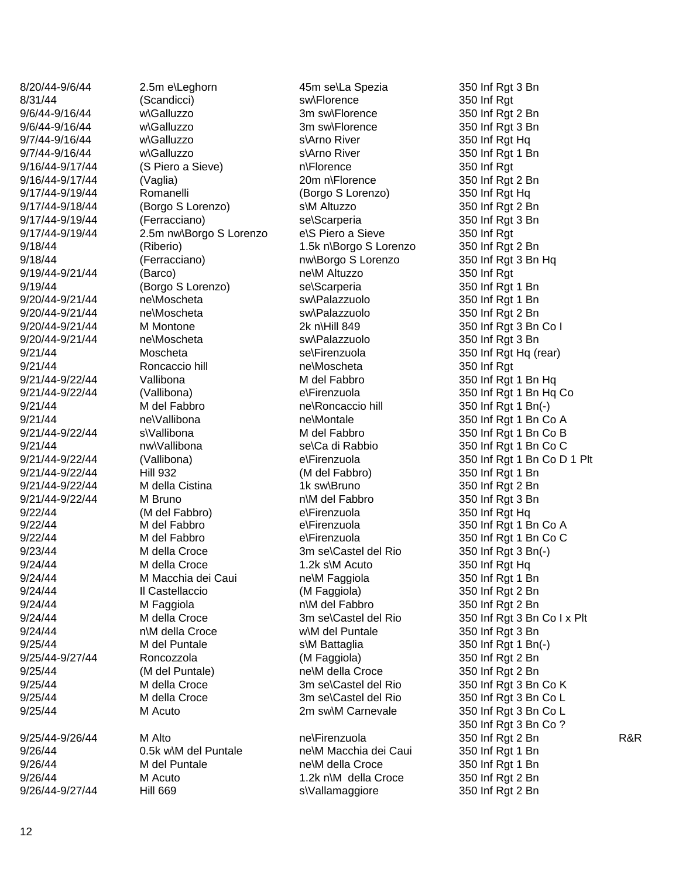| | | | | |
|---|---|---|---|---|
| 8/20/44-9/6/44 | 2.5m e\Leghorn | 45m se\La Spezia | 350 Inf Rgt 3 Bn | |
| 8/31/44 | (Scandicci) | sw\Florence | 350 Inf Rgt | |
| 9/6/44-9/16/44 | w\Galluzzo | 3m sw\Florence | 350 Inf Rgt 2 Bn | |
| 9/6/44-9/16/44 | w\Galluzzo | 3m sw\Florence | 350 Inf Rgt 3 Bn | |
| 9/7/44-9/16/44 | w\Galluzzo | s\Arno River | 350 Inf Rgt Hq | |
| 9/7/44-9/16/44 | w\Galluzzo | s\Arno River | 350 Inf Rgt 1 Bn | |
| 9/16/44-9/17/44 | (S Piero a Sieve) | n\Florence | 350 Inf Rgt | |
| 9/16/44-9/17/44 | (Vaglia) | 20m n\Florence | 350 Inf Rgt 2 Bn | |
| 9/17/44-9/19/44 | Romanelli | (Borgo S Lorenzo) | 350 Inf Rgt Hq | |
| 9/17/44-9/18/44 | (Borgo S Lorenzo) | s\M Altuzzo | 350 Inf Rgt 2 Bn | |
| 9/17/44-9/19/44 | (Ferracciano) | se\Scarperia | 350 Inf Rgt 3 Bn | |
| 9/17/44-9/19/44 | 2.5m nw\Borgo S Lorenzo | e\S Piero a Sieve | 350 Inf Rgt | |
| 9/18/44 | (Riberio) | 1.5k n\Borgo S Lorenzo | 350 Inf Rgt 2 Bn | |
| 9/18/44 | (Ferracciano) | nw\Borgo S Lorenzo | 350 Inf Rgt 3 Bn Hq | |
| 9/19/44-9/21/44 | (Barco) | ne\M Altuzzo | 350 Inf Rgt | |
| 9/19/44 | (Borgo S Lorenzo) | se\Scarperia | 350 Inf Rgt 1 Bn | |
| 9/20/44-9/21/44 | ne\Moscheta | sw\Palazzuolo | 350 Inf Rgt 1 Bn | |
| 9/20/44-9/21/44 | ne\Moscheta | sw\Palazzuolo | 350 Inf Rgt 2 Bn | |
| 9/20/44-9/21/44 | M Montone | 2k n\Hill 849 | 350 Inf Rgt 3 Bn Co I | |
| 9/20/44-9/21/44 | ne\Moscheta | sw\Palazzuolo | 350 Inf Rgt 3 Bn | |
| 9/21/44 | Moscheta | se\Firenzuola | 350 Inf Rgt Hq (rear) | |
| 9/21/44 | Roncaccio hill | ne\Moscheta | 350 Inf Rgt | |
| 9/21/44-9/22/44 | Vallibona | M del Fabbro | 350 Inf Rgt 1 Bn Hq | |
| 9/21/44-9/22/44 | (Vallibona) | e\Firenzuola | 350 Inf Rgt 1 Bn Hq Co | |
| 9/21/44 | M del Fabbro | ne\Roncaccio hill | 350 Inf Rgt 1 Bn(-) | |
| 9/21/44 | ne\Vallibona | ne\Montale | 350 Inf Rgt 1 Bn Co A | |
| 9/21/44-9/22/44 | s\Vallibona | M del Fabbro | 350 Inf Rgt 1 Bn Co B | |
| 9/21/44 | nw\Vallibona | se\Ca di Rabbio | 350 Inf Rgt 1 Bn Co C | |
| 9/21/44-9/22/44 | (Vallibona) | e\Firenzuola | 350 Inf Rgt 1 Bn Co D 1 Plt | |
| 9/21/44-9/22/44 | Hill 932 | (M del Fabbro) | 350 Inf Rgt 1 Bn | |
| 9/21/44-9/22/44 | M della Cistina | 1k sw\Bruno | 350 Inf Rgt 2 Bn | |
| 9/21/44-9/22/44 | M Bruno | n\M del Fabbro | 350 Inf Rgt 3 Bn | |
| 9/22/44 | (M del Fabbro) | e\Firenzuola | 350 Inf Rgt Hq | |
| 9/22/44 | M del Fabbro | e\Firenzuola | 350 Inf Rgt 1 Bn Co A | |
| 9/22/44 | M del Fabbro | e\Firenzuola | 350 Inf Rgt 1 Bn Co C | |
| 9/23/44 | M della Croce | 3m se\Castel del Rio | 350 Inf Rgt 3 Bn(-) | |
| 9/24/44 | M della Croce | 1.2k s\M Acuto | 350 Inf Rgt Hq | |
| 9/24/44 | M Macchia dei Caui | ne\M Faggiola | 350 Inf Rgt 1 Bn | |
| 9/24/44 | Il Castellaccio | (M Faggiola) | 350 Inf Rgt 2 Bn | |
| 9/24/44 | M Faggiola | n\M del Fabbro | 350 Inf Rgt 2 Bn | |
| 9/24/44 | M della Croce | 3m se\Castel del Rio | 350 Inf Rgt 3 Bn Co I x Plt | |
| 9/24/44 | n\M della Croce | w\M del Puntale | 350 Inf Rgt 3 Bn | |
| 9/25/44 | M del Puntale | s\M Battaglia | 350 Inf Rgt 1 Bn(-) | |
| 9/25/44-9/27/44 | Roncozzola | (M Faggiola) | 350 Inf Rgt 2 Bn | |
| 9/25/44 | (M del Puntale) | ne\M della Croce | 350 Inf Rgt 2 Bn | |
| 9/25/44 | M della Croce | 3m se\Castel del Rio | 350 Inf Rgt 3 Bn Co K | |
| 9/25/44 | M della Croce | 3m se\Castel del Rio | 350 Inf Rgt 3 Bn Co L | |
| 9/25/44 | M Acuto | 2m sw\M Carnevale | 350 Inf Rgt 3 Bn Co L | |
| | | | 350 Inf Rgt 3 Bn Co ? | |
| 9/25/44-9/26/44 | M Alto | ne\Firenzuola | 350 Inf Rgt 2 Bn | R&R |
| 9/26/44 | 0.5k w\M del Puntale | ne\M Macchia dei Caui | 350 Inf Rgt 1 Bn | |
| 9/26/44 | M del Puntale | ne\M della Croce | 350 Inf Rgt 1 Bn | |
| 9/26/44 | M Acuto | 1.2k n\M della Croce | 350 Inf Rgt 2 Bn | |
| 9/26/44-9/27/44 | Hill 669 | s\Vallamaggiore | 350 Inf Rgt 2 Bn | |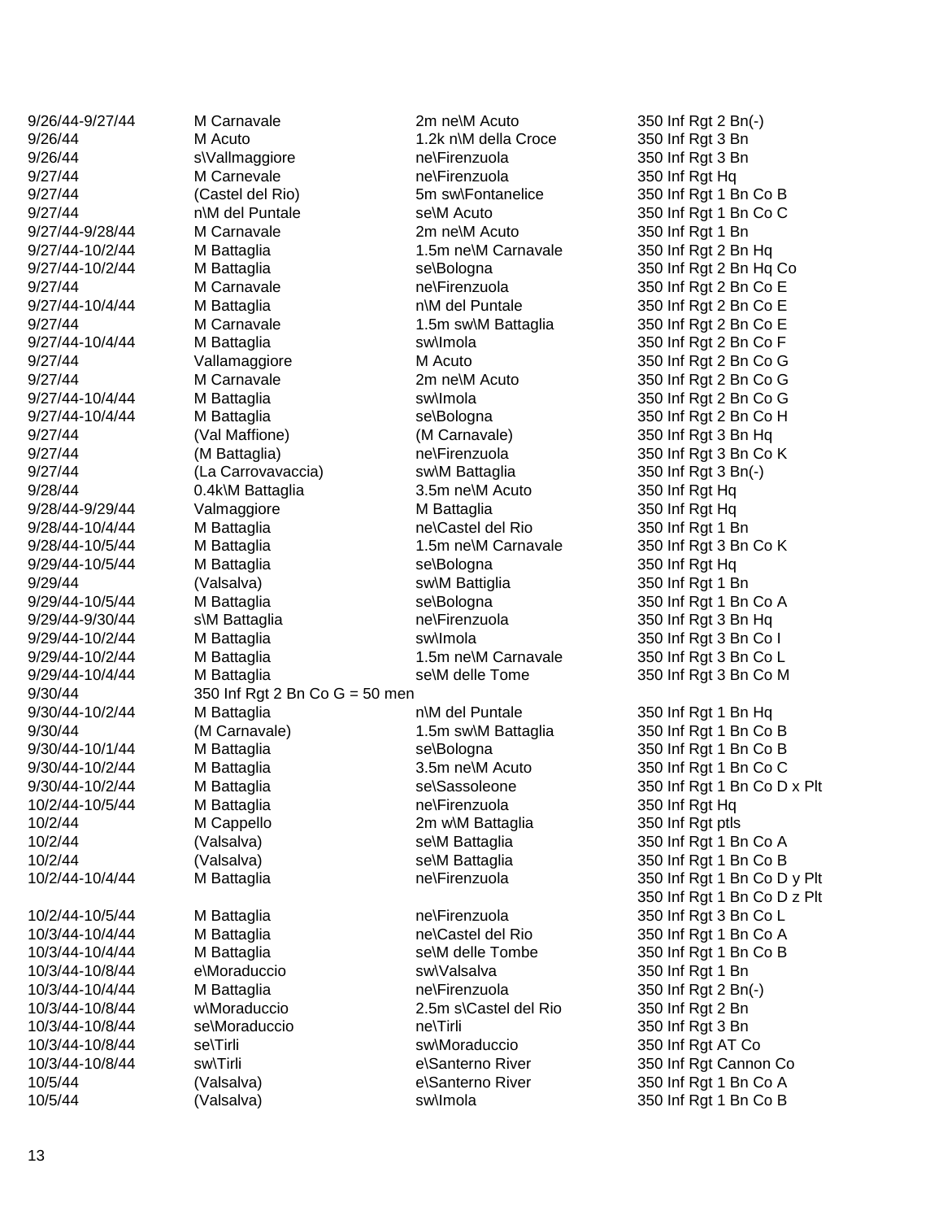| | | | |
|---|---|---|---|
| 9/26/44-9/27/44 | M Carnavale | 2m ne\M Acuto | 350 Inf Rgt 2 Bn(-) |
| 9/26/44 | M Acuto | 1.2k n\M della Croce | 350 Inf Rgt 3 Bn |
| 9/26/44 | s\Vallmaggiore | ne\Firenzuola | 350 Inf Rgt 3 Bn |
| 9/27/44 | M Carnevale | ne\Firenzuola | 350 Inf Rgt Hq |
| 9/27/44 | (Castel del Rio) | 5m sw\Fontanelice | 350 Inf Rgt 1 Bn Co B |
| 9/27/44 | n\M del Puntale | se\M Acuto | 350 Inf Rgt 1 Bn Co C |
| 9/27/44-9/28/44 | M Carnavale | 2m ne\M Acuto | 350 Inf Rgt 1 Bn |
| 9/27/44-10/2/44 | M Battaglia | 1.5m ne\M Carnavale | 350 Inf Rgt 2 Bn Hq |
| 9/27/44-10/2/44 | M Battaglia | se\Bologna | 350 Inf Rgt 2 Bn Hq Co |
| 9/27/44 | M Carnavale | ne\Firenzuola | 350 Inf Rgt 2 Bn Co E |
| 9/27/44-10/4/44 | M Battaglia | n\M del Puntale | 350 Inf Rgt 2 Bn Co E |
| 9/27/44 | M Carnavale | 1.5m sw\M Battaglia | 350 Inf Rgt 2 Bn Co E |
| 9/27/44-10/4/44 | M Battaglia | sw\Imola | 350 Inf Rgt 2 Bn Co F |
| 9/27/44 | Vallamaggiore | M Acuto | 350 Inf Rgt 2 Bn Co G |
| 9/27/44 | M Carnavale | 2m ne\M Acuto | 350 Inf Rgt 2 Bn Co G |
| 9/27/44-10/4/44 | M Battaglia | sw\Imola | 350 Inf Rgt 2 Bn Co G |
| 9/27/44-10/4/44 | M Battaglia | se\Bologna | 350 Inf Rgt 2 Bn Co H |
| 9/27/44 | (Val Maffione) | (M Carnavale) | 350 Inf Rgt 3 Bn Hq |
| 9/27/44 | (M Battaglia) | ne\Firenzuola | 350 Inf Rgt 3 Bn Co K |
| 9/27/44 | (La Carrovavaccia) | sw\M Battaglia | 350 Inf Rgt 3 Bn(-) |
| 9/28/44 | 0.4k\M Battaglia | 3.5m ne\M Acuto | 350 Inf Rgt Hq |
| 9/28/44-9/29/44 | Valmaggiore | M Battaglia | 350 Inf Rgt Hq |
| 9/28/44-10/4/44 | M Battaglia | ne\Castel del Rio | 350 Inf Rgt 1 Bn |
| 9/28/44-10/5/44 | M Battaglia | 1.5m ne\M Carnavale | 350 Inf Rgt 3 Bn Co K |
| 9/29/44-10/5/44 | M Battaglia | se\Bologna | 350 Inf Rgt Hq |
| 9/29/44 | (Valsalva) | sw\M Battiglia | 350 Inf Rgt 1 Bn |
| 9/29/44-10/5/44 | M Battaglia | se\Bologna | 350 Inf Rgt 1 Bn Co A |
| 9/29/44-9/30/44 | s\M Battaglia | ne\Firenzuola | 350 Inf Rgt 3 Bn Hq |
| 9/29/44-10/2/44 | M Battaglia | sw\Imola | 350 Inf Rgt 3 Bn Co I |
| 9/29/44-10/2/44 | M Battaglia | 1.5m ne\M Carnavale | 350 Inf Rgt 3 Bn Co L |
| 9/29/44-10/4/44 | M Battaglia | se\M delle Tome | 350 Inf Rgt 3 Bn Co M |
| 9/30/44 | 350 Inf Rgt 2 Bn Co G = 50 men | | |
| 9/30/44-10/2/44 | M Battaglia | n\M del Puntale | 350 Inf Rgt 1 Bn Hq |
| 9/30/44 | (M Carnavale) | 1.5m sw\M Battaglia | 350 Inf Rgt 1 Bn Co B |
| 9/30/44-10/1/44 | M Battaglia | se\Bologna | 350 Inf Rgt 1 Bn Co B |
| 9/30/44-10/2/44 | M Battaglia | 3.5m ne\M Acuto | 350 Inf Rgt 1 Bn Co C |
| 9/30/44-10/2/44 | M Battaglia | se\Sassoleone | 350 Inf Rgt 1 Bn Co D x Plt |
| 10/2/44-10/5/44 | M Battaglia | ne\Firenzuola | 350 Inf Rgt Hq |
| 10/2/44 | M Cappello | 2m w\M Battaglia | 350 Inf Rgt ptls |
| 10/2/44 | (Valsalva) | se\M Battaglia | 350 Inf Rgt 1 Bn Co A |
| 10/2/44 | (Valsalva) | se\M Battaglia | 350 Inf Rgt 1 Bn Co B |
| 10/2/44-10/4/44 | M Battaglia | ne\Firenzuola | 350 Inf Rgt 1 Bn Co D y Plt |
| | | | 350 Inf Rgt 1 Bn Co D z Plt |
| 10/2/44-10/5/44 | M Battaglia | ne\Firenzuola | 350 Inf Rgt 3 Bn Co L |
| 10/3/44-10/4/44 | M Battaglia | ne\Castel del Rio | 350 Inf Rgt 1 Bn Co A |
| 10/3/44-10/4/44 | M Battaglia | se\M delle Tombe | 350 Inf Rgt 1 Bn Co B |
| 10/3/44-10/8/44 | e\Moraduccio | sw\Valsalva | 350 Inf Rgt 1 Bn |
| 10/3/44-10/4/44 | M Battaglia | ne\Firenzuola | 350 Inf Rgt 2 Bn(-) |
| 10/3/44-10/8/44 | w\Moraduccio | 2.5m s\Castel del Rio | 350 Inf Rgt 2 Bn |
| 10/3/44-10/8/44 | se\Moraduccio | ne\Tirli | 350 Inf Rgt 3 Bn |
| 10/3/44-10/8/44 | se\Tirli | sw\Moraduccio | 350 Inf Rgt AT Co |
| 10/3/44-10/8/44 | sw\Tirli | e\Santerno River | 350 Inf Rgt Cannon Co |
| 10/5/44 | (Valsalva) | e\Santerno River | 350 Inf Rgt 1 Bn Co A |
| 10/5/44 | (Valsalva) | sw\Imola | 350 Inf Rgt 1 Bn Co B |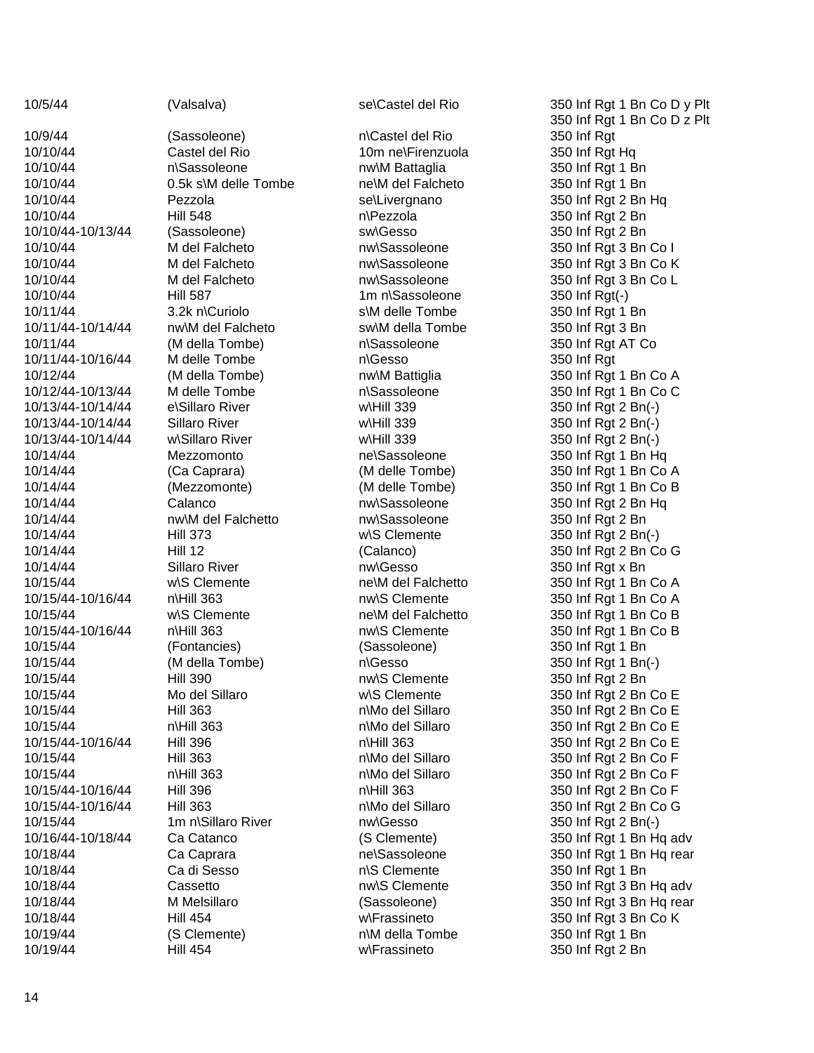| | | | |
|---|---|---|---|
| 10/5/44 | (Valsalva) | se\Castel del Rio | 350 Inf Rgt 1 Bn Co D y Plt |
| | | | 350 Inf Rgt 1 Bn Co D z Plt |
| 10/9/44 | (Sassoleone) | n\Castel del Rio | 350 Inf Rgt |
| 10/10/44 | Castel del Rio | 10m ne\Firenzuola | 350 Inf Rgt Hq |
| 10/10/44 | n\Sassoleone | nw\M Battaglia | 350 Inf Rgt 1 Bn |
| 10/10/44 | 0.5k s\M delle Tombe | ne\M del Falcheto | 350 Inf Rgt 1 Bn |
| 10/10/44 | Pezzola | se\Livergnano | 350 Inf Rgt 2 Bn Hq |
| 10/10/44 | Hill 548 | n\Pezzola | 350 Inf Rgt 2 Bn |
| 10/10/44-10/13/44 | (Sassoleone) | sw\Gesso | 350 Inf Rgt 2 Bn |
| 10/10/44 | M del Falcheto | nw\Sassoleone | 350 Inf Rgt 3 Bn Co I |
| 10/10/44 | M del Falcheto | nw\Sassoleone | 350 Inf Rgt 3 Bn Co K |
| 10/10/44 | M del Falcheto | nw\Sassoleone | 350 Inf Rgt 3 Bn Co L |
| 10/10/44 | Hill 587 | 1m n\Sassoleone | 350 Inf Rgt(-) |
| 10/11/44 | 3.2k n\Curiolo | s\M delle Tombe | 350 Inf Rgt 1 Bn |
| 10/11/44-10/14/44 | nw\M del Falcheto | sw\M della Tombe | 350 Inf Rgt 3 Bn |
| 10/11/44 | (M della Tombe) | n\Sassoleone | 350 Inf Rgt AT Co |
| 10/11/44-10/16/44 | M delle Tombe | n\Gesso | 350 Inf Rgt |
| 10/12/44 | (M della Tombe) | nw\M Battiglia | 350 Inf Rgt 1 Bn Co A |
| 10/12/44-10/13/44 | M delle Tombe | n\Sassoleone | 350 Inf Rgt 1 Bn Co C |
| 10/13/44-10/14/44 | e\Sillaro River | w\Hill 339 | 350 Inf Rgt 2 Bn(-) |
| 10/13/44-10/14/44 | Sillaro River | w\Hill 339 | 350 Inf Rgt 2 Bn(-) |
| 10/13/44-10/14/44 | w\Sillaro River | w\Hill 339 | 350 Inf Rgt 2 Bn(-) |
| 10/14/44 | Mezzomonto | ne\Sassoleone | 350 Inf Rgt 1 Bn Hq |
| 10/14/44 | (Ca Caprara) | (M delle Tombe) | 350 Inf Rgt 1 Bn Co A |
| 10/14/44 | (Mezzomonte) | (M delle Tombe) | 350 Inf Rgt 1 Bn Co B |
| 10/14/44 | Calanco | nw\Sassoleone | 350 Inf Rgt 2 Bn Hq |
| 10/14/44 | nw\M del Falchetto | nw\Sassoleone | 350 Inf Rgt 2 Bn |
| 10/14/44 | Hill 373 | w\S Clemente | 350 Inf Rgt 2 Bn(-) |
| 10/14/44 | Hill 12 | (Calanco) | 350 Inf Rgt 2 Bn Co G |
| 10/14/44 | Sillaro River | nw\Gesso | 350 Inf Rgt x Bn |
| 10/15/44 | w\S Clemente | ne\M del Falchetto | 350 Inf Rgt 1 Bn Co A |
| 10/15/44-10/16/44 | n\Hill 363 | nw\S Clemente | 350 Inf Rgt 1 Bn Co A |
| 10/15/44 | w\S Clemente | ne\M del Falchetto | 350 Inf Rgt 1 Bn Co B |
| 10/15/44-10/16/44 | n\Hill 363 | nw\S Clemente | 350 Inf Rgt 1 Bn Co B |
| 10/15/44 | (Fontancies) | (Sassoleone) | 350 Inf Rgt 1 Bn |
| 10/15/44 | (M della Tombe) | n\Gesso | 350 Inf Rgt 1 Bn(-) |
| 10/15/44 | Hill 390 | nw\S Clemente | 350 Inf Rgt 2 Bn |
| 10/15/44 | Mo del Sillaro | w\S Clemente | 350 Inf Rgt 2 Bn Co E |
| 10/15/44 | Hill 363 | n\Mo del Sillaro | 350 Inf Rgt 2 Bn Co E |
| 10/15/44 | n\Hill 363 | n\Mo del Sillaro | 350 Inf Rgt 2 Bn Co E |
| 10/15/44-10/16/44 | Hill 396 | n\Hill 363 | 350 Inf Rgt 2 Bn Co E |
| 10/15/44 | Hill 363 | n\Mo del Sillaro | 350 Inf Rgt 2 Bn Co F |
| 10/15/44 | n\Hill 363 | n\Mo del Sillaro | 350 Inf Rgt 2 Bn Co F |
| 10/15/44-10/16/44 | Hill 396 | n\Hill 363 | 350 Inf Rgt 2 Bn Co F |
| 10/15/44-10/16/44 | Hill 363 | n\Mo del Sillaro | 350 Inf Rgt 2 Bn Co G |
| 10/15/44 | 1m n\Sillaro River | nw\Gesso | 350 Inf Rgt 2 Bn(-) |
| 10/16/44-10/18/44 | Ca Catanco | (S Clemente) | 350 Inf Rgt 1 Bn Hq adv |
| 10/18/44 | Ca Caprara | ne\Sassoleone | 350 Inf Rgt 1 Bn Hq rear |
| 10/18/44 | Ca di Sesso | n\S Clemente | 350 Inf Rgt 1 Bn |
| 10/18/44 | Cassetto | nw\S Clemente | 350 Inf Rgt 3 Bn Hq adv |
| 10/18/44 | M Melsillaro | (Sassoleone) | 350 Inf Rgt 3 Bn Hq rear |
| 10/18/44 | Hill 454 | w\Frassineto | 350 Inf Rgt 3 Bn Co K |
| 10/19/44 | (S Clemente) | n\M della Tombe | 350 Inf Rgt 1 Bn |
| 10/19/44 | Hill 454 | w\Frassineto | 350 Inf Rgt 2 Bn |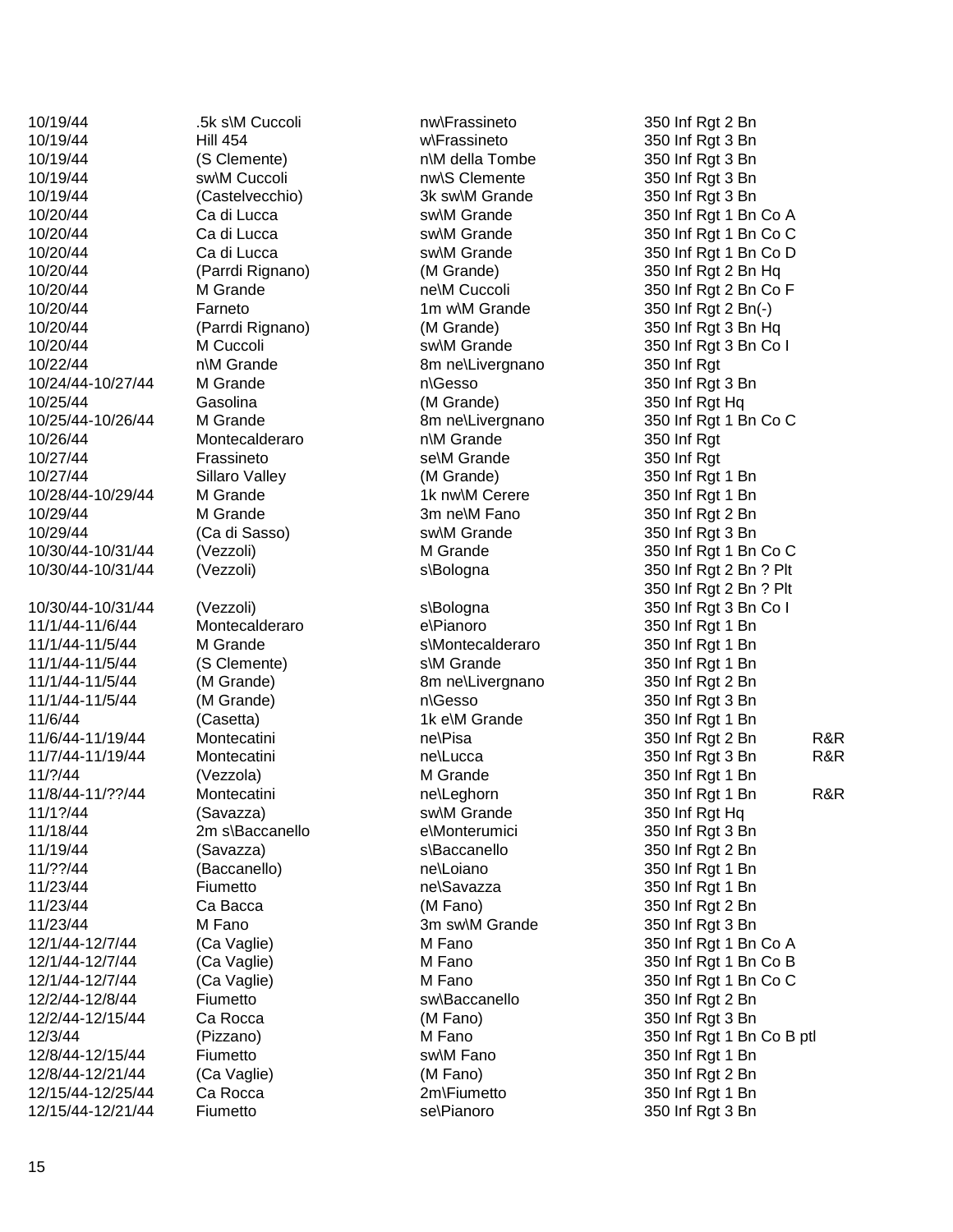| | | | | |
|---|---|---|---|---|
| 10/19/44 | .5k s\M Cuccoli | nw\Frassineto | 350 Inf Rgt 2 Bn | |
| 10/19/44 | Hill 454 | w\Frassineto | 350 Inf Rgt 3 Bn | |
| 10/19/44 | (S Clemente) | n\M della Tombe | 350 Inf Rgt 3 Bn | |
| 10/19/44 | sw\M Cuccoli | nw\S Clemente | 350 Inf Rgt 3 Bn | |
| 10/19/44 | (Castelvecchio) | 3k sw\M Grande | 350 Inf Rgt 3 Bn | |
| 10/20/44 | Ca di Lucca | sw\M Grande | 350 Inf Rgt 1 Bn Co A | |
| 10/20/44 | Ca di Lucca | sw\M Grande | 350 Inf Rgt 1 Bn Co C | |
| 10/20/44 | Ca di Lucca | sw\M Grande | 350 Inf Rgt 1 Bn Co D | |
| 10/20/44 | (Parrdi Rignano) | (M Grande) | 350 Inf Rgt 2 Bn Hq | |
| 10/20/44 | M Grande | ne\M Cuccoli | 350 Inf Rgt 2 Bn Co F | |
| 10/20/44 | Farneto | 1m w\M Grande | 350 Inf Rgt 2 Bn(-) | |
| 10/20/44 | (Parrdi Rignano) | (M Grande) | 350 Inf Rgt 3 Bn Hq | |
| 10/20/44 | M Cuccoli | sw\M Grande | 350 Inf Rgt 3 Bn Co I | |
| 10/22/44 | n\M Grande | 8m ne\Livergnano | 350 Inf Rgt | |
| 10/24/44-10/27/44 | M Grande | n\Gesso | 350 Inf Rgt 3 Bn | |
| 10/25/44 | Gasolina | (M Grande) | 350 Inf Rgt Hq | |
| 10/25/44-10/26/44 | M Grande | 8m ne\Livergnano | 350 Inf Rgt 1 Bn Co C | |
| 10/26/44 | Montecalderaro | n\M Grande | 350 Inf Rgt | |
| 10/27/44 | Frassineto | se\M Grande | 350 Inf Rgt | |
| 10/27/44 | Sillaro Valley | (M Grande) | 350 Inf Rgt 1 Bn | |
| 10/28/44-10/29/44 | M Grande | 1k nw\M Cerere | 350 Inf Rgt 1 Bn | |
| 10/29/44 | M Grande | 3m ne\M Fano | 350 Inf Rgt 2 Bn | |
| 10/29/44 | (Ca di Sasso) | sw\M Grande | 350 Inf Rgt 3 Bn | |
| 10/30/44-10/31/44 | (Vezzoli) | M Grande | 350 Inf Rgt 1 Bn Co C | |
| 10/30/44-10/31/44 | (Vezzoli) | s\Bologna | 350 Inf Rgt 2 Bn ? Plt | |
| | | | 350 Inf Rgt 2 Bn ? Plt | |
| 10/30/44-10/31/44 | (Vezzoli) | s\Bologna | 350 Inf Rgt 3 Bn Co I | |
| 11/1/44-11/6/44 | Montecalderaro | e\Pianoro | 350 Inf Rgt 1 Bn | |
| 11/1/44-11/5/44 | M Grande | s\Montecalderaro | 350 Inf Rgt 1 Bn | |
| 11/1/44-11/5/44 | (S Clemente) | s\M Grande | 350 Inf Rgt 1 Bn | |
| 11/1/44-11/5/44 | (M Grande) | 8m ne\Livergnano | 350 Inf Rgt 2 Bn | |
| 11/1/44-11/5/44 | (M Grande) | n\Gesso | 350 Inf Rgt 3 Bn | |
| 11/6/44 | (Casetta) | 1k e\M Grande | 350 Inf Rgt 1 Bn | |
| 11/6/44-11/19/44 | Montecatini | ne\Pisa | 350 Inf Rgt 2 Bn | R&R |
| 11/7/44-11/19/44 | Montecatini | ne\Lucca | 350 Inf Rgt 3 Bn | R&R |
| 11/?/44 | (Vezzola) | M Grande | 350 Inf Rgt 1 Bn | |
| 11/8/44-11/??/44 | Montecatini | ne\Leghorn | 350 Inf Rgt 1 Bn | R&R |
| 11/1?/44 | (Savazza) | sw\M Grande | 350 Inf Rgt Hq | |
| 11/18/44 | 2m s\Baccanello | e\Monterumici | 350 Inf Rgt 3 Bn | |
| 11/19/44 | (Savazza) | s\Baccanello | 350 Inf Rgt 2 Bn | |
| 11/??/44 | (Baccanello) | ne\Loiano | 350 Inf Rgt 1 Bn | |
| 11/23/44 | Fiumetto | ne\Savazza | 350 Inf Rgt 1 Bn | |
| 11/23/44 | Ca Bacca | (M Fano) | 350 Inf Rgt 2 Bn | |
| 11/23/44 | M Fano | 3m sw\M Grande | 350 Inf Rgt 3 Bn | |
| 12/1/44-12/7/44 | (Ca Vaglie) | M Fano | 350 Inf Rgt 1 Bn Co A | |
| 12/1/44-12/7/44 | (Ca Vaglie) | M Fano | 350 Inf Rgt 1 Bn Co B | |
| 12/1/44-12/7/44 | (Ca Vaglie) | M Fano | 350 Inf Rgt 1 Bn Co C | |
| 12/2/44-12/8/44 | Fiumetto | sw\Baccanello | 350 Inf Rgt 2 Bn | |
| 12/2/44-12/15/44 | Ca Rocca | (M Fano) | 350 Inf Rgt 3 Bn | |
| 12/3/44 | (Pizzano) | M Fano | 350 Inf Rgt 1 Bn Co B ptl | |
| 12/8/44-12/15/44 | Fiumetto | sw\M Fano | 350 Inf Rgt 1 Bn | |
| 12/8/44-12/21/44 | (Ca Vaglie) | (M Fano) | 350 Inf Rgt 2 Bn | |
| 12/15/44-12/25/44 | Ca Rocca | 2m\Fiumetto | 350 Inf Rgt 1 Bn | |
| 12/15/44-12/21/44 | Fiumetto | se\Pianoro | 350 Inf Rgt 3 Bn | |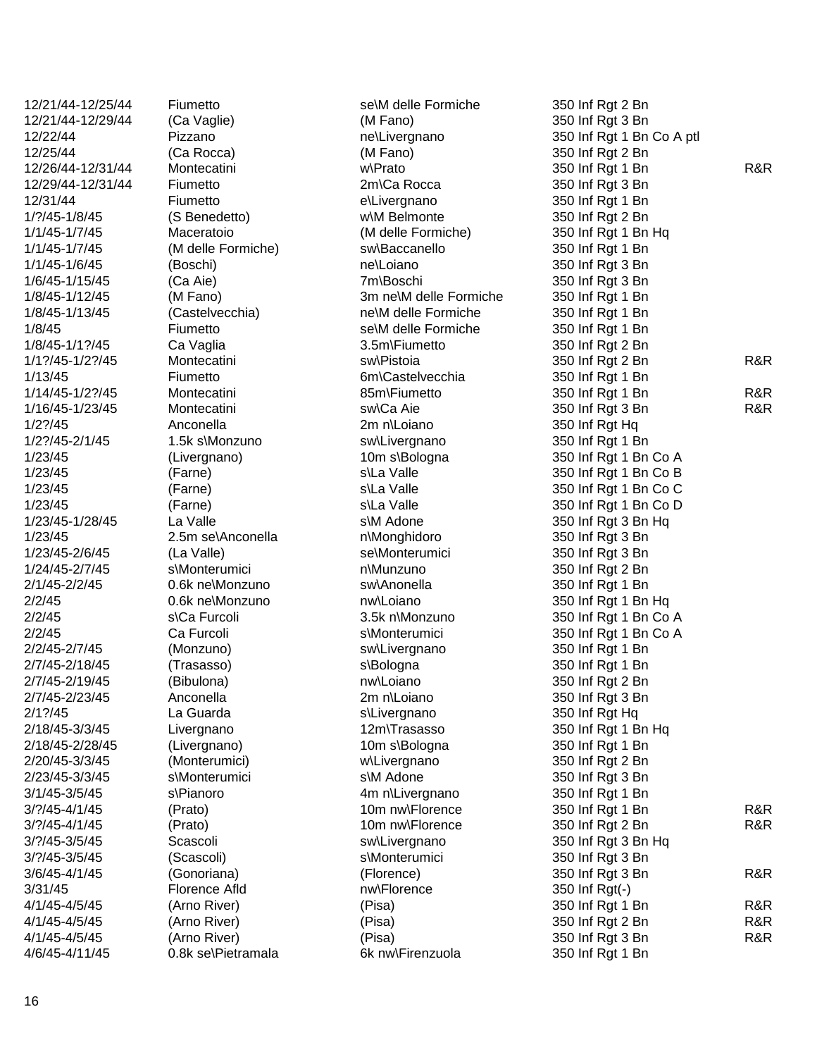| | | | | |
|---|---|---|---|---|
| 12/21/44-12/25/44 | Fiumetto | se\M delle Formiche | 350 Inf Rgt 2 Bn | |
| 12/21/44-12/29/44 | (Ca Vaglie) | (M Fano) | 350 Inf Rgt 3 Bn | |
| 12/22/44 | Pizzano | ne\Livergnano | 350 Inf Rgt 1 Bn Co A ptl | |
| 12/25/44 | (Ca Rocca) | (M Fano) | 350 Inf Rgt 2 Bn | |
| 12/26/44-12/31/44 | Montecatini | w\Prato | 350 Inf Rgt 1 Bn | R&R |
| 12/29/44-12/31/44 | Fiumetto | 2m\Ca Rocca | 350 Inf Rgt 3 Bn | |
| 12/31/44 | Fiumetto | e\Livergnano | 350 Inf Rgt 1 Bn | |
| 1/?/45-1/8/45 | (S Benedetto) | w\M Belmonte | 350 Inf Rgt 2 Bn | |
| 1/1/45-1/7/45 | Maceratoio | (M delle Formiche) | 350 Inf Rgt 1 Bn Hq | |
| 1/1/45-1/7/45 | (M delle Formiche) | sw\Baccanello | 350 Inf Rgt 1 Bn | |
| 1/1/45-1/6/45 | (Boschi) | ne\Loiano | 350 Inf Rgt 3 Bn | |
| 1/6/45-1/15/45 | (Ca Aie) | 7m\Boschi | 350 Inf Rgt 3 Bn | |
| 1/8/45-1/12/45 | (M Fano) | 3m ne\M delle Formiche | 350 Inf Rgt 1 Bn | |
| 1/8/45-1/13/45 | (Castelvecchia) | ne\M delle Formiche | 350 Inf Rgt 1 Bn | |
| 1/8/45 | Fiumetto | se\M delle Formiche | 350 Inf Rgt 1 Bn | |
| 1/8/45-1/1?/45 | Ca Vaglia | 3.5m\Fiumetto | 350 Inf Rgt 2 Bn | |
| 1/1?/45-1/2?/45 | Montecatini | sw\Pistoia | 350 Inf Rgt 2 Bn | R&R |
| 1/13/45 | Fiumetto | 6m\Castelvecchia | 350 Inf Rgt 1 Bn | |
| 1/14/45-1/2?/45 | Montecatini | 85m\Fiumetto | 350 Inf Rgt 1 Bn | R&R |
| 1/16/45-1/23/45 | Montecatini | sw\Ca Aie | 350 Inf Rgt 3 Bn | R&R |
| 1/2?/45 | Anconella | 2m n\Loiano | 350 Inf Rgt Hq | |
| 1/2?/45-2/1/45 | 1.5k s\Monzuno | sw\Livergnano | 350 Inf Rgt 1 Bn | |
| 1/23/45 | (Livergnano) | 10m s\Bologna | 350 Inf Rgt 1 Bn Co A | |
| 1/23/45 | (Farne) | s\La Valle | 350 Inf Rgt 1 Bn Co B | |
| 1/23/45 | (Farne) | s\La Valle | 350 Inf Rgt 1 Bn Co C | |
| 1/23/45 | (Farne) | s\La Valle | 350 Inf Rgt 1 Bn Co D | |
| 1/23/45-1/28/45 | La Valle | s\M Adone | 350 Inf Rgt 3 Bn Hq | |
| 1/23/45 | 2.5m se\Anconella | n\Monghidoro | 350 Inf Rgt 3 Bn | |
| 1/23/45-2/6/45 | (La Valle) | se\Monterumici | 350 Inf Rgt 3 Bn | |
| 1/24/45-2/7/45 | s\Monterumici | n\Munzuno | 350 Inf Rgt 2 Bn | |
| 2/1/45-2/2/45 | 0.6k ne\Monzuno | sw\Anonella | 350 Inf Rgt 1 Bn | |
| 2/2/45 | 0.6k ne\Monzuno | nw\Loiano | 350 Inf Rgt 1 Bn Hq | |
| 2/2/45 | s\Ca Furcoli | 3.5k n\Monzuno | 350 Inf Rgt 1 Bn Co A | |
| 2/2/45 | Ca Furcoli | s\Monterumici | 350 Inf Rgt 1 Bn Co A | |
| 2/2/45-2/7/45 | (Monzuno) | sw\Livergnano | 350 Inf Rgt 1 Bn | |
| 2/7/45-2/18/45 | (Trasasso) | s\Bologna | 350 Inf Rgt 1 Bn | |
| 2/7/45-2/19/45 | (Bibulona) | nw\Loiano | 350 Inf Rgt 2 Bn | |
| 2/7/45-2/23/45 | Anconella | 2m n\Loiano | 350 Inf Rgt 3 Bn | |
| 2/1?/45 | La Guarda | s\Livergnano | 350 Inf Rgt Hq | |
| 2/18/45-3/3/45 | Livergnano | 12m\Trasasso | 350 Inf Rgt 1 Bn Hq | |
| 2/18/45-2/28/45 | (Livergnano) | 10m s\Bologna | 350 Inf Rgt 1 Bn | |
| 2/20/45-3/3/45 | (Monterumici) | w\Livergnano | 350 Inf Rgt 2 Bn | |
| 2/23/45-3/3/45 | s\Monterumici | s\M Adone | 350 Inf Rgt 3 Bn | |
| 3/1/45-3/5/45 | s\Pianoro | 4m n\Livergnano | 350 Inf Rgt 1 Bn | |
| 3/?/45-4/1/45 | (Prato) | 10m nw\Florence | 350 Inf Rgt 1 Bn | R&R |
| 3/?/45-4/1/45 | (Prato) | 10m nw\Florence | 350 Inf Rgt 2 Bn | R&R |
| 3/?/45-3/5/45 | Scascoli | sw\Livergnano | 350 Inf Rgt 3 Bn Hq | |
| 3/?/45-3/5/45 | (Scascoli) | s\Monterumici | 350 Inf Rgt 3 Bn | |
| 3/6/45-4/1/45 | (Gonoriana) | (Florence) | 350 Inf Rgt 3 Bn | R&R |
| 3/31/45 | Florence Afld | nw\Florence | 350 Inf Rgt(-) | |
| 4/1/45-4/5/45 | (Arno River) | (Pisa) | 350 Inf Rgt 1 Bn | R&R |
| 4/1/45-4/5/45 | (Arno River) | (Pisa) | 350 Inf Rgt 2 Bn | R&R |
| 4/1/45-4/5/45 | (Arno River) | (Pisa) | 350 Inf Rgt 3 Bn | R&R |
| 4/6/45-4/11/45 | 0.8k se\Pietramala | 6k nw\Firenzuola | 350 Inf Rgt 1 Bn | |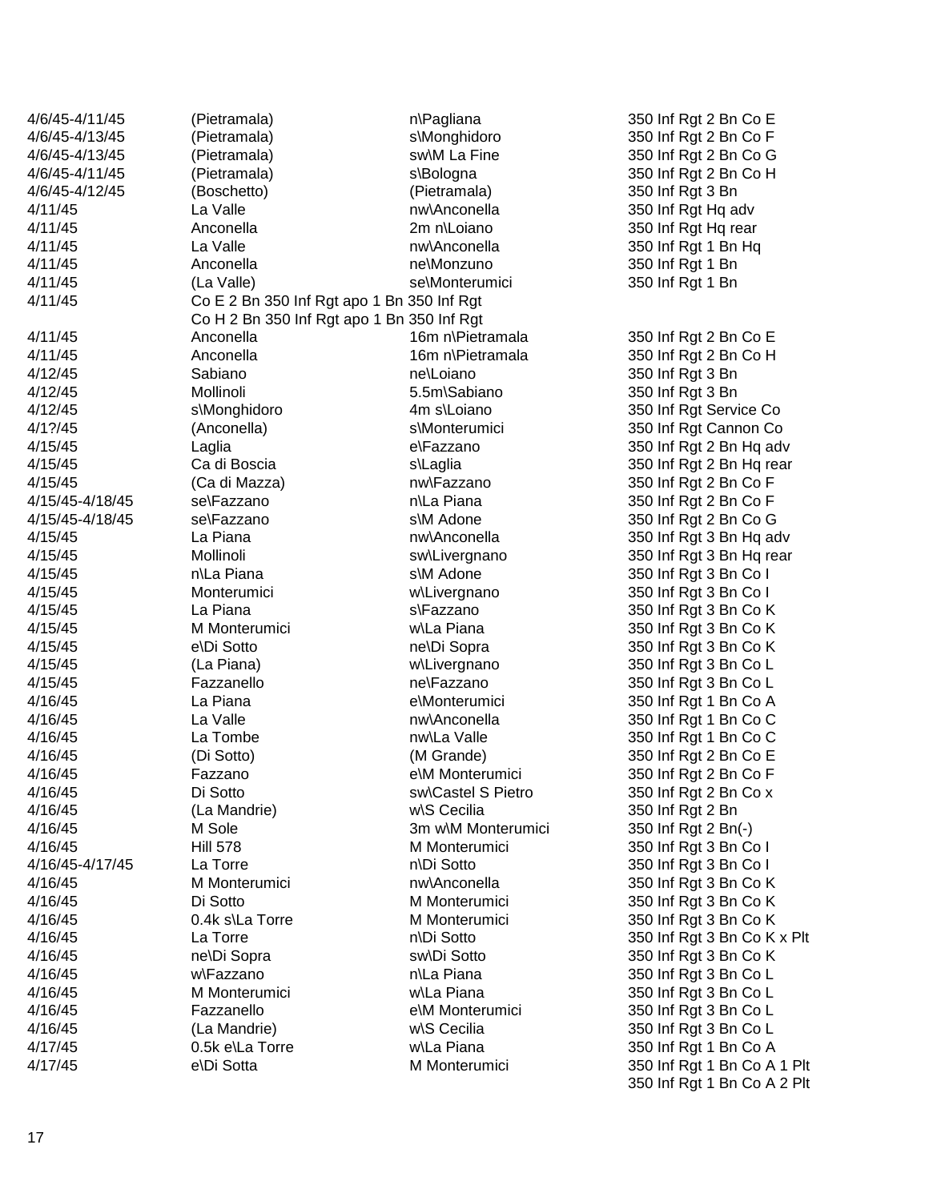| | | | |
|---|---|---|---|
| 4/6/45-4/11/45 | (Pietramala) | n\Pagliana | 350 Inf Rgt 2 Bn Co E |
| 4/6/45-4/13/45 | (Pietramala) | s\Monghidoro | 350 Inf Rgt 2 Bn Co F |
| 4/6/45-4/13/45 | (Pietramala) | sw\M La Fine | 350 Inf Rgt 2 Bn Co G |
| 4/6/45-4/11/45 | (Pietramala) | s\Bologna | 350 Inf Rgt 2 Bn Co H |
| 4/6/45-4/12/45 | (Boschetto) | (Pietramala) | 350 Inf Rgt 3 Bn |
| 4/11/45 | La Valle | nw\Anconella | 350 Inf Rgt Hq adv |
| 4/11/45 | Anconella | 2m n\Loiano | 350 Inf Rgt Hq rear |
| 4/11/45 | La Valle | nw\Anconella | 350 Inf Rgt 1 Bn Hq |
| 4/11/45 | Anconella | ne\Monzuno | 350 Inf Rgt 1 Bn |
| 4/11/45 | (La Valle) | se\Monterumici | 350 Inf Rgt 1 Bn |
| 4/11/45 | Co E 2 Bn 350 Inf Rgt apo 1 Bn 350 Inf Rgt<br>Co H 2 Bn 350 Inf Rgt apo 1 Bn 350 Inf Rgt | | |
| 4/11/45 | Anconella | 16m n\Pietramala | 350 Inf Rgt 2 Bn Co E |
| 4/11/45 | Anconella | 16m n\Pietramala | 350 Inf Rgt 2 Bn Co H |
| 4/12/45 | Sabiano | ne\Loiano | 350 Inf Rgt 3 Bn |
| 4/12/45 | Mollinoli | 5.5m\Sabiano | 350 Inf Rgt 3 Bn |
| 4/12/45 | s\Monghidoro | 4m s\Loiano | 350 Inf Rgt Service Co |
| 4/1?/45 | (Anconella) | s\Monterumici | 350 Inf Rgt Cannon Co |
| 4/15/45 | Laglia | e\Fazzano | 350 Inf Rgt 2 Bn Hq adv |
| 4/15/45 | Ca di Boscia | s\Laglia | 350 Inf Rgt 2 Bn Hq rear |
| 4/15/45 | (Ca di Mazza) | nw\Fazzano | 350 Inf Rgt 2 Bn Co F |
| 4/15/45-4/18/45 | se\Fazzano | n\La Piana | 350 Inf Rgt 2 Bn Co F |
| 4/15/45-4/18/45 | se\Fazzano | s\M Adone | 350 Inf Rgt 2 Bn Co G |
| 4/15/45 | La Piana | nw\Anconella | 350 Inf Rgt 3 Bn Hq adv |
| 4/15/45 | Mollinoli | sw\Livergnano | 350 Inf Rgt 3 Bn Hq rear |
| 4/15/45 | n\La Piana | s\M Adone | 350 Inf Rgt 3 Bn Co I |
| 4/15/45 | Monterumici | w\Livergnano | 350 Inf Rgt 3 Bn Co I |
| 4/15/45 | La Piana | s\Fazzano | 350 Inf Rgt 3 Bn Co K |
| 4/15/45 | M Monterumici | w\La Piana | 350 Inf Rgt 3 Bn Co K |
| 4/15/45 | e\Di Sotto | ne\Di Sopra | 350 Inf Rgt 3 Bn Co K |
| 4/15/45 | (La Piana) | w\Livergnano | 350 Inf Rgt 3 Bn Co L |
| 4/15/45 | Fazzanello | ne\Fazzano | 350 Inf Rgt 3 Bn Co L |
| 4/16/45 | La Piana | e\Monterumici | 350 Inf Rgt 1 Bn Co A |
| 4/16/45 | La Valle | nw\Anconella | 350 Inf Rgt 1 Bn Co C |
| 4/16/45 | La Tombe | nw\La Valle | 350 Inf Rgt 1 Bn Co C |
| 4/16/45 | (Di Sotto) | (M Grande) | 350 Inf Rgt 2 Bn Co E |
| 4/16/45 | Fazzano | e\M Monterumici | 350 Inf Rgt 2 Bn Co F |
| 4/16/45 | Di Sotto | sw\Castel S Pietro | 350 Inf Rgt 2 Bn Co x |
| 4/16/45 | (La Mandrie) | w\S Cecilia | 350 Inf Rgt 2 Bn |
| 4/16/45 | M Sole | 3m w\M Monterumici | 350 Inf Rgt 2 Bn(-) |
| 4/16/45 | Hill 578 | M Monterumici | 350 Inf Rgt 3 Bn Co I |
| 4/16/45-4/17/45 | La Torre | n\Di Sotto | 350 Inf Rgt 3 Bn Co I |
| 4/16/45 | M Monterumici | nw\Anconella | 350 Inf Rgt 3 Bn Co K |
| 4/16/45 | Di Sotto | M Monterumici | 350 Inf Rgt 3 Bn Co K |
| 4/16/45 | 0.4k s\La Torre | M Monterumici | 350 Inf Rgt 3 Bn Co K |
| 4/16/45 | La Torre | n\Di Sotto | 350 Inf Rgt 3 Bn Co K x Plt |
| 4/16/45 | ne\Di Sopra | sw\Di Sotto | 350 Inf Rgt 3 Bn Co K |
| 4/16/45 | w\Fazzano | n\La Piana | 350 Inf Rgt 3 Bn Co L |
| 4/16/45 | M Monterumici | w\La Piana | 350 Inf Rgt 3 Bn Co L |
| 4/16/45 | Fazzanello | e\M Monterumici | 350 Inf Rgt 3 Bn Co L |
| 4/16/45 | (La Mandrie) | w\S Cecilia | 350 Inf Rgt 3 Bn Co L |
| 4/17/45 | 0.5k e\La Torre | w\La Piana | 350 Inf Rgt 1 Bn Co A |
| 4/17/45 | e\Di Sotta | M Monterumici | 350 Inf Rgt 1 Bn Co A 1 Plt<br>350 Inf Rgt 1 Bn Co A 2 Plt |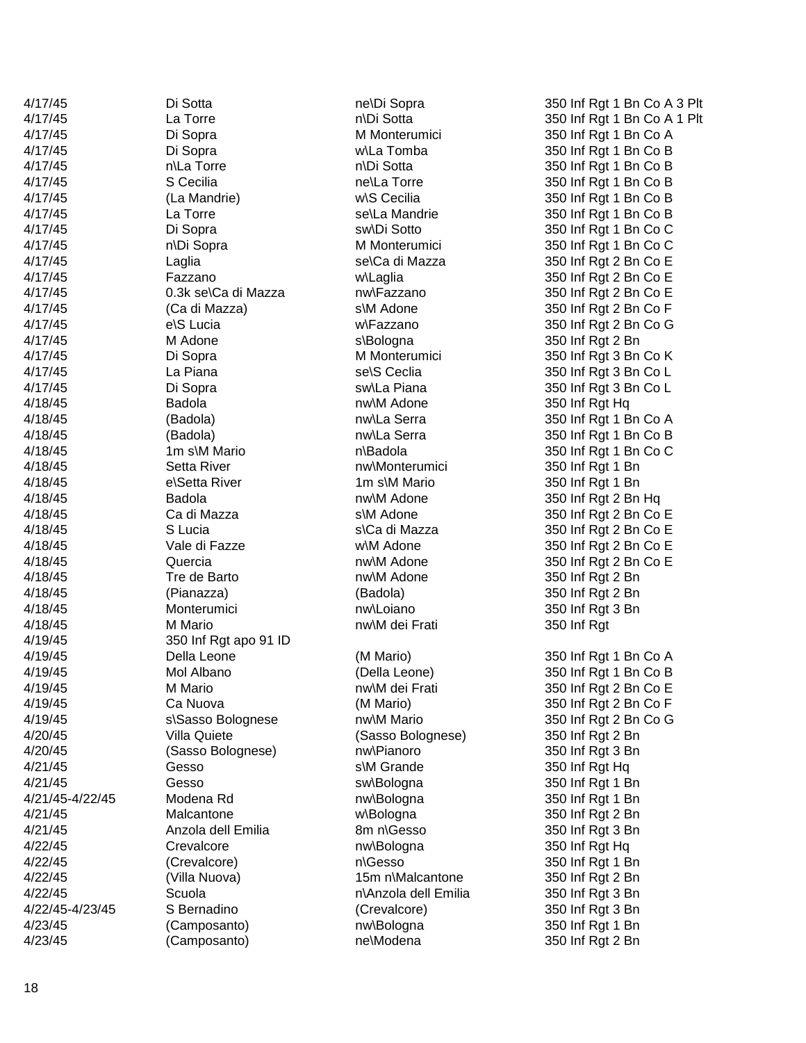| | | | |
|---|---|---|---|
| 4/17/45 | Di Sotta | ne\Di Sopra | 350 Inf Rgt 1 Bn Co A 3 Plt |
| 4/17/45 | La Torre | n\Di Sotta | 350 Inf Rgt 1 Bn Co A 1 Plt |
| 4/17/45 | Di Sopra | M Monterumici | 350 Inf Rgt 1 Bn Co A |
| 4/17/45 | Di Sopra | w\La Tomba | 350 Inf Rgt 1 Bn Co B |
| 4/17/45 | n\La Torre | n\Di Sotta | 350 Inf Rgt 1 Bn Co B |
| 4/17/45 | S Cecilia | ne\La Torre | 350 Inf Rgt 1 Bn Co B |
| 4/17/45 | (La Mandrie) | w\S Cecilia | 350 Inf Rgt 1 Bn Co B |
| 4/17/45 | La Torre | se\La Mandrie | 350 Inf Rgt 1 Bn Co B |
| 4/17/45 | Di Sopra | sw\Di Sotto | 350 Inf Rgt 1 Bn Co C |
| 4/17/45 | n\Di Sopra | M Monterumici | 350 Inf Rgt 1 Bn Co C |
| 4/17/45 | Laglia | se\Ca di Mazza | 350 Inf Rgt 2 Bn Co E |
| 4/17/45 | Fazzano | w\Laglia | 350 Inf Rgt 2 Bn Co E |
| 4/17/45 | 0.3k se\Ca di Mazza | nw\Fazzano | 350 Inf Rgt 2 Bn Co E |
| 4/17/45 | (Ca di Mazza) | s\M Adone | 350 Inf Rgt 2 Bn Co F |
| 4/17/45 | e\S Lucia | w\Fazzano | 350 Inf Rgt 2 Bn Co G |
| 4/17/45 | M Adone | s\Bologna | 350 Inf Rgt 2 Bn |
| 4/17/45 | Di Sopra | M Monterumici | 350 Inf Rgt 3 Bn Co K |
| 4/17/45 | La Piana | se\S Ceclia | 350 Inf Rgt 3 Bn Co L |
| 4/17/45 | Di Sopra | sw\La Piana | 350 Inf Rgt 3 Bn Co L |
| 4/18/45 | Badola | nw\M Adone | 350 Inf Rgt Hq |
| 4/18/45 | (Badola) | nw\La Serra | 350 Inf Rgt 1 Bn Co A |
| 4/18/45 | (Badola) | nw\La Serra | 350 Inf Rgt 1 Bn Co B |
| 4/18/45 | 1m s\M Mario | n\Badola | 350 Inf Rgt 1 Bn Co C |
| 4/18/45 | Setta River | nw\Monterumici | 350 Inf Rgt 1 Bn |
| 4/18/45 | e\Setta River | 1m s\M Mario | 350 Inf Rgt 1 Bn |
| 4/18/45 | Badola | nw\M Adone | 350 Inf Rgt 2 Bn Hq |
| 4/18/45 | Ca di Mazza | s\M Adone | 350 Inf Rgt 2 Bn Co E |
| 4/18/45 | S Lucia | s\Ca di Mazza | 350 Inf Rgt 2 Bn Co E |
| 4/18/45 | Vale di Fazze | w\M Adone | 350 Inf Rgt 2 Bn Co E |
| 4/18/45 | Quercia | nw\M Adone | 350 Inf Rgt 2 Bn Co E |
| 4/18/45 | Tre de Barto | nw\M Adone | 350 Inf Rgt 2 Bn |
| 4/18/45 | (Pianazza) | (Badola) | 350 Inf Rgt 2 Bn |
| 4/18/45 | Monterumici | nw\Loiano | 350 Inf Rgt 3 Bn |
| 4/18/45 | M Mario | nw\M dei Frati | 350 Inf Rgt |
| 4/19/45 | 350 Inf Rgt apo 91 ID | | |
| 4/19/45 | Della Leone | (M Mario) | 350 Inf Rgt 1 Bn Co A |
| 4/19/45 | Mol Albano | (Della Leone) | 350 Inf Rgt 1 Bn Co B |
| 4/19/45 | M Mario | nw\M dei Frati | 350 Inf Rgt 2 Bn Co E |
| 4/19/45 | Ca Nuova | (M Mario) | 350 Inf Rgt 2 Bn Co F |
| 4/19/45 | s\Sasso Bolognese | nw\M Mario | 350 Inf Rgt 2 Bn Co G |
| 4/20/45 | Villa Quiete | (Sasso Bolognese) | 350 Inf Rgt 2 Bn |
| 4/20/45 | (Sasso Bolognese) | nw\Pianoro | 350 Inf Rgt 3 Bn |
| 4/21/45 | Gesso | s\M Grande | 350 Inf Rgt Hq |
| 4/21/45 | Gesso | sw\Bologna | 350 Inf Rgt 1 Bn |
| 4/21/45-4/22/45 | Modena Rd | nw\Bologna | 350 Inf Rgt 1 Bn |
| 4/21/45 | Malcantone | w\Bologna | 350 Inf Rgt 2 Bn |
| 4/21/45 | Anzola dell Emilia | 8m n\Gesso | 350 Inf Rgt 3 Bn |
| 4/22/45 | Crevalcore | nw\Bologna | 350 Inf Rgt Hq |
| 4/22/45 | (Crevalcore) | n\Gesso | 350 Inf Rgt 1 Bn |
| 4/22/45 | (Villa Nuova) | 15m n\Malcantone | 350 Inf Rgt 2 Bn |
| 4/22/45 | Scuola | n\Anzola dell Emilia | 350 Inf Rgt 3 Bn |
| 4/22/45-4/23/45 | S Bernadino | (Crevalcore) | 350 Inf Rgt 3 Bn |
| 4/23/45 | (Camposanto) | nw\Bologna | 350 Inf Rgt 1 Bn |
| 4/23/45 | (Camposanto) | ne\Modena | 350 Inf Rgt 2 Bn |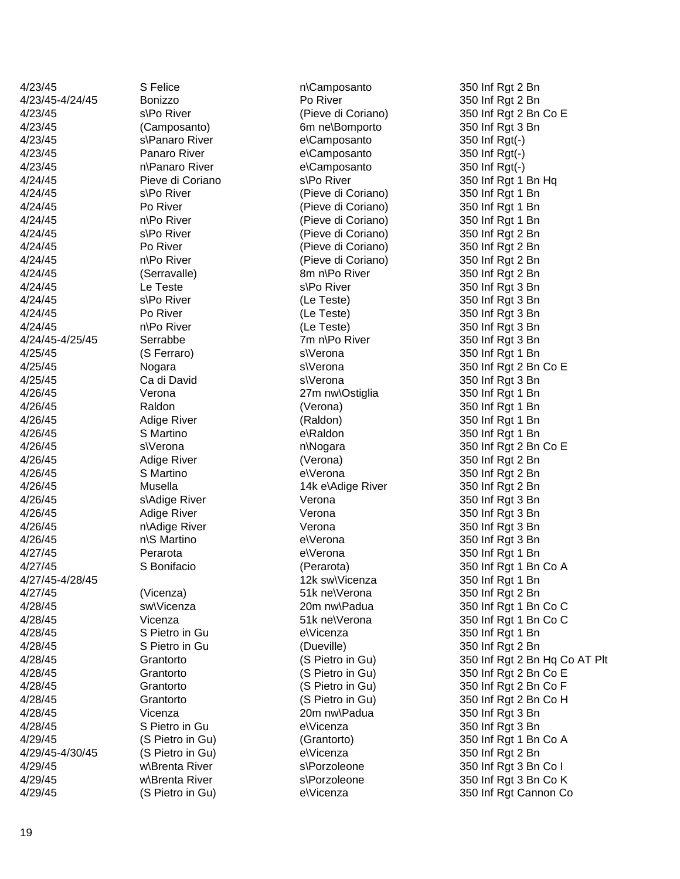| | | | |
|---|---|---|---|
| 4/23/45 | S Felice | n\Camposanto | 350 Inf Rgt 2 Bn |
| 4/23/45-4/24/45 | Bonizzo | Po River | 350 Inf Rgt 2 Bn |
| 4/23/45 | s\Po River | (Pieve di Coriano) | 350 Inf Rgt 2 Bn Co E |
| 4/23/45 | (Camposanto) | 6m ne\Bomporto | 350 Inf Rgt 3 Bn |
| 4/23/45 | s\Panaro River | e\Camposanto | 350 Inf Rgt(-) |
| 4/23/45 | Panaro River | e\Camposanto | 350 Inf Rgt(-) |
| 4/23/45 | n\Panaro River | e\Camposanto | 350 Inf Rgt(-) |
| 4/24/45 | Pieve di Coriano | s\Po River | 350 Inf Rgt 1 Bn Hq |
| 4/24/45 | s\Po River | (Pieve di Coriano) | 350 Inf Rgt 1 Bn |
| 4/24/45 | Po River | (Pieve di Coriano) | 350 Inf Rgt 1 Bn |
| 4/24/45 | n\Po River | (Pieve di Coriano) | 350 Inf Rgt 1 Bn |
| 4/24/45 | s\Po River | (Pieve di Coriano) | 350 Inf Rgt 2 Bn |
| 4/24/45 | Po River | (Pieve di Coriano) | 350 Inf Rgt 2 Bn |
| 4/24/45 | n\Po River | (Pieve di Coriano) | 350 Inf Rgt 2 Bn |
| 4/24/45 | (Serravalle) | 8m n\Po River | 350 Inf Rgt 2 Bn |
| 4/24/45 | Le Teste | s\Po River | 350 Inf Rgt 3 Bn |
| 4/24/45 | s\Po River | (Le Teste) | 350 Inf Rgt 3 Bn |
| 4/24/45 | Po River | (Le Teste) | 350 Inf Rgt 3 Bn |
| 4/24/45 | n\Po River | (Le Teste) | 350 Inf Rgt 3 Bn |
| 4/24/45-4/25/45 | Serrabbe | 7m n\Po River | 350 Inf Rgt 3 Bn |
| 4/25/45 | (S Ferraro) | s\Verona | 350 Inf Rgt 1 Bn |
| 4/25/45 | Nogara | s\Verona | 350 Inf Rgt 2 Bn Co E |
| 4/25/45 | Ca di David | s\Verona | 350 Inf Rgt 3 Bn |
| 4/26/45 | Verona | 27m nw\Ostiglia | 350 Inf Rgt 1 Bn |
| 4/26/45 | Raldon | (Verona) | 350 Inf Rgt 1 Bn |
| 4/26/45 | Adige River | (Raldon) | 350 Inf Rgt 1 Bn |
| 4/26/45 | S Martino | e\Raldon | 350 Inf Rgt 1 Bn |
| 4/26/45 | s\Verona | n\Nogara | 350 Inf Rgt 2 Bn Co E |
| 4/26/45 | Adige River | (Verona) | 350 Inf Rgt 2 Bn |
| 4/26/45 | S Martino | e\Verona | 350 Inf Rgt 2 Bn |
| 4/26/45 | Musella | 14k e\Adige River | 350 Inf Rgt 2 Bn |
| 4/26/45 | s\Adige River | Verona | 350 Inf Rgt 3 Bn |
| 4/26/45 | Adige River | Verona | 350 Inf Rgt 3 Bn |
| 4/26/45 | n\Adige River | Verona | 350 Inf Rgt 3 Bn |
| 4/26/45 | n\S Martino | e\Verona | 350 Inf Rgt 3 Bn |
| 4/27/45 | Perarota | e\Verona | 350 Inf Rgt 1 Bn |
| 4/27/45 | S Bonifacio | (Perarota) | 350 Inf Rgt 1 Bn Co A |
| 4/27/45-4/28/45 | | 12k sw\Vicenza | 350 Inf Rgt 1 Bn |
| 4/27/45 | (Vicenza) | 51k ne\Verona | 350 Inf Rgt 2 Bn |
| 4/28/45 | sw\Vicenza | 20m nw\Padua | 350 Inf Rgt 1 Bn Co C |
| 4/28/45 | Vicenza | 51k ne\Verona | 350 Inf Rgt 1 Bn Co C |
| 4/28/45 | S Pietro in Gu | e\Vicenza | 350 Inf Rgt 1 Bn |
| 4/28/45 | S Pietro in Gu | (Dueville) | 350 Inf Rgt 2 Bn |
| 4/28/45 | Grantorto | (S Pietro in Gu) | 350 Inf Rgt 2 Bn Hq Co AT Plt |
| 4/28/45 | Grantorto | (S Pietro in Gu) | 350 Inf Rgt 2 Bn Co E |
| 4/28/45 | Grantorto | (S Pietro in Gu) | 350 Inf Rgt 2 Bn Co F |
| 4/28/45 | Grantorto | (S Pietro in Gu) | 350 Inf Rgt 2 Bn Co H |
| 4/28/45 | Vicenza | 20m nw\Padua | 350 Inf Rgt 3 Bn |
| 4/28/45 | S Pietro in Gu | e\Vicenza | 350 Inf Rgt 3 Bn |
| 4/29/45 | (S Pietro in Gu) | (Grantorto) | 350 Inf Rgt 1 Bn Co A |
| 4/29/45-4/30/45 | (S Pietro in Gu) | e\Vicenza | 350 Inf Rgt 2 Bn |
| 4/29/45 | w\Brenta River | s\Porzoleone | 350 Inf Rgt 3 Bn Co I |
| 4/29/45 | w\Brenta River | s\Porzoleone | 350 Inf Rgt 3 Bn Co K |
| 4/29/45 | (S Pietro in Gu) | e\Vicenza | 350 Inf Rgt Cannon Co |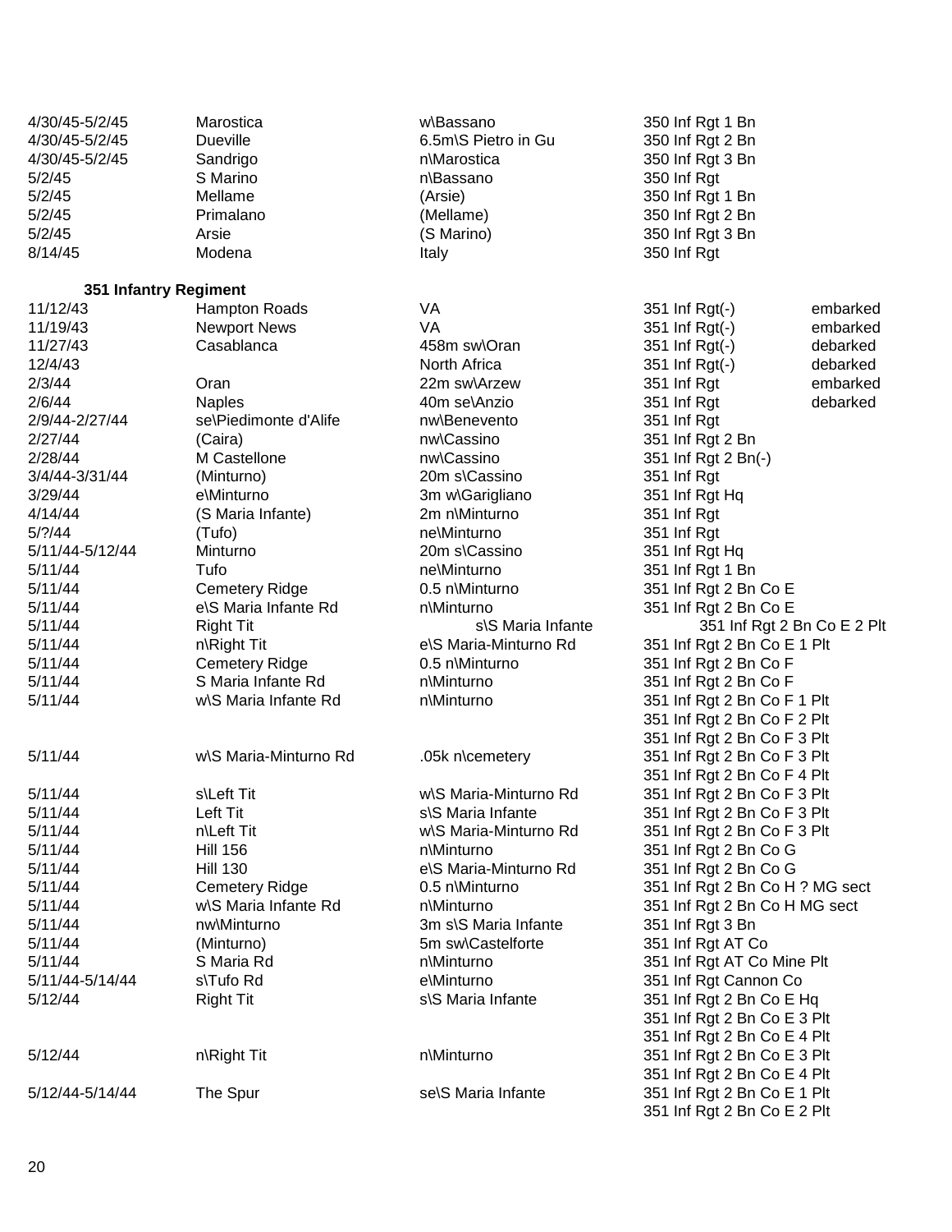| | | | | |
|---|---|---|---|---|
| 4/30/45-5/2/45 | Marostica | w\Bassano | 350 Inf Rgt 1 Bn | |
| 4/30/45-5/2/45 | Dueville | 6.5m\S Pietro in Gu | 350 Inf Rgt 2 Bn | |
| 4/30/45-5/2/45 | Sandrigo | n\Marostica | 350 Inf Rgt 3 Bn | |
| 5/2/45 | S Marino | n\Bassano | 350 Inf Rgt | |
| 5/2/45 | Mellame | (Arsie) | 350 Inf Rgt 1 Bn | |
| 5/2/45 | Primalano | (Mellame) | 350 Inf Rgt 2 Bn | |
| 5/2/45 | Arsie | (S Marino) | 350 Inf Rgt 3 Bn | |
| 8/14/45 | Modena | Italy | 350 Inf Rgt | |

**351 Infantry Regiment**

| | | | | |
|---|---|---|---|---|
| 11/12/43 | Hampton Roads | VA | 351 Inf Rgt(-) | embarked |
| 11/19/43 | Newport News | VA | 351 Inf Rgt(-) | embarked |
| 11/27/43 | Casablanca | 458m sw\Oran | 351 Inf Rgt(-) | debarked |
| 12/4/43 | | North Africa | 351 Inf Rgt(-) | debarked |
| 2/3/44 | Oran | 22m sw\Arzew | 351 Inf Rgt | embarked |
| 2/6/44 | Naples | 40m se\Anzio | 351 Inf Rgt | debarked |
| 2/9/44-2/27/44 | se\Piedimonte d'Alife | nw\Benevento | 351 Inf Rgt | |
| 2/27/44 | (Caira) | nw\Cassino | 351 Inf Rgt 2 Bn | |
| 2/28/44 | M Castellone | nw\Cassino | 351 Inf Rgt 2 Bn(-) | |
| 3/4/44-3/31/44 | (Minturno) | 20m s\Cassino | 351 Inf Rgt | |
| 3/29/44 | e\Minturno | 3m w\Garigliano | 351 Inf Rgt Hq | |
| 4/14/44 | (S Maria Infante) | 2m n\Minturno | 351 Inf Rgt | |
| 5/?/44 | (Tufo) | ne\Minturno | 351 Inf Rgt | |
| 5/11/44-5/12/44 | Minturno | 20m s\Cassino | 351 Inf Rgt Hq | |
| 5/11/44 | Tufo | ne\Minturno | 351 Inf Rgt 1 Bn | |
| 5/11/44 | Cemetery Ridge | 0.5 n\Minturno | 351 Inf Rgt 2 Bn Co E | |
| 5/11/44 | e\S Maria Infante Rd | n\Minturno | 351 Inf Rgt 2 Bn Co E | |
| 5/11/44 | Right Tit | s\S Maria Infante | 351 Inf Rgt 2 Bn Co E 2 Plt | |
| 5/11/44 | n\Right Tit | e\S Maria-Minturno Rd | 351 Inf Rgt 2 Bn Co E 1 Plt | |
| 5/11/44 | Cemetery Ridge | 0.5 n\Minturno | 351 Inf Rgt 2 Bn Co F | |
| 5/11/44 | S Maria Infante Rd | n\Minturno | 351 Inf Rgt 2 Bn Co F | |
| 5/11/44 | w\S Maria Infante Rd | n\Minturno | 351 Inf Rgt 2 Bn Co F 1 Plt | |
| | | | 351 Inf Rgt 2 Bn Co F 2 Plt | |
| | | | 351 Inf Rgt 2 Bn Co F 3 Plt | |
| 5/11/44 | w\S Maria-Minturno Rd | .05k n\cemetery | 351 Inf Rgt 2 Bn Co F 3 Plt | |
| | | | 351 Inf Rgt 2 Bn Co F 4 Plt | |
| 5/11/44 | s\Left Tit | w\S Maria-Minturno Rd | 351 Inf Rgt 2 Bn Co F 3 Plt | |
| 5/11/44 | Left Tit | s\S Maria Infante | 351 Inf Rgt 2 Bn Co F 3 Plt | |
| 5/11/44 | n\Left Tit | w\S Maria-Minturno Rd | 351 Inf Rgt 2 Bn Co F 3 Plt | |
| 5/11/44 | Hill 156 | n\Minturno | 351 Inf Rgt 2 Bn Co G | |
| 5/11/44 | Hill 130 | e\S Maria-Minturno Rd | 351 Inf Rgt 2 Bn Co G | |
| 5/11/44 | Cemetery Ridge | 0.5 n\Minturno | 351 Inf Rgt 2 Bn Co H ? MG sect | |
| 5/11/44 | w\S Maria Infante Rd | n\Minturno | 351 Inf Rgt 2 Bn Co H MG sect | |
| 5/11/44 | nw\Minturno | 3m s\S Maria Infante | 351 Inf Rgt 3 Bn | |
| 5/11/44 | (Minturno) | 5m sw\Castelforte | 351 Inf Rgt AT Co | |
| 5/11/44 | S Maria Rd | n\Minturno | 351 Inf Rgt AT Co Mine Plt | |
| 5/11/44-5/14/44 | s\Tufo Rd | e\Minturno | 351 Inf Rgt Cannon Co | |
| 5/12/44 | Right Tit | s\S Maria Infante | 351 Inf Rgt 2 Bn Co E Hq | |
| | | | 351 Inf Rgt 2 Bn Co E 3 Plt | |
| | | | 351 Inf Rgt 2 Bn Co E 4 Plt | |
| 5/12/44 | n\Right Tit | n\Minturno | 351 Inf Rgt 2 Bn Co E 3 Plt | |
| | | | 351 Inf Rgt 2 Bn Co E 4 Plt | |
| 5/12/44-5/14/44 | The Spur | se\S Maria Infante | 351 Inf Rgt 2 Bn Co E 1 Plt | |
| | | | 351 Inf Rgt 2 Bn Co E 2 Plt | |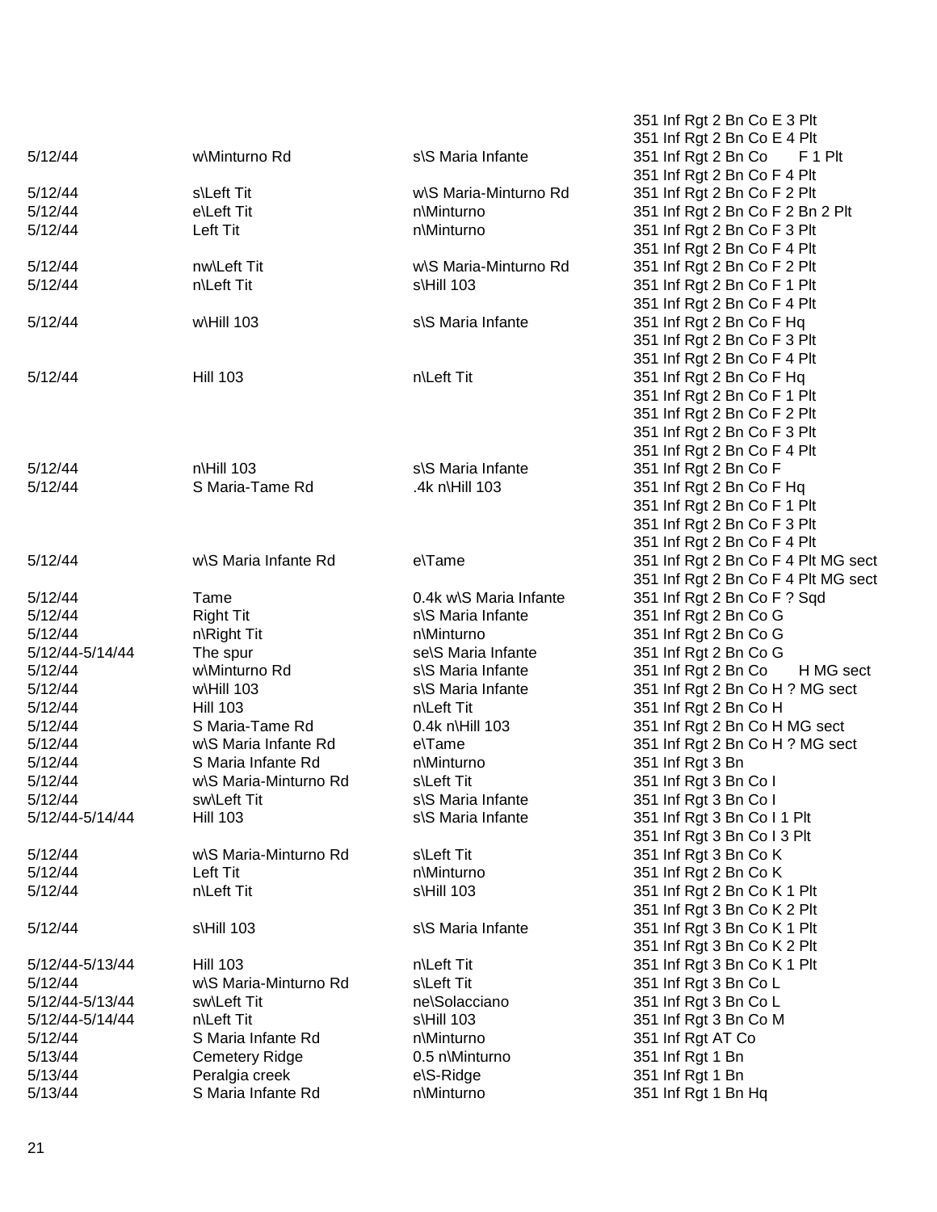| | | | |
|---|---|---|---|
| | | | 351 Inf Rgt 2 Bn Co E 3 Plt |
| | | | 351 Inf Rgt 2 Bn Co E 4 Plt |
| 5/12/44 | w\Minturno Rd | s\S Maria Infante | 351 Inf Rgt 2 Bn Co F 1 Plt |
| | | | 351 Inf Rgt 2 Bn Co F 4 Plt |
| 5/12/44 | s\Left Tit | w\S Maria-Minturno Rd | 351 Inf Rgt 2 Bn Co F 2 Plt |
| 5/12/44 | e\Left Tit | n\Minturno | 351 Inf Rgt 2 Bn Co F 2 Bn 2 Plt |
| 5/12/44 | Left Tit | n\Minturno | 351 Inf Rgt 2 Bn Co F 3 Plt |
| | | | 351 Inf Rgt 2 Bn Co F 4 Plt |
| 5/12/44 | nw\Left Tit | w\S Maria-Minturno Rd | 351 Inf Rgt 2 Bn Co F 2 Plt |
| 5/12/44 | n\Left Tit | s\Hill 103 | 351 Inf Rgt 2 Bn Co F 1 Plt |
| | | | 351 Inf Rgt 2 Bn Co F 4 Plt |
| 5/12/44 | w\Hill 103 | s\S Maria Infante | 351 Inf Rgt 2 Bn Co F Hq |
| | | | 351 Inf Rgt 2 Bn Co F 3 Plt |
| | | | 351 Inf Rgt 2 Bn Co F 4 Plt |
| 5/12/44 | Hill 103 | n\Left Tit | 351 Inf Rgt 2 Bn Co F Hq |
| | | | 351 Inf Rgt 2 Bn Co F 1 Plt |
| | | | 351 Inf Rgt 2 Bn Co F 2 Plt |
| | | | 351 Inf Rgt 2 Bn Co F 3 Plt |
| | | | 351 Inf Rgt 2 Bn Co F 4 Plt |
| 5/12/44 | n\Hill 103 | s\S Maria Infante | 351 Inf Rgt 2 Bn Co F |
| 5/12/44 | S Maria-Tame Rd | .4k n\Hill 103 | 351 Inf Rgt 2 Bn Co F Hq |
| | | | 351 Inf Rgt 2 Bn Co F 1 Plt |
| | | | 351 Inf Rgt 2 Bn Co F 3 Plt |
| | | | 351 Inf Rgt 2 Bn Co F 4 Plt |
| 5/12/44 | w\S Maria Infante Rd | e\Tame | 351 Inf Rgt 2 Bn Co F 4 Plt MG sect |
| | | | 351 Inf Rgt 2 Bn Co F 4 Plt MG sect |
| 5/12/44 | Tame | 0.4k w\S Maria Infante | 351 Inf Rgt 2 Bn Co F ? Sqd |
| 5/12/44 | Right Tit | s\S Maria Infante | 351 Inf Rgt 2 Bn Co G |
| 5/12/44 | n\Right Tit | n\Minturno | 351 Inf Rgt 2 Bn Co G |
| 5/12/44-5/14/44 | The spur | se\S Maria Infante | 351 Inf Rgt 2 Bn Co G |
| 5/12/44 | w\Minturno Rd | s\S Maria Infante | 351 Inf Rgt 2 Bn Co H MG sect |
| 5/12/44 | w\Hill 103 | s\S Maria Infante | 351 Inf Rgt 2 Bn Co H ? MG sect |
| 5/12/44 | Hill 103 | n\Left Tit | 351 Inf Rgt 2 Bn Co H |
| 5/12/44 | S Maria-Tame Rd | 0.4k n\Hill 103 | 351 Inf Rgt 2 Bn Co H MG sect |
| 5/12/44 | w\S Maria Infante Rd | e\Tame | 351 Inf Rgt 2 Bn Co H ? MG sect |
| 5/12/44 | S Maria Infante Rd | n\Minturno | 351 Inf Rgt 3 Bn |
| 5/12/44 | w\S Maria-Minturno Rd | s\Left Tit | 351 Inf Rgt 3 Bn Co I |
| 5/12/44 | sw\Left Tit | s\S Maria Infante | 351 Inf Rgt 3 Bn Co I |
| 5/12/44-5/14/44 | Hill 103 | s\S Maria Infante | 351 Inf Rgt 3 Bn Co I 1 Plt |
| | | | 351 Inf Rgt 3 Bn Co I 3 Plt |
| 5/12/44 | w\S Maria-Minturno Rd | s\Left Tit | 351 Inf Rgt 3 Bn Co K |
| 5/12/44 | Left Tit | n\Minturno | 351 Inf Rgt 2 Bn Co K |
| 5/12/44 | n\Left Tit | s\Hill 103 | 351 Inf Rgt 2 Bn Co K 1 Plt |
| | | | 351 Inf Rgt 3 Bn Co K 2 Plt |
| 5/12/44 | s\Hill 103 | s\S Maria Infante | 351 Inf Rgt 3 Bn Co K 1 Plt |
| | | | 351 Inf Rgt 3 Bn Co K 2 Plt |
| 5/12/44-5/13/44 | Hill 103 | n\Left Tit | 351 Inf Rgt 3 Bn Co K 1 Plt |
| 5/12/44 | w\S Maria-Minturno Rd | s\Left Tit | 351 Inf Rgt 3 Bn Co L |
| 5/12/44-5/13/44 | sw\Left Tit | ne\Solacciano | 351 Inf Rgt 3 Bn Co L |
| 5/12/44-5/14/44 | n\Left Tit | s\Hill 103 | 351 Inf Rgt 3 Bn Co M |
| 5/12/44 | S Maria Infante Rd | n\Minturno | 351 Inf Rgt AT Co |
| 5/13/44 | Cemetery Ridge | 0.5 n\Minturno | 351 Inf Rgt 1 Bn |
| 5/13/44 | Peralgia creek | e\S-Ridge | 351 Inf Rgt 1 Bn |
| 5/13/44 | S Maria Infante Rd | n\Minturno | 351 Inf Rgt 1 Bn Hq |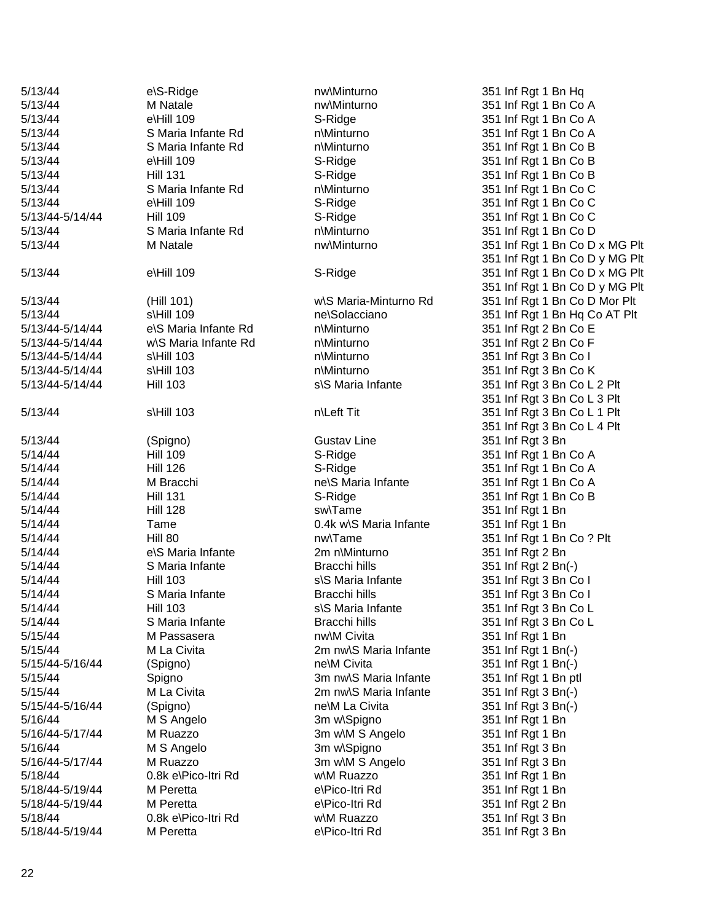| | | | |
|---|---|---|---|
| 5/13/44 | e\S-Ridge | nw\Minturno | 351 Inf Rgt 1 Bn Hq |
| 5/13/44 | M Natale | nw\Minturno | 351 Inf Rgt 1 Bn Co A |
| 5/13/44 | e\Hill 109 | S-Ridge | 351 Inf Rgt 1 Bn Co A |
| 5/13/44 | S Maria Infante Rd | n\Minturno | 351 Inf Rgt 1 Bn Co A |
| 5/13/44 | S Maria Infante Rd | n\Minturno | 351 Inf Rgt 1 Bn Co B |
| 5/13/44 | e\Hill 109 | S-Ridge | 351 Inf Rgt 1 Bn Co B |
| 5/13/44 | Hill 131 | S-Ridge | 351 Inf Rgt 1 Bn Co B |
| 5/13/44 | S Maria Infante Rd | n\Minturno | 351 Inf Rgt 1 Bn Co C |
| 5/13/44 | e\Hill 109 | S-Ridge | 351 Inf Rgt 1 Bn Co C |
| 5/13/44-5/14/44 | Hill 109 | S-Ridge | 351 Inf Rgt 1 Bn Co C |
| 5/13/44 | S Maria Infante Rd | n\Minturno | 351 Inf Rgt 1 Bn Co D |
| 5/13/44 | M Natale | nw\Minturno | 351 Inf Rgt 1 Bn Co D x MG Plt<br>351 Inf Rgt 1 Bn Co D y MG Plt |
| 5/13/44 | e\Hill 109 | S-Ridge | 351 Inf Rgt 1 Bn Co D x MG Plt<br>351 Inf Rgt 1 Bn Co D y MG Plt |
| 5/13/44 | (Hill 101) | w\S Maria-Minturno Rd | 351 Inf Rgt 1 Bn Co D Mor Plt |
| 5/13/44 | s\Hill 109 | ne\Solacciano | 351 Inf Rgt 1 Bn Hq Co AT Plt |
| 5/13/44-5/14/44 | e\S Maria Infante Rd | n\Minturno | 351 Inf Rgt 2 Bn Co E |
| 5/13/44-5/14/44 | w\S Maria Infante Rd | n\Minturno | 351 Inf Rgt 2 Bn Co F |
| 5/13/44-5/14/44 | s\Hill 103 | n\Minturno | 351 Inf Rgt 3 Bn Co I |
| 5/13/44-5/14/44 | s\Hill 103 | n\Minturno | 351 Inf Rgt 3 Bn Co K |
| 5/13/44-5/14/44 | Hill 103 | s\S Maria Infante | 351 Inf Rgt 3 Bn Co L 2 Plt<br>351 Inf Rgt 3 Bn Co L 3 Plt |
| 5/13/44 | s\Hill 103 | n\Left Tit | 351 Inf Rgt 3 Bn Co L 1 Plt<br>351 Inf Rgt 3 Bn Co L 4 Plt |
| 5/13/44 | (Spigno) | Gustav Line | 351 Inf Rgt 3 Bn |
| 5/14/44 | Hill 109 | S-Ridge | 351 Inf Rgt 1 Bn Co A |
| 5/14/44 | Hill 126 | S-Ridge | 351 Inf Rgt 1 Bn Co A |
| 5/14/44 | M Bracchi | ne\S Maria Infante | 351 Inf Rgt 1 Bn Co A |
| 5/14/44 | Hill 131 | S-Ridge | 351 Inf Rgt 1 Bn Co B |
| 5/14/44 | Hill 128 | sw\Tame | 351 Inf Rgt 1 Bn |
| 5/14/44 | Tame | 0.4k w\S Maria Infante | 351 Inf Rgt 1 Bn |
| 5/14/44 | Hill 80 | nw\Tame | 351 Inf Rgt 1 Bn Co ? Plt |
| 5/14/44 | e\S Maria Infante | 2m n\Minturno | 351 Inf Rgt 2 Bn |
| 5/14/44 | S Maria Infante | Bracchi hills | 351 Inf Rgt 2 Bn(-) |
| 5/14/44 | Hill 103 | s\S Maria Infante | 351 Inf Rgt 3 Bn Co I |
| 5/14/44 | S Maria Infante | Bracchi hills | 351 Inf Rgt 3 Bn Co I |
| 5/14/44 | Hill 103 | s\S Maria Infante | 351 Inf Rgt 3 Bn Co L |
| 5/14/44 | S Maria Infante | Bracchi hills | 351 Inf Rgt 3 Bn Co L |
| 5/15/44 | M Passasera | nw\M Civita | 351 Inf Rgt 1 Bn |
| 5/15/44 | M La Civita | 2m nw\S Maria Infante | 351 Inf Rgt 1 Bn(-) |
| 5/15/44-5/16/44 | (Spigno) | ne\M Civita | 351 Inf Rgt 1 Bn(-) |
| 5/15/44 | Spigno | 3m nw\S Maria Infante | 351 Inf Rgt 1 Bn ptl |
| 5/15/44 | M La Civita | 2m nw\S Maria Infante | 351 Inf Rgt 3 Bn(-) |
| 5/15/44-5/16/44 | (Spigno) | ne\M La Civita | 351 Inf Rgt 3 Bn(-) |
| 5/16/44 | M S Angelo | 3m w\Spigno | 351 Inf Rgt 1 Bn |
| 5/16/44-5/17/44 | M Ruazzo | 3m w\M S Angelo | 351 Inf Rgt 1 Bn |
| 5/16/44 | M S Angelo | 3m w\Spigno | 351 Inf Rgt 3 Bn |
| 5/16/44-5/17/44 | M Ruazzo | 3m w\M S Angelo | 351 Inf Rgt 3 Bn |
| 5/18/44 | 0.8k e\Pico-Itri Rd | w\M Ruazzo | 351 Inf Rgt 1 Bn |
| 5/18/44-5/19/44 | M Peretta | e\Pico-Itri Rd | 351 Inf Rgt 1 Bn |
| 5/18/44-5/19/44 | M Peretta | e\Pico-Itri Rd | 351 Inf Rgt 2 Bn |
| 5/18/44 | 0.8k e\Pico-Itri Rd | w\M Ruazzo | 351 Inf Rgt 3 Bn |
| 5/18/44-5/19/44 | M Peretta | e\Pico-Itri Rd | 351 Inf Rgt 3 Bn |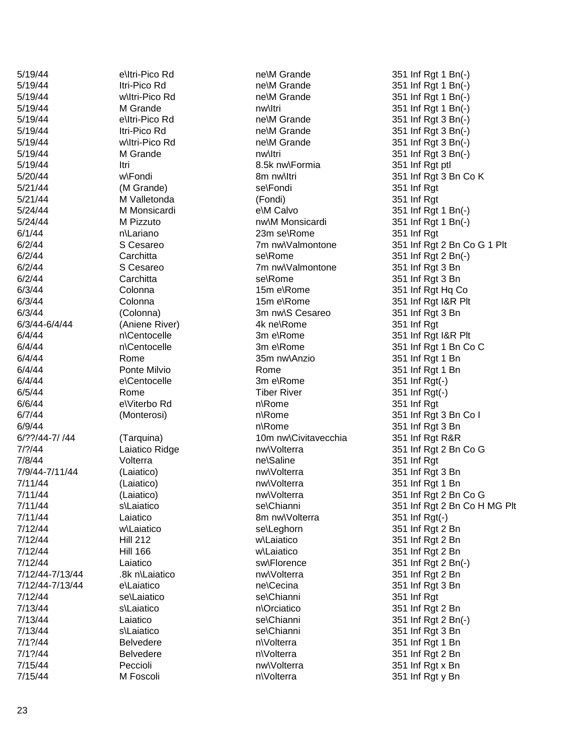| | | | |
|---|---|---|---|
| 5/19/44 | e\Itri-Pico Rd | ne\M Grande | 351 Inf Rgt 1 Bn(-) |
| 5/19/44 | Itri-Pico Rd | ne\M Grande | 351 Inf Rgt 1 Bn(-) |
| 5/19/44 | w\Itri-Pico Rd | ne\M Grande | 351 Inf Rgt 1 Bn(-) |
| 5/19/44 | M Grande | nw\Itri | 351 Inf Rgt 1 Bn(-) |
| 5/19/44 | e\Itri-Pico Rd | ne\M Grande | 351 Inf Rgt 3 Bn(-) |
| 5/19/44 | Itri-Pico Rd | ne\M Grande | 351 Inf Rgt 3 Bn(-) |
| 5/19/44 | w\Itri-Pico Rd | ne\M Grande | 351 Inf Rgt 3 Bn(-) |
| 5/19/44 | M Grande | nw\Itri | 351 Inf Rgt 3 Bn(-) |
| 5/19/44 | Itri | 8.5k nw\Formia | 351 Inf Rgt ptl |
| 5/20/44 | w\Fondi | 8m nw\Itri | 351 Inf Rgt 3 Bn Co K |
| 5/21/44 | (M Grande) | se\Fondi | 351 Inf Rgt |
| 5/21/44 | M Valletonda | (Fondi) | 351 Inf Rgt |
| 5/24/44 | M Monsicardi | e\M Calvo | 351 Inf Rgt 1 Bn(-) |
| 5/24/44 | M Pizzuto | nw\M Monsicardi | 351 Inf Rgt 1 Bn(-) |
| 6/1/44 | n\Lariano | 23m se\Rome | 351 Inf Rgt |
| 6/2/44 | S Cesareo | 7m nw\Valmontone | 351 Inf Rgt 2 Bn Co G 1 Plt |
| 6/2/44 | Carchitta | se\Rome | 351 Inf Rgt 2 Bn(-) |
| 6/2/44 | S Cesareo | 7m nw\Valmontone | 351 Inf Rgt 3 Bn |
| 6/2/44 | Carchitta | se\Rome | 351 Inf Rgt 3 Bn |
| 6/3/44 | Colonna | 15m e\Rome | 351 Inf Rgt Hq Co |
| 6/3/44 | Colonna | 15m e\Rome | 351 Inf Rgt I&R Plt |
| 6/3/44 | (Colonna) | 3m nw\S Cesareo | 351 Inf Rgt 3 Bn |
| 6/3/44-6/4/44 | (Aniene River) | 4k ne\Rome | 351 Inf Rgt |
| 6/4/44 | n\Centocelle | 3m e\Rome | 351 Inf Rgt I&R Plt |
| 6/4/44 | n\Centocelle | 3m e\Rome | 351 Inf Rgt 1 Bn Co C |
| 6/4/44 | Rome | 35m nw\Anzio | 351 Inf Rgt 1 Bn |
| 6/4/44 | Ponte Milvio | Rome | 351 Inf Rgt 1 Bn |
| 6/4/44 | e\Centocelle | 3m e\Rome | 351 Inf Rgt(-) |
| 6/5/44 | Rome | Tiber River | 351 Inf Rgt(-) |
| 6/6/44 | e\Viterbo Rd | n\Rome | 351 Inf Rgt |
| 6/7/44 | (Monterosi) | n\Rome | 351 Inf Rgt 3 Bn Co I |
| 6/9/44 | | n\Rome | 351 Inf Rgt 3 Bn |
| 6/??/44-7/ /44 | (Tarquina) | 10m nw\Civitavecchia | 351 Inf Rgt R&R |
| 7/?/44 | Laiatico Ridge | nw\Volterra | 351 Inf Rgt 2 Bn Co G |
| 7/8/44 | Volterra | ne\Saline | 351 Inf Rgt |
| 7/9/44-7/11/44 | (Laiatico) | nw\Volterra | 351 Inf Rgt 3 Bn |
| 7/11/44 | (Laiatico) | nw\Volterra | 351 Inf Rgt 1 Bn |
| 7/11/44 | (Laiatico) | nw\Volterra | 351 Inf Rgt 2 Bn Co G |
| 7/11/44 | s\Laiatico | se\Chianni | 351 Inf Rgt 2 Bn Co H MG Plt |
| 7/11/44 | Laiatico | 8m nw\Volterra | 351 Inf Rgt(-) |
| 7/12/44 | w\Laiatico | se\Leghorn | 351 Inf Rgt 2 Bn |
| 7/12/44 | Hill 212 | w\Laiatico | 351 Inf Rgt 2 Bn |
| 7/12/44 | Hill 166 | w\Laiatico | 351 Inf Rgt 2 Bn |
| 7/12/44 | Laiatico | sw\Florence | 351 Inf Rgt 2 Bn(-) |
| 7/12/44-7/13/44 | .8k n\Laiatico | nw\Volterra | 351 Inf Rgt 2 Bn |
| 7/12/44-7/13/44 | e\Laiatico | ne\Cecina | 351 Inf Rgt 3 Bn |
| 7/12/44 | se\Laiatico | se\Chianni | 351 Inf Rgt |
| 7/13/44 | s\Laiatico | n\Orciatico | 351 Inf Rgt 2 Bn |
| 7/13/44 | Laiatico | se\Chianni | 351 Inf Rgt 2 Bn(-) |
| 7/13/44 | s\Laiatico | se\Chianni | 351 Inf Rgt 3 Bn |
| 7/1?/44 | Belvedere | n\Volterra | 351 Inf Rgt 1 Bn |
| 7/1?/44 | Belvedere | n\Volterra | 351 Inf Rgt 2 Bn |
| 7/15/44 | Peccioli | nw\Volterra | 351 Inf Rgt x Bn |
| 7/15/44 | M Foscoli | n\Volterra | 351 Inf Rgt y Bn |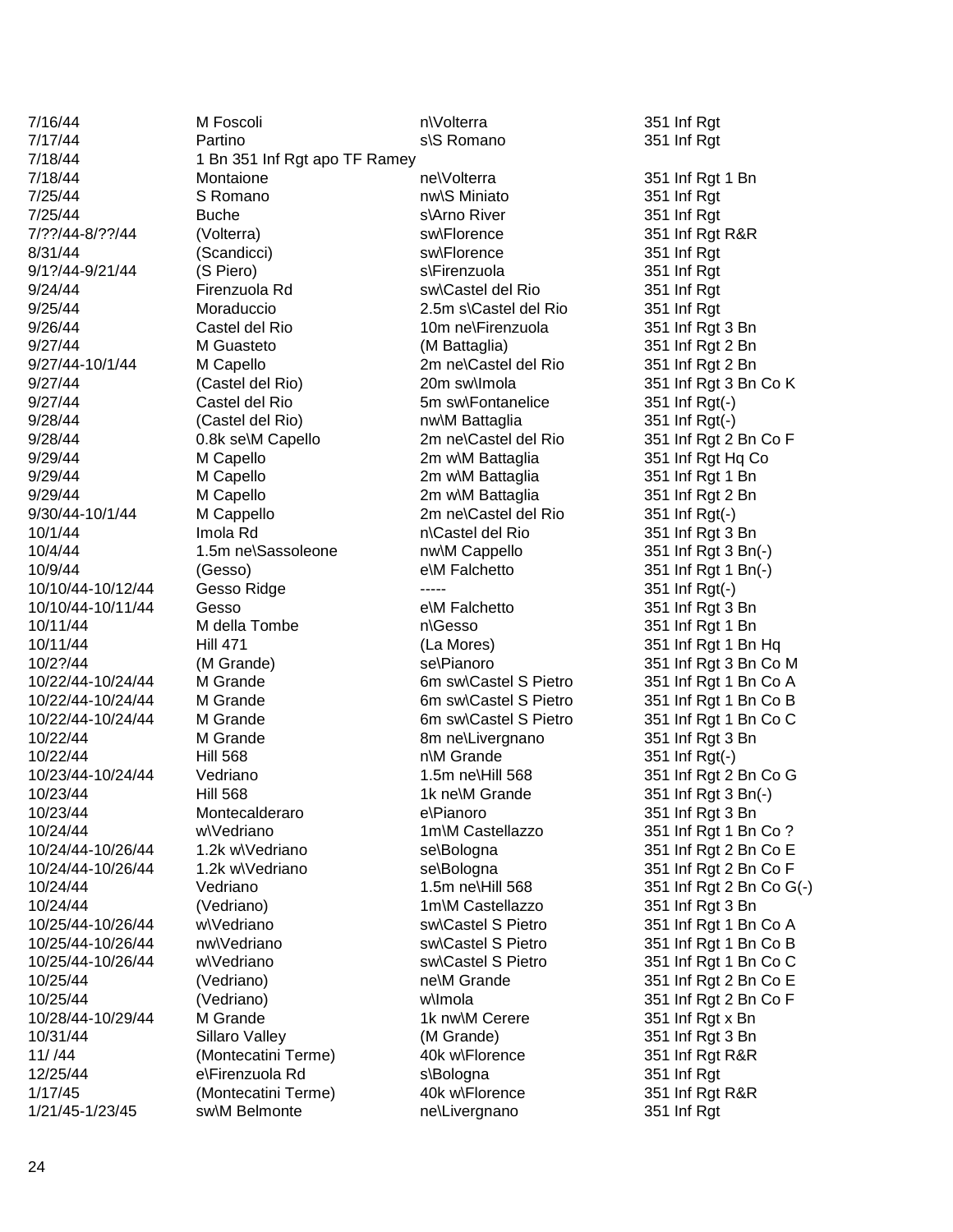| | | | |
|---|---|---|---|
| 7/16/44 | M Foscoli | n\Volterra | 351 Inf Rgt |
| 7/17/44 | Partino | s\S Romano | 351 Inf Rgt |
| 7/18/44 | 1 Bn 351 Inf Rgt apo TF Ramey | | |
| 7/18/44 | Montaione | ne\Volterra | 351 Inf Rgt 1 Bn |
| 7/25/44 | S Romano | nw\S Miniato | 351 Inf Rgt |
| 7/25/44 | Buche | s\Arno River | 351 Inf Rgt |
| 7/??/44-8/??/44 | (Volterra) | sw\Florence | 351 Inf Rgt R&R |
| 8/31/44 | (Scandicci) | sw\Florence | 351 Inf Rgt |
| 9/1?/44-9/21/44 | (S Piero) | s\Firenzuola | 351 Inf Rgt |
| 9/24/44 | Firenzuola Rd | sw\Castel del Rio | 351 Inf Rgt |
| 9/25/44 | Moraduccio | 2.5m s\Castel del Rio | 351 Inf Rgt |
| 9/26/44 | Castel del Rio | 10m ne\Firenzuola | 351 Inf Rgt 3 Bn |
| 9/27/44 | M Guasteto | (M Battaglia) | 351 Inf Rgt 2 Bn |
| 9/27/44-10/1/44 | M Capello | 2m ne\Castel del Rio | 351 Inf Rgt 2 Bn |
| 9/27/44 | (Castel del Rio) | 20m sw\Imola | 351 Inf Rgt 3 Bn Co K |
| 9/27/44 | Castel del Rio | 5m sw\Fontanelice | 351 Inf Rgt(-) |
| 9/28/44 | (Castel del Rio) | nw\M Battaglia | 351 Inf Rgt(-) |
| 9/28/44 | 0.8k se\M Capello | 2m ne\Castel del Rio | 351 Inf Rgt 2 Bn Co F |
| 9/29/44 | M Capello | 2m w\M Battaglia | 351 Inf Rgt Hq Co |
| 9/29/44 | M Capello | 2m w\M Battaglia | 351 Inf Rgt 1 Bn |
| 9/29/44 | M Capello | 2m w\M Battaglia | 351 Inf Rgt 2 Bn |
| 9/30/44-10/1/44 | M Cappello | 2m ne\Castel del Rio | 351 Inf Rgt(-) |
| 10/1/44 | Imola Rd | n\Castel del Rio | 351 Inf Rgt 3 Bn |
| 10/4/44 | 1.5m ne\Sassoleone | nw\M Cappello | 351 Inf Rgt 3 Bn(-) |
| 10/9/44 | (Gesso) | e\M Falchetto | 351 Inf Rgt 1 Bn(-) |
| 10/10/44-10/12/44 | Gesso Ridge | ----- | 351 Inf Rgt(-) |
| 10/10/44-10/11/44 | Gesso | e\M Falchetto | 351 Inf Rgt 3 Bn |
| 10/11/44 | M della Tombe | n\Gesso | 351 Inf Rgt 1 Bn |
| 10/11/44 | Hill 471 | (La Mores) | 351 Inf Rgt 1 Bn Hq |
| 10/2?/44 | (M Grande) | se\Pianoro | 351 Inf Rgt 3 Bn Co M |
| 10/22/44-10/24/44 | M Grande | 6m sw\Castel S Pietro | 351 Inf Rgt 1 Bn Co A |
| 10/22/44-10/24/44 | M Grande | 6m sw\Castel S Pietro | 351 Inf Rgt 1 Bn Co B |
| 10/22/44-10/24/44 | M Grande | 6m sw\Castel S Pietro | 351 Inf Rgt 1 Bn Co C |
| 10/22/44 | M Grande | 8m ne\Livergnano | 351 Inf Rgt 3 Bn |
| 10/22/44 | Hill 568 | n\M Grande | 351 Inf Rgt(-) |
| 10/23/44-10/24/44 | Vedriano | 1.5m ne\Hill 568 | 351 Inf Rgt 2 Bn Co G |
| 10/23/44 | Hill 568 | 1k ne\M Grande | 351 Inf Rgt 3 Bn(-) |
| 10/23/44 | Montecalderaro | e\Pianoro | 351 Inf Rgt 3 Bn |
| 10/24/44 | w\Vedriano | 1m\M Castellazzo | 351 Inf Rgt 1 Bn Co ? |
| 10/24/44-10/26/44 | 1.2k w\Vedriano | se\Bologna | 351 Inf Rgt 2 Bn Co E |
| 10/24/44-10/26/44 | 1.2k w\Vedriano | se\Bologna | 351 Inf Rgt 2 Bn Co F |
| 10/24/44 | Vedriano | 1.5m ne\Hill 568 | 351 Inf Rgt 2 Bn Co G(-) |
| 10/24/44 | (Vedriano) | 1m\M Castellazzo | 351 Inf Rgt 3 Bn |
| 10/25/44-10/26/44 | w\Vedriano | sw\Castel S Pietro | 351 Inf Rgt 1 Bn Co A |
| 10/25/44-10/26/44 | nw\Vedriano | sw\Castel S Pietro | 351 Inf Rgt 1 Bn Co B |
| 10/25/44-10/26/44 | w\Vedriano | sw\Castel S Pietro | 351 Inf Rgt 1 Bn Co C |
| 10/25/44 | (Vedriano) | ne\M Grande | 351 Inf Rgt 2 Bn Co E |
| 10/25/44 | (Vedriano) | w\Imola | 351 Inf Rgt 2 Bn Co F |
| 10/28/44-10/29/44 | M Grande | 1k nw\M Cerere | 351 Inf Rgt x Bn |
| 10/31/44 | Sillaro Valley | (M Grande) | 351 Inf Rgt 3 Bn |
| 11/ /44 | (Montecatini Terme) | 40k w\Florence | 351 Inf Rgt R&R |
| 12/25/44 | e\Firenzuola Rd | s\Bologna | 351 Inf Rgt |
| 1/17/45 | (Montecatini Terme) | 40k w\Florence | 351 Inf Rgt R&R |
| 1/21/45-1/23/45 | sw\M Belmonte | ne\Livergnano | 351 Inf Rgt |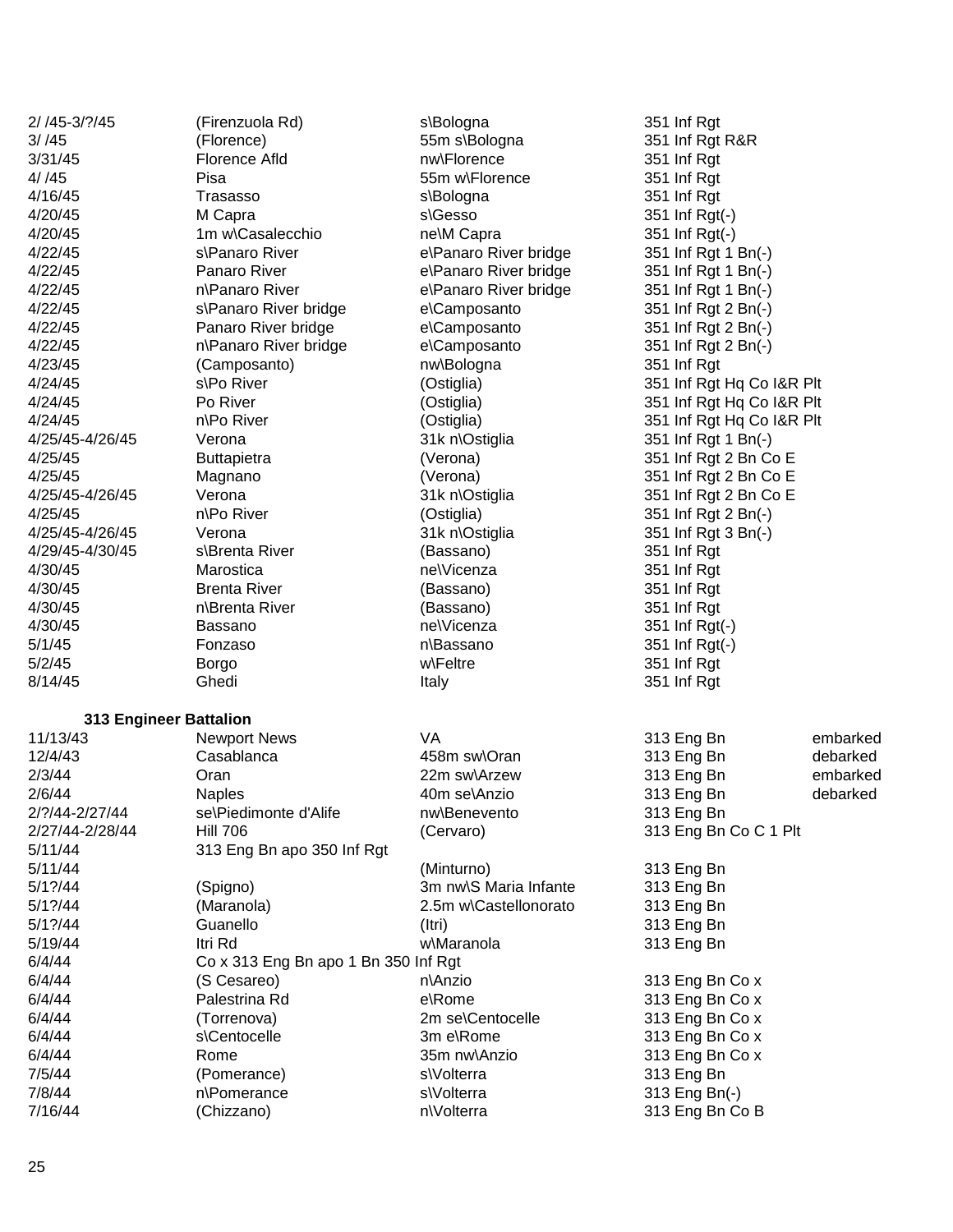| | | | | |
|---|---|---|---|---|
| 2/ /45-3/?/45 | (Firenzuola Rd) | s\Bologna | 351 Inf Rgt | |
| 3/ /45 | (Florence) | 55m s\Bologna | 351 Inf Rgt R&R | |
| 3/31/45 | Florence Afld | nw\Florence | 351 Inf Rgt | |
| 4/ /45 | Pisa | 55m w\Florence | 351 Inf Rgt | |
| 4/16/45 | Trasasso | s\Bologna | 351 Inf Rgt | |
| 4/20/45 | M Capra | s\Gesso | 351 Inf Rgt(-) | |
| 4/20/45 | 1m w\Casalecchio | ne\M Capra | 351 Inf Rgt(-) | |
| 4/22/45 | s\Panaro River | e\Panaro River bridge | 351 Inf Rgt 1 Bn(-) | |
| 4/22/45 | Panaro River | e\Panaro River bridge | 351 Inf Rgt 1 Bn(-) | |
| 4/22/45 | n\Panaro River | e\Panaro River bridge | 351 Inf Rgt 1 Bn(-) | |
| 4/22/45 | s\Panaro River bridge | e\Camposanto | 351 Inf Rgt 2 Bn(-) | |
| 4/22/45 | Panaro River bridge | e\Camposanto | 351 Inf Rgt 2 Bn(-) | |
| 4/22/45 | n\Panaro River bridge | e\Camposanto | 351 Inf Rgt 2 Bn(-) | |
| 4/23/45 | (Camposanto) | nw\Bologna | 351 Inf Rgt | |
| 4/24/45 | s\Po River | (Ostiglia) | 351 Inf Rgt Hq Co I&R Plt | |
| 4/24/45 | Po River | (Ostiglia) | 351 Inf Rgt Hq Co I&R Plt | |
| 4/24/45 | n\Po River | (Ostiglia) | 351 Inf Rgt Hq Co I&R Plt | |
| 4/25/45-4/26/45 | Verona | 31k n\Ostiglia | 351 Inf Rgt 1 Bn(-) | |
| 4/25/45 | Buttapietra | (Verona) | 351 Inf Rgt 2 Bn Co E | |
| 4/25/45 | Magnano | (Verona) | 351 Inf Rgt 2 Bn Co E | |
| 4/25/45-4/26/45 | Verona | 31k n\Ostiglia | 351 Inf Rgt 2 Bn Co E | |
| 4/25/45 | n\Po River | (Ostiglia) | 351 Inf Rgt 2 Bn(-) | |
| 4/25/45-4/26/45 | Verona | 31k n\Ostiglia | 351 Inf Rgt 3 Bn(-) | |
| 4/29/45-4/30/45 | s\Brenta River | (Bassano) | 351 Inf Rgt | |
| 4/30/45 | Marostica | ne\Vicenza | 351 Inf Rgt | |
| 4/30/45 | Brenta River | (Bassano) | 351 Inf Rgt | |
| 4/30/45 | n\Brenta River | (Bassano) | 351 Inf Rgt | |
| 4/30/45 | Bassano | ne\Vicenza | 351 Inf Rgt(-) | |
| 5/1/45 | Fonzaso | n\Bassano | 351 Inf Rgt(-) | |
| 5/2/45 | Borgo | w\Feltre | 351 Inf Rgt | |
| 8/14/45 | Ghedi | Italy | 351 Inf Rgt | |

**313 Engineer Battalion**

| | | | | |
|---|---|---|---|---|
| 11/13/43 | Newport News | VA | 313 Eng Bn | embarked |
| 12/4/43 | Casablanca | 458m sw\Oran | 313 Eng Bn | debarked |
| 2/3/44 | Oran | 22m sw\Arzew | 313 Eng Bn | embarked |
| 2/6/44 | Naples | 40m se\Anzio | 313 Eng Bn | debarked |
| 2/?/44-2/27/44 | se\Piedimonte d'Alife | nw\Benevento | 313 Eng Bn | |
| 2/27/44-2/28/44 | Hill 706 | (Cervaro) | 313 Eng Bn Co C 1 Plt | |
| 5/11/44 | 313 Eng Bn apo 350 Inf Rgt | | | |
| 5/11/44 | | (Minturno) | 313 Eng Bn | |
| 5/1?/44 | (Spigno) | 3m nw\S Maria Infante | 313 Eng Bn | |
| 5/1?/44 | (Maranola) | 2.5m w\Castellonorato | 313 Eng Bn | |
| 5/1?/44 | Guanello | (Itri) | 313 Eng Bn | |
| 5/19/44 | Itri Rd | w\Maranola | 313 Eng Bn | |
| 6/4/44 | Co x 313 Eng Bn apo 1 Bn 350 Inf Rgt | | | |
| 6/4/44 | (S Cesareo) | n\Anzio | 313 Eng Bn Co x | |
| 6/4/44 | Palestrina Rd | e\Rome | 313 Eng Bn Co x | |
| 6/4/44 | (Torrenova) | 2m se\Centocelle | 313 Eng Bn Co x | |
| 6/4/44 | s\Centocelle | 3m e\Rome | 313 Eng Bn Co x | |
| 6/4/44 | Rome | 35m nw\Anzio | 313 Eng Bn Co x | |
| 7/5/44 | (Pomerance) | s\Volterra | 313 Eng Bn | |
| 7/8/44 | n\Pomerance | s\Volterra | 313 Eng Bn(-) | |
| 7/16/44 | (Chizzano) | n\Volterra | 313 Eng Bn Co B | |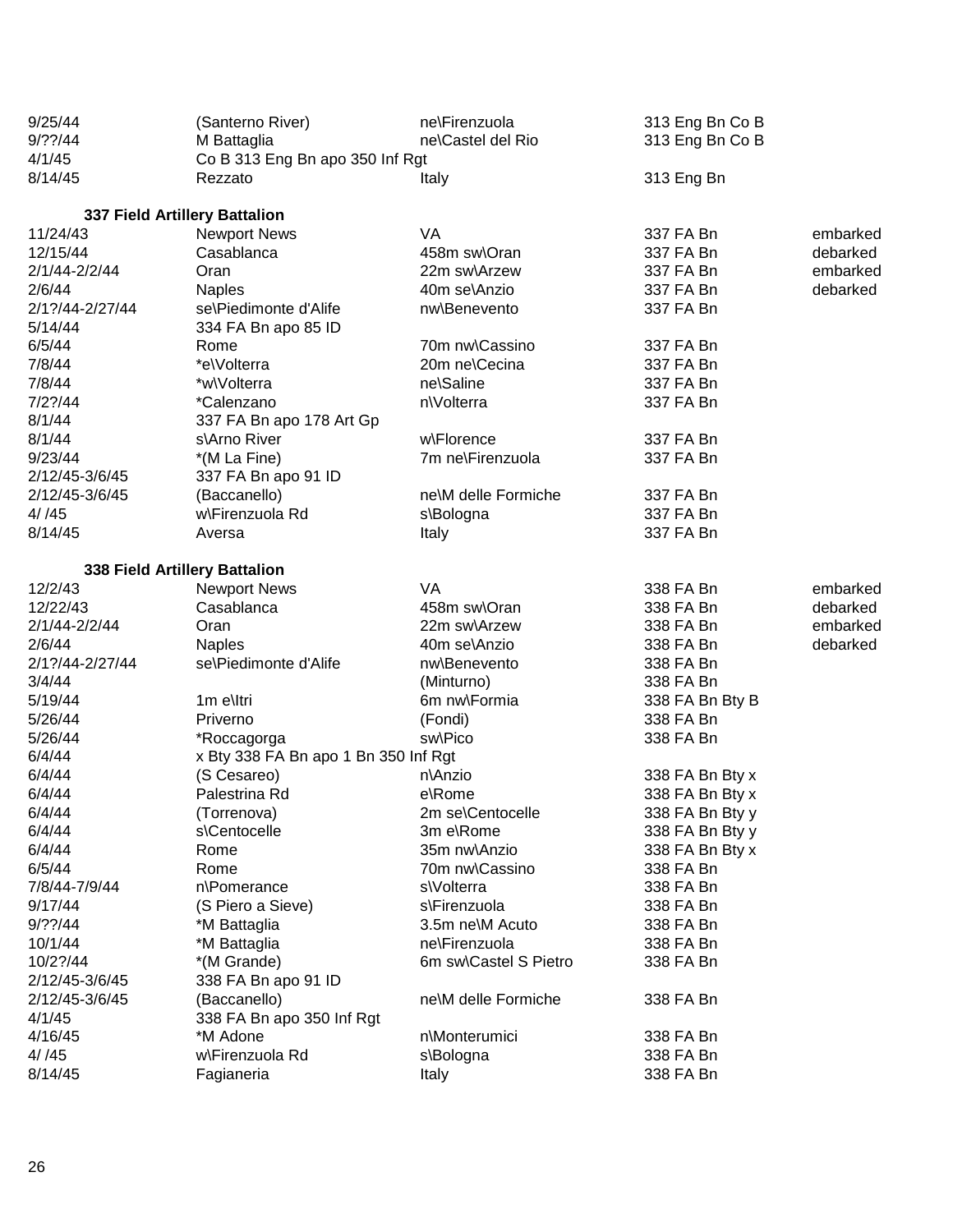| | | | | |
|---|---|---|---|---|
| 9/25/44 | (Santerno River) | ne\Firenzuola | 313 Eng Bn Co B | |
| 9/??/44 | M Battaglia | ne\Castel del Rio | 313 Eng Bn Co B | |
| 4/1/45 | Co B 313 Eng Bn apo 350 Inf Rgt | | | |
| 8/14/45 | Rezzato | Italy | 313 Eng Bn | |

**337 Field Artillery Battalion**

| | | | | |
|---|---|---|---|---|
| 11/24/43 | Newport News | VA | 337 FA Bn | embarked |
| 12/15/44 | Casablanca | 458m sw\Oran | 337 FA Bn | debarked |
| 2/1/44-2/2/44 | Oran | 22m sw\Arzew | 337 FA Bn | embarked |
| 2/6/44 | Naples | 40m se\Anzio | 337 FA Bn | debarked |
| 2/1?/44-2/27/44 | se\Piedimonte d'Alife | nw\Benevento | 337 FA Bn | |
| 5/14/44 | 334 FA Bn apo 85 ID | | | |
| 6/5/44 | Rome | 70m nw\Cassino | 337 FA Bn | |
| 7/8/44 | *e\Volterra | 20m ne\Cecina | 337 FA Bn | |
| 7/8/44 | *w\Volterra | ne\Saline | 337 FA Bn | |
| 7/2?/44 | *Calenzano | n\Volterra | 337 FA Bn | |
| 8/1/44 | 337 FA Bn apo 178 Art Gp | | | |
| 8/1/44 | s\Arno River | w\Florence | 337 FA Bn | |
| 9/23/44 | *(M La Fine) | 7m ne\Firenzuola | 337 FA Bn | |
| 2/12/45-3/6/45 | 337 FA Bn apo 91 ID | | | |
| 2/12/45-3/6/45 | (Baccanello) | ne\M delle Formiche | 337 FA Bn | |
| 4/ /45 | w\Firenzuola Rd | s\Bologna | 337 FA Bn | |
| 8/14/45 | Aversa | Italy | 337 FA Bn | |

**338 Field Artillery Battalion**

| | | | | |
|---|---|---|---|---|
| 12/2/43 | Newport News | VA | 338 FA Bn | embarked |
| 12/22/43 | Casablanca | 458m sw\Oran | 338 FA Bn | debarked |
| 2/1/44-2/2/44 | Oran | 22m sw\Arzew | 338 FA Bn | embarked |
| 2/6/44 | Naples | 40m se\Anzio | 338 FA Bn | debarked |
| 2/1?/44-2/27/44 | se\Piedimonte d'Alife | nw\Benevento | 338 FA Bn | |
| 3/4/44 | | (Minturno) | 338 FA Bn | |
| 5/19/44 | 1m e\Itri | 6m nw\Formia | 338 FA Bn Bty B | |
| 5/26/44 | Priverno | (Fondi) | 338 FA Bn | |
| 5/26/44 | *Roccagorga | sw\Pico | 338 FA Bn | |
| 6/4/44 | x Bty 338 FA Bn apo 1 Bn 350 Inf Rgt | | | |
| 6/4/44 | (S Cesareo) | n\Anzio | 338 FA Bn Bty x | |
| 6/4/44 | Palestrina Rd | e\Rome | 338 FA Bn Bty x | |
| 6/4/44 | (Torrenova) | 2m se\Centocelle | 338 FA Bn Bty y | |
| 6/4/44 | s\Centocelle | 3m e\Rome | 338 FA Bn Bty y | |
| 6/4/44 | Rome | 35m nw\Anzio | 338 FA Bn Bty x | |
| 6/5/44 | Rome | 70m nw\Cassino | 338 FA Bn | |
| 7/8/44-7/9/44 | n\Pomerance | s\Volterra | 338 FA Bn | |
| 9/17/44 | (S Piero a Sieve) | s\Firenzuola | 338 FA Bn | |
| 9/??/44 | *M Battaglia | 3.5m ne\M Acuto | 338 FA Bn | |
| 10/1/44 | *M Battaglia | ne\Firenzuola | 338 FA Bn | |
| 10/2?/44 | *(M Grande) | 6m sw\Castel S Pietro | 338 FA Bn | |
| 2/12/45-3/6/45 | 338 FA Bn apo 91 ID | | | |
| 2/12/45-3/6/45 | (Baccanello) | ne\M delle Formiche | 338 FA Bn | |
| 4/1/45 | 338 FA Bn apo 350 Inf Rgt | | | |
| 4/16/45 | *M Adone | n\Monterumici | 338 FA Bn | |
| 4/ /45 | w\Firenzuola Rd | s\Bologna | 338 FA Bn | |
| 8/14/45 | Fagianeria | Italy | 338 FA Bn | |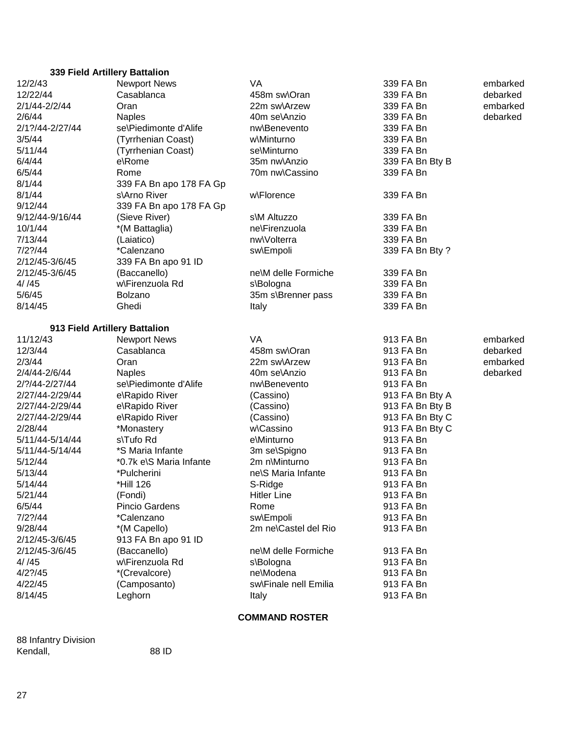**339 Field Artillery Battalion**

| | | | | |
|---|---|---|---|---|
| 12/2/43 | Newport News | VA | 339 FA Bn | embarked |
| 12/22/44 | Casablanca | 458m sw\Oran | 339 FA Bn | debarked |
| 2/1/44-2/2/44 | Oran | 22m sw\Arzew | 339 FA Bn | embarked |
| 2/6/44 | Naples | 40m se\Anzio | 339 FA Bn | debarked |
| 2/1?/44-2/27/44 | se\Piedimonte d'Alife | nw\Benevento | 339 FA Bn | |
| 3/5/44 | (Tyrrhenian Coast) | w\Minturno | 339 FA Bn | |
| 5/11/44 | (Tyrrhenian Coast) | se\Minturno | 339 FA Bn | |
| 6/4/44 | e\Rome | 35m nw\Anzio | 339 FA Bn Bty B | |
| 6/5/44 | Rome | 70m nw\Cassino | 339 FA Bn | |
| 8/1/44 | 339 FA Bn apo 178 FA Gp | | | |
| 8/1/44 | s\Arno River | w\Florence | 339 FA Bn | |
| 9/12/44 | 339 FA Bn apo 178 FA Gp | | | |
| 9/12/44-9/16/44 | (Sieve River) | s\M Altuzzo | 339 FA Bn | |
| 10/1/44 | *(M Battaglia) | ne\Firenzuola | 339 FA Bn | |
| 7/13/44 | (Laiatico) | nw\Volterra | 339 FA Bn | |
| 7/2?/44 | *Calenzano | sw\Empoli | 339 FA Bn Bty ? | |
| 2/12/45-3/6/45 | 339 FA Bn apo 91 ID | | | |
| 2/12/45-3/6/45 | (Baccanello) | ne\M delle Formiche | 339 FA Bn | |
| 4/ /45 | w\Firenzuola Rd | s\Bologna | 339 FA Bn | |
| 5/6/45 | Bolzano | 35m s\Brenner pass | 339 FA Bn | |
| 8/14/45 | Ghedi | Italy | 339 FA Bn | |

**913 Field Artillery Battalion**

| | | | | |
|---|---|---|---|---|
| 11/12/43 | Newport News | VA | 913 FA Bn | embarked |
| 12/3/44 | Casablanca | 458m sw\Oran | 913 FA Bn | debarked |
| 2/3/44 | Oran | 22m sw\Arzew | 913 FA Bn | embarked |
| 2/4/44-2/6/44 | Naples | 40m se\Anzio | 913 FA Bn | debarked |
| 2/?/44-2/27/44 | se\Piedimonte d'Alife | nw\Benevento | 913 FA Bn | |
| 2/27/44-2/29/44 | e\Rapido River | (Cassino) | 913 FA Bn Bty A | |
| 2/27/44-2/29/44 | e\Rapido River | (Cassino) | 913 FA Bn Bty B | |
| 2/27/44-2/29/44 | e\Rapido River | (Cassino) | 913 FA Bn Bty C | |
| 2/28/44 | *Monastery | w\Cassino | 913 FA Bn Bty C | |
| 5/11/44-5/14/44 | s\Tufo Rd | e\Minturno | 913 FA Bn | |
| 5/11/44-5/14/44 | *S Maria Infante | 3m se\Spigno | 913 FA Bn | |
| 5/12/44 | *0.7k e\S Maria Infante | 2m n\Minturno | 913 FA Bn | |
| 5/13/44 | *Pulcherini | ne\S Maria Infante | 913 FA Bn | |
| 5/14/44 | *Hill 126 | S-Ridge | 913 FA Bn | |
| 5/21/44 | (Fondi) | Hitler Line | 913 FA Bn | |
| 6/5/44 | Pincio Gardens | Rome | 913 FA Bn | |
| 7/2?/44 | *Calenzano | sw\Empoli | 913 FA Bn | |
| 9/28/44 | *(M Capello) | 2m ne\Castel del Rio | 913 FA Bn | |
| 2/12/45-3/6/45 | 913 FA Bn apo 91 ID | | | |
| 2/12/45-3/6/45 | (Baccanello) | ne\M delle Formiche | 913 FA Bn | |
| 4/ /45 | w\Firenzuola Rd | s\Bologna | 913 FA Bn | |
| 4/2?/45 | *(Crevalcore) | ne\Modena | 913 FA Bn | |
| 4/22/45 | (Camposanto) | sw\Finale nell Emilia | 913 FA Bn | |
| 8/14/45 | Leghorn | Italy | 913 FA Bn | |

**COMMAND ROSTER**

88 Infantry Division

| | |
|---|---|
| Kendall, | 88 ID |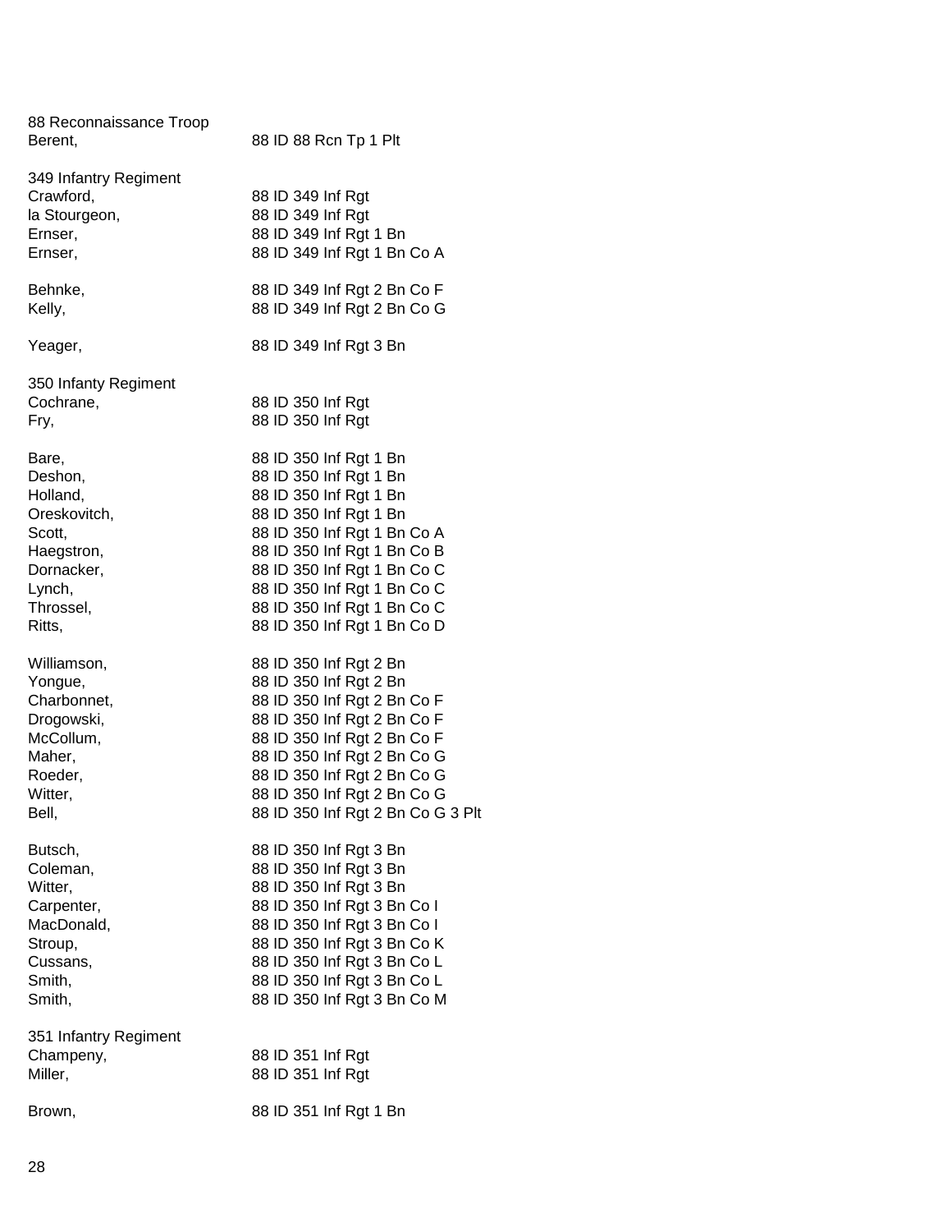88 Reconnaissance Troop

| | |
|---|---|
| Berent, | 88 ID 88 Rcn Tp 1 Plt |

349 Infantry Regiment

| | |
|---|---|
| Crawford, | 88 ID 349 Inf Rgt |
| la Stourgeon, | 88 ID 349 Inf Rgt |
| Ernser, | 88 ID 349 Inf Rgt 1 Bn |
| Ernser, | 88 ID 349 Inf Rgt 1 Bn Co A |
| Behnke, | 88 ID 349 Inf Rgt 2 Bn Co F |
| Kelly, | 88 ID 349 Inf Rgt 2 Bn Co G |
| Yeager, | 88 ID 349 Inf Rgt 3 Bn |

350 Infanty Regiment

| | |
|---|---|
| Cochrane, | 88 ID 350 Inf Rgt |
| Fry, | 88 ID 350 Inf Rgt |
| Bare, | 88 ID 350 Inf Rgt 1 Bn |
| Deshon, | 88 ID 350 Inf Rgt 1 Bn |
| Holland, | 88 ID 350 Inf Rgt 1 Bn |
| Oreskovitch, | 88 ID 350 Inf Rgt 1 Bn |
| Scott, | 88 ID 350 Inf Rgt 1 Bn Co A |
| Haegstron, | 88 ID 350 Inf Rgt 1 Bn Co B |
| Dornacker, | 88 ID 350 Inf Rgt 1 Bn Co C |
| Lynch, | 88 ID 350 Inf Rgt 1 Bn Co C |
| Throssel, | 88 ID 350 Inf Rgt 1 Bn Co C |
| Ritts, | 88 ID 350 Inf Rgt 1 Bn Co D |
| Williamson, | 88 ID 350 Inf Rgt 2 Bn |
| Yongue, | 88 ID 350 Inf Rgt 2 Bn |
| Charbonnet, | 88 ID 350 Inf Rgt 2 Bn Co F |
| Drogowski, | 88 ID 350 Inf Rgt 2 Bn Co F |
| McCollum, | 88 ID 350 Inf Rgt 2 Bn Co F |
| Maher, | 88 ID 350 Inf Rgt 2 Bn Co G |
| Roeder, | 88 ID 350 Inf Rgt 2 Bn Co G |
| Witter, | 88 ID 350 Inf Rgt 2 Bn Co G |
| Bell, | 88 ID 350 Inf Rgt 2 Bn Co G 3 Plt |
| Butsch, | 88 ID 350 Inf Rgt 3 Bn |
| Coleman, | 88 ID 350 Inf Rgt 3 Bn |
| Witter, | 88 ID 350 Inf Rgt 3 Bn |
| Carpenter, | 88 ID 350 Inf Rgt 3 Bn Co I |
| MacDonald, | 88 ID 350 Inf Rgt 3 Bn Co I |
| Stroup, | 88 ID 350 Inf Rgt 3 Bn Co K |
| Cussans, | 88 ID 350 Inf Rgt 3 Bn Co L |
| Smith, | 88 ID 350 Inf Rgt 3 Bn Co L |
| Smith, | 88 ID 350 Inf Rgt 3 Bn Co M |

351 Infantry Regiment

| | |
|---|---|
| Champeny, | 88 ID 351 Inf Rgt |
| Miller, | 88 ID 351 Inf Rgt |
| Brown, | 88 ID 351 Inf Rgt 1 Bn |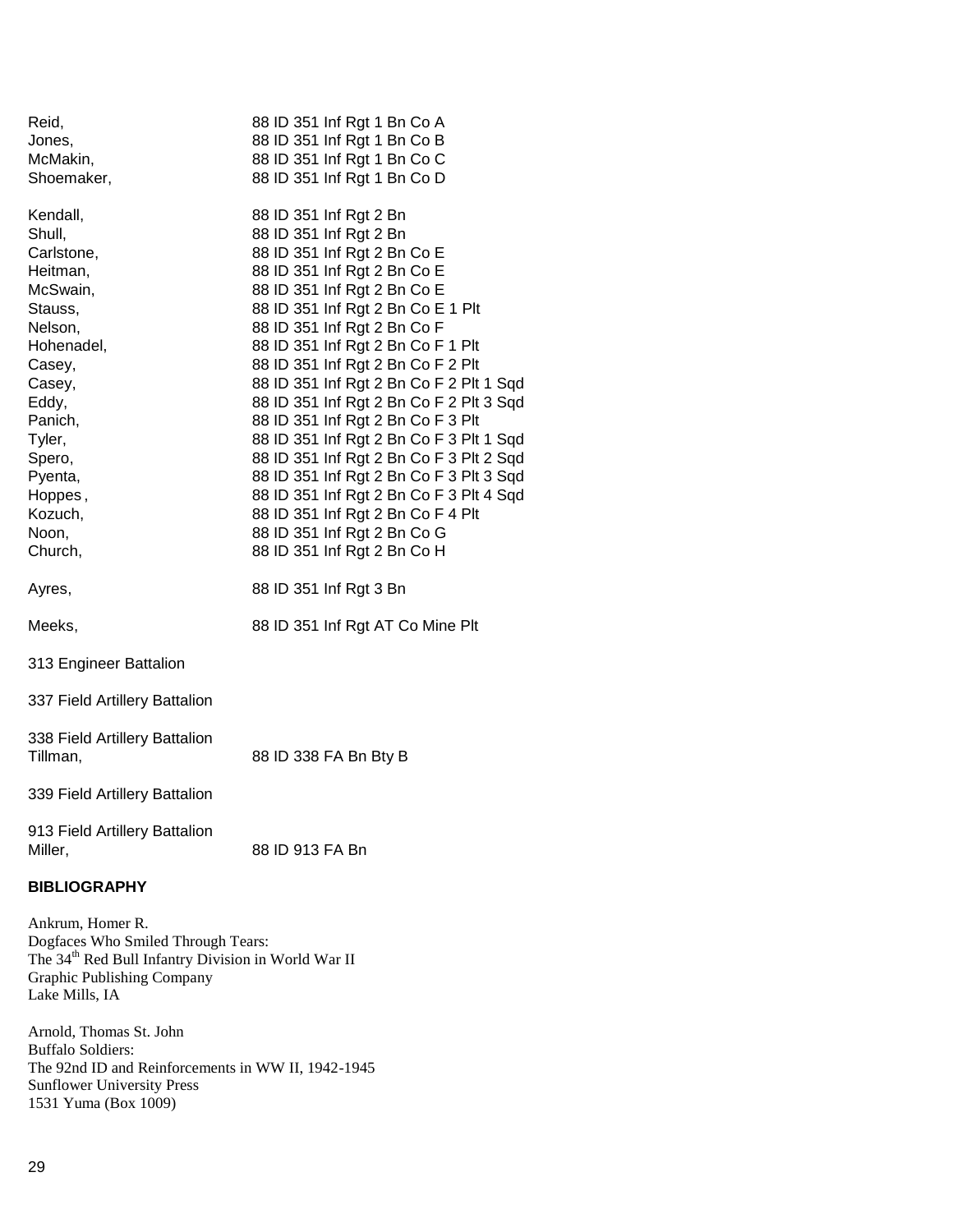Reid, 88 ID 351 Inf Rgt 1 Bn Co A
Jones, 88 ID 351 Inf Rgt 1 Bn Co B
McMakin, 88 ID 351 Inf Rgt 1 Bn Co C
Shoemaker, 88 ID 351 Inf Rgt 1 Bn Co D

Kendall, 88 ID 351 Inf Rgt 2 Bn
Shull, 88 ID 351 Inf Rgt 2 Bn
Carlstone, 88 ID 351 Inf Rgt 2 Bn Co E
Heitman, 88 ID 351 Inf Rgt 2 Bn Co E
McSwain, 88 ID 351 Inf Rgt 2 Bn Co E
Stauss, 88 ID 351 Inf Rgt 2 Bn Co E 1 Plt
Nelson, 88 ID 351 Inf Rgt 2 Bn Co F
Hohenadel, 88 ID 351 Inf Rgt 2 Bn Co F 1 Plt
Casey, 88 ID 351 Inf Rgt 2 Bn Co F 2 Plt
Casey, 88 ID 351 Inf Rgt 2 Bn Co F 2 Plt 1 Sqd
Eddy, 88 ID 351 Inf Rgt 2 Bn Co F 2 Plt 3 Sqd
Panich, 88 ID 351 Inf Rgt 2 Bn Co F 3 Plt
Tyler, 88 ID 351 Inf Rgt 2 Bn Co F 3 Plt 1 Sqd
Spero, 88 ID 351 Inf Rgt 2 Bn Co F 3 Plt 2 Sqd
Pyenta, 88 ID 351 Inf Rgt 2 Bn Co F 3 Plt 3 Sqd
Hoppes, 88 ID 351 Inf Rgt 2 Bn Co F 3 Plt 4 Sqd
Kozuch, 88 ID 351 Inf Rgt 2 Bn Co F 4 Plt
Noon, 88 ID 351 Inf Rgt 2 Bn Co G
Church, 88 ID 351 Inf Rgt 2 Bn Co H

Ayres, 88 ID 351 Inf Rgt 3 Bn

Meeks, 88 ID 351 Inf Rgt AT Co Mine Plt

313 Engineer Battalion

337 Field Artillery Battalion

338 Field Artillery Battalion
Tillman, 88 ID 338 FA Bn Bty B

339 Field Artillery Battalion

913 Field Artillery Battalion
Miller, 88 ID 913 FA Bn

**BIBLIOGRAPHY**

Ankrum, Homer R.
Dogfaces Who Smiled Through Tears:
The 34th Red Bull Infantry Division in World War II
Graphic Publishing Company
Lake Mills, IA

Arnold, Thomas St. John
Buffalo Soldiers:
The 92nd ID and Reinforcements in WW II, 1942-1945
Sunflower University Press
1531 Yuma (Box 1009)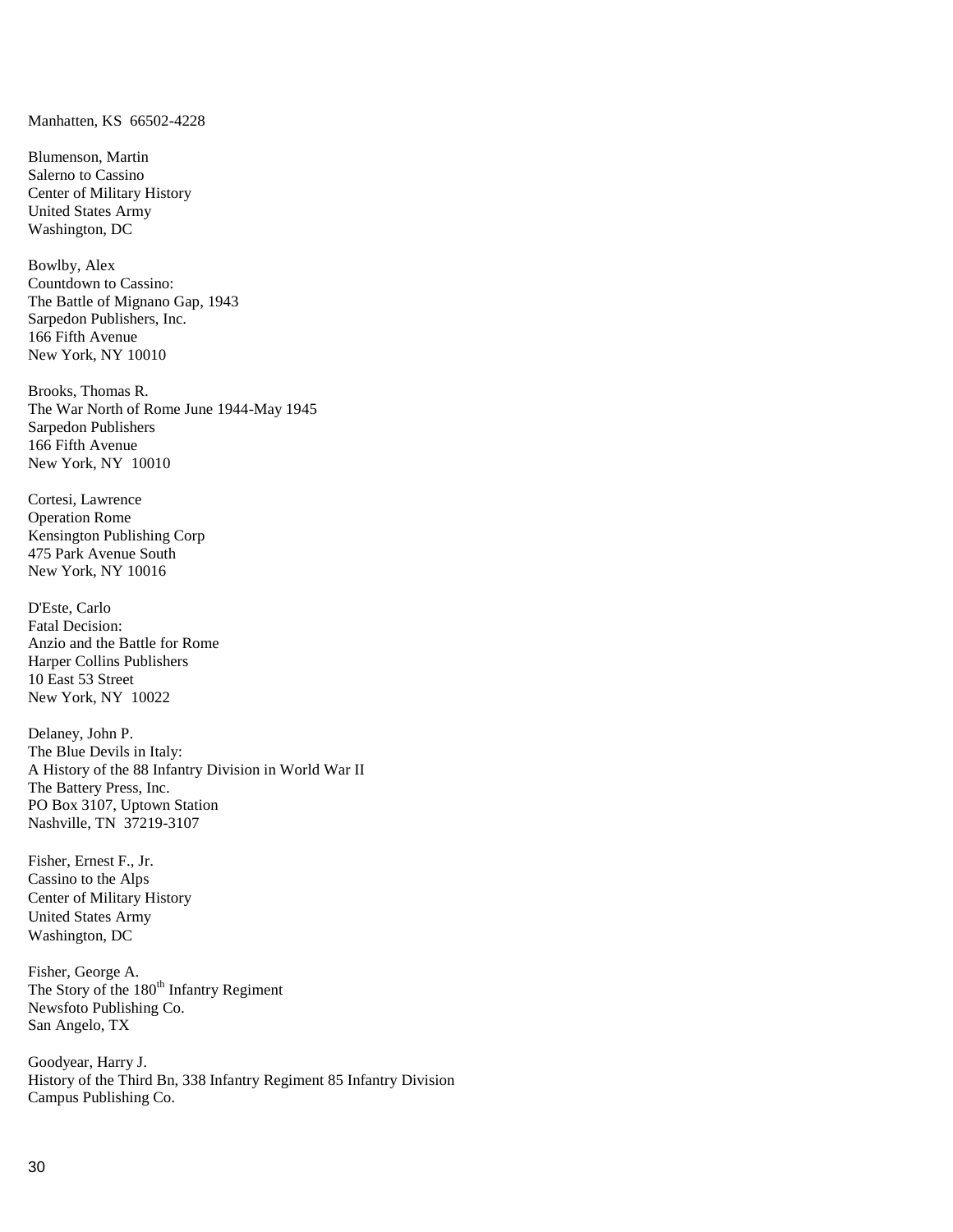Manhatten, KS  66502-4228

Blumenson, Martin
Salerno to Cassino
Center of Military History
United States Army
Washington, DC

Bowlby, Alex
Countdown to Cassino:
The Battle of Mignano Gap, 1943
Sarpedon Publishers, Inc.
166 Fifth Avenue
New York, NY 10010

Brooks, Thomas R.
The War North of Rome June 1944-May 1945
Sarpedon Publishers
166 Fifth Avenue
New York, NY  10010

Cortesi, Lawrence
Operation Rome
Kensington Publishing Corp
475 Park Avenue South
New York, NY 10016

D'Este, Carlo
Fatal Decision:
Anzio and the Battle for Rome
Harper Collins Publishers
10 East 53 Street
New York, NY  10022

Delaney, John P.
The Blue Devils in Italy:
A History of the 88 Infantry Division in World War II
The Battery Press, Inc.
PO Box 3107, Uptown Station
Nashville, TN  37219-3107

Fisher, Ernest F., Jr.
Cassino to the Alps
Center of Military History
United States Army
Washington, DC

Fisher, George A.
The Story of the 180th Infantry Regiment
Newsfoto Publishing Co.
San Angelo, TX

Goodyear, Harry J.
History of the Third Bn, 338 Infantry Regiment 85 Infantry Division
Campus Publishing Co.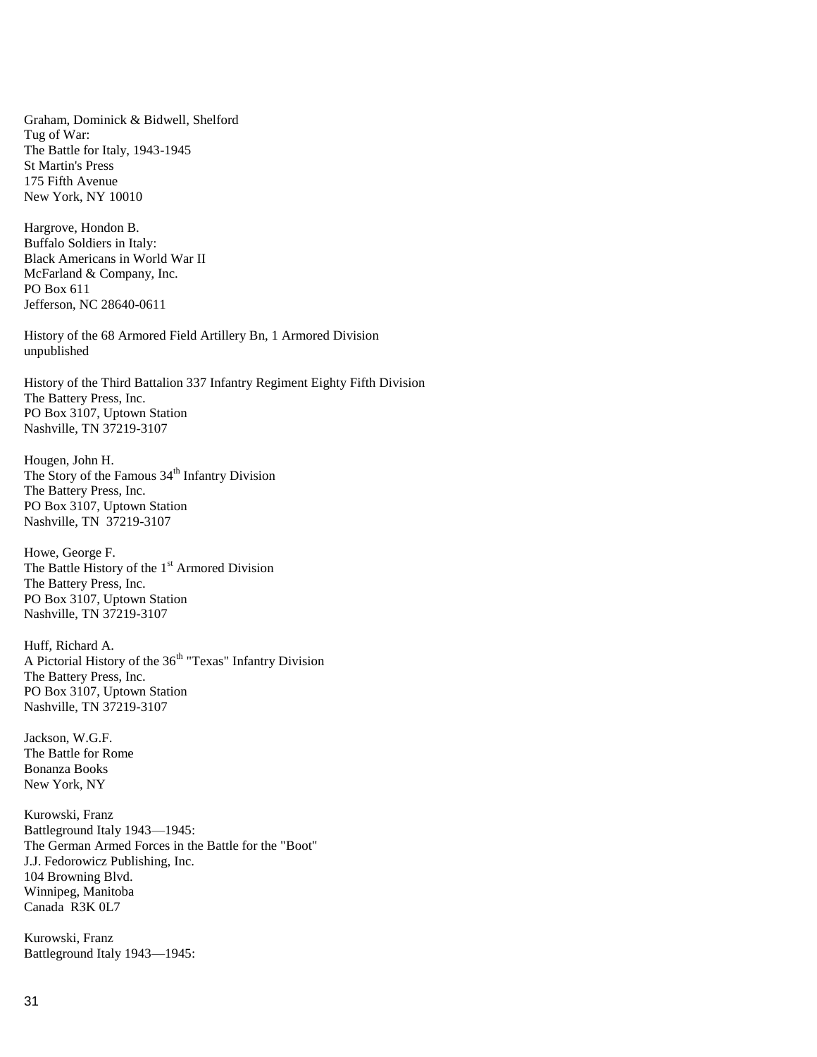Graham, Dominick & Bidwell, Shelford
Tug of War:
The Battle for Italy, 1943-1945
St Martin's Press
175 Fifth Avenue
New York, NY 10010

Hargrove, Hondon B.
Buffalo Soldiers in Italy:
Black Americans in World War II
McFarland & Company, Inc.
PO Box 611
Jefferson, NC 28640-0611

History of the 68 Armored Field Artillery Bn, 1 Armored Division
unpublished

History of the Third Battalion 337 Infantry Regiment Eighty Fifth Division
The Battery Press, Inc.
PO Box 3107, Uptown Station
Nashville, TN 37219-3107

Hougen, John H.
The Story of the Famous 34th Infantry Division
The Battery Press, Inc.
PO Box 3107, Uptown Station
Nashville, TN 37219-3107

Howe, George F.
The Battle History of the 1st Armored Division
The Battery Press, Inc.
PO Box 3107, Uptown Station
Nashville, TN 37219-3107

Huff, Richard A.
A Pictorial History of the 36th "Texas" Infantry Division
The Battery Press, Inc.
PO Box 3107, Uptown Station
Nashville, TN 37219-3107

Jackson, W.G.F.
The Battle for Rome
Bonanza Books
New York, NY

Kurowski, Franz
Battleground Italy 1943—1945:
The German Armed Forces in the Battle for the "Boot"
J.J. Fedorowicz Publishing, Inc.
104 Browning Blvd.
Winnipeg, Manitoba
Canada R3K 0L7

Kurowski, Franz
Battleground Italy 1943—1945: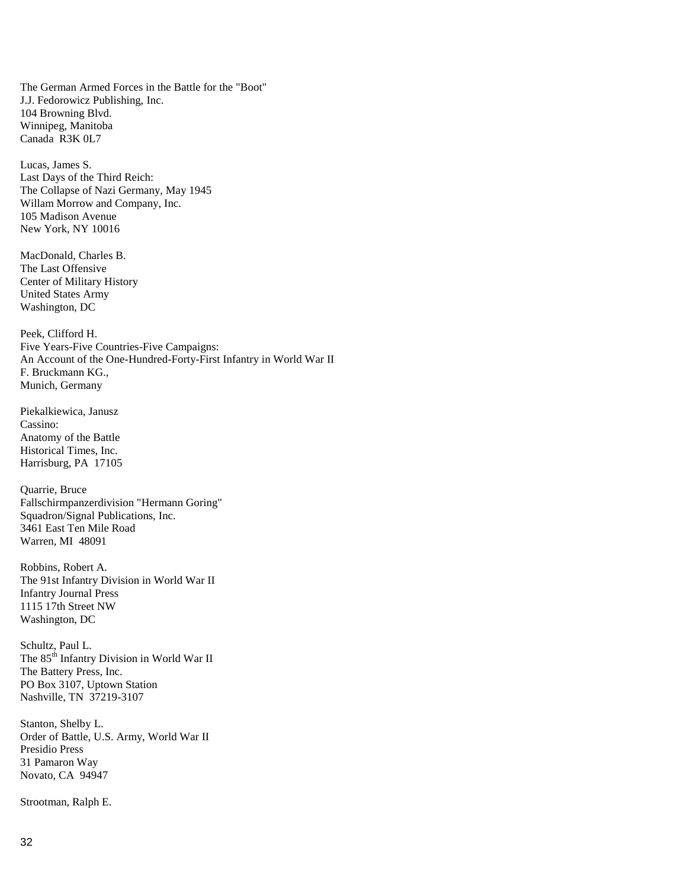The German Armed Forces in the Battle for the "Boot"
J.J. Fedorowicz Publishing, Inc.
104 Browning Blvd.
Winnipeg, Manitoba
Canada  R3K 0L7

Lucas, James S.
Last Days of the Third Reich:
The Collapse of Nazi Germany, May 1945
Willam Morrow and Company, Inc.
105 Madison Avenue
New York, NY 10016

MacDonald, Charles B.
The Last Offensive
Center of Military History
United States Army
Washington, DC

Peek, Clifford H.
Five Years-Five Countries-Five Campaigns:
An Account of the One-Hundred-Forty-First Infantry in World War II
F. Bruckmann KG.,
Munich, Germany

Piekalkiewica, Janusz
Cassino:
Anatomy of the Battle
Historical Times, Inc.
Harrisburg, PA  17105

Quarrie, Bruce
Fallschirmpanzerdivision "Hermann Goring"
Squadron/Signal Publications, Inc.
3461 East Ten Mile Road
Warren, MI  48091

Robbins, Robert A.
The 91st Infantry Division in World War II
Infantry Journal Press
1115 17th Street NW
Washington, DC

Schultz, Paul L.
The 85th Infantry Division in World War II
The Battery Press, Inc.
PO Box 3107, Uptown Station
Nashville, TN  37219-3107

Stanton, Shelby L.
Order of Battle, U.S. Army, World War II
Presidio Press
31 Pamaron Way
Novato, CA  94947

Strootman, Ralph E.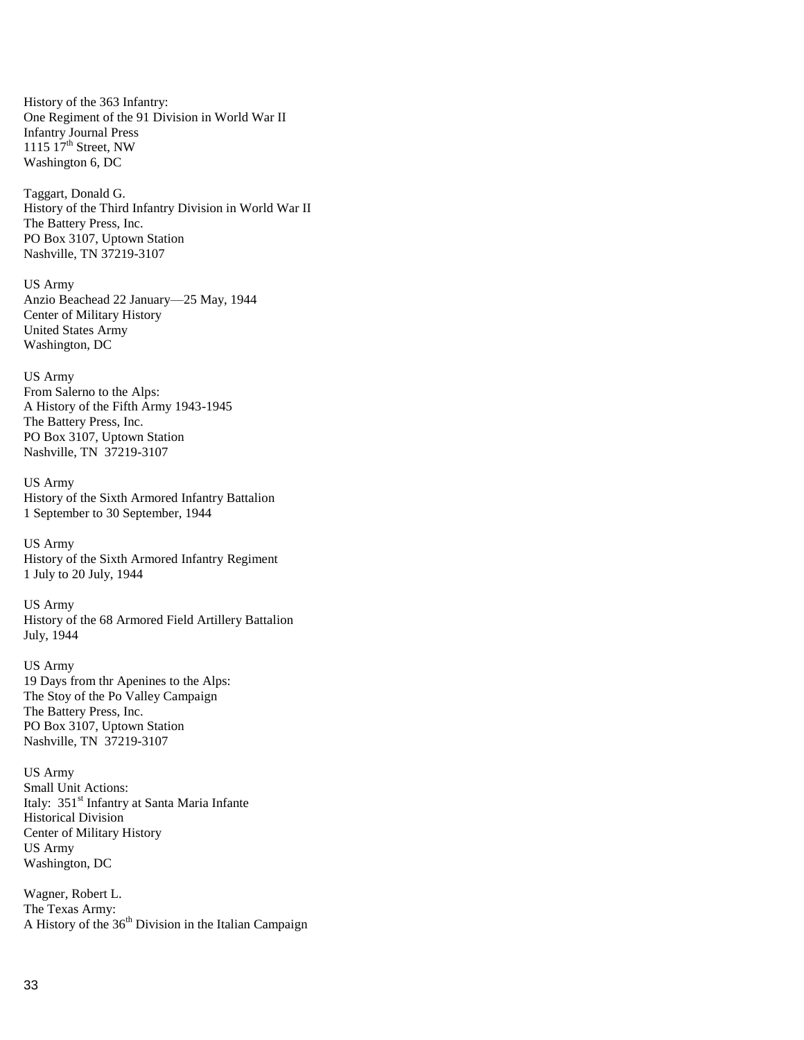History of the 363 Infantry:
One Regiment of the 91 Division in World War II
Infantry Journal Press
1115 17th Street, NW
Washington 6, DC

Taggart, Donald G.
History of the Third Infantry Division in World War II
The Battery Press, Inc.
PO Box 3107, Uptown Station
Nashville, TN 37219-3107

US Army
Anzio Beachead 22 January—25 May, 1944
Center of Military History
United States Army
Washington, DC

US Army
From Salerno to the Alps:
A History of the Fifth Army 1943-1945
The Battery Press, Inc.
PO Box 3107, Uptown Station
Nashville, TN 37219-3107

US Army
History of the Sixth Armored Infantry Battalion
1 September to 30 September, 1944

US Army
History of the Sixth Armored Infantry Regiment
1 July to 20 July, 1944

US Army
History of the 68 Armored Field Artillery Battalion
July, 1944

US Army
19 Days from thr Apenines to the Alps:
The Stoy of the Po Valley Campaign
The Battery Press, Inc.
PO Box 3107, Uptown Station
Nashville, TN 37219-3107

US Army
Small Unit Actions:
Italy: 351st Infantry at Santa Maria Infante
Historical Division
Center of Military History
US Army
Washington, DC

Wagner, Robert L.
The Texas Army:
A History of the 36th Division in the Italian Campaign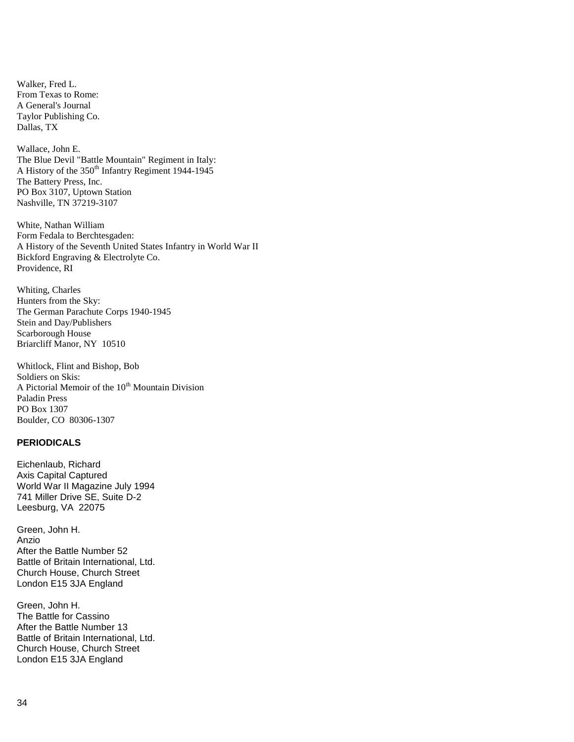Walker, Fred L.
From Texas to Rome:
A General's Journal
Taylor Publishing Co.
Dallas, TX

Wallace, John E.
The Blue Devil "Battle Mountain" Regiment in Italy:
A History of the 350th Infantry Regiment 1944-1945
The Battery Press, Inc.
PO Box 3107, Uptown Station
Nashville, TN 37219-3107

White, Nathan William
Form Fedala to Berchtesgaden:
A History of the Seventh United States Infantry in World War II
Bickford Engraving & Electrolyte Co.
Providence, RI

Whiting, Charles
Hunters from the Sky:
The German Parachute Corps 1940-1945
Stein and Day/Publishers
Scarborough House
Briarcliff Manor, NY 10510

Whitlock, Flint and Bishop, Bob
Soldiers on Skis:
A Pictorial Memoir of the 10th Mountain Division
Paladin Press
PO Box 1307
Boulder, CO 80306-1307

**PERIODICALS**

Eichenlaub, Richard
Axis Capital Captured
World War II Magazine July 1994
741 Miller Drive SE, Suite D-2
Leesburg, VA 22075

Green, John H.
Anzio
After the Battle Number 52
Battle of Britain International, Ltd.
Church House, Church Street
London E15 3JA England

Green, John H.
The Battle for Cassino
After the Battle Number 13
Battle of Britain International, Ltd.
Church House, Church Street
London E15 3JA England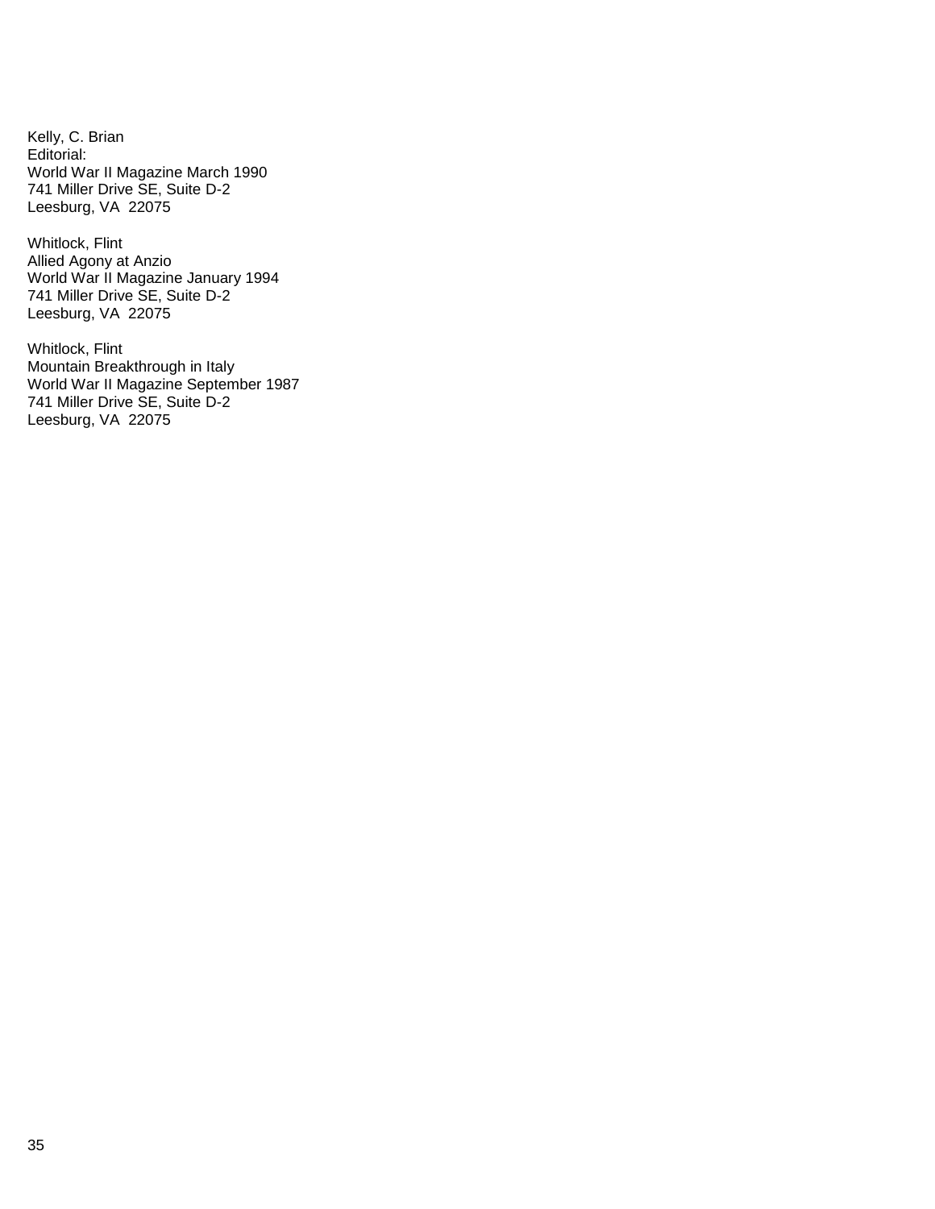Kelly, C. Brian
Editorial:
World War II Magazine March 1990
741 Miller Drive SE, Suite D-2
Leesburg, VA  22075

Whitlock, Flint
Allied Agony at Anzio
World War II Magazine January 1994
741 Miller Drive SE, Suite D-2
Leesburg, VA  22075

Whitlock, Flint
Mountain Breakthrough in Italy
World War II Magazine September 1987
741 Miller Drive SE, Suite D-2
Leesburg, VA  22075